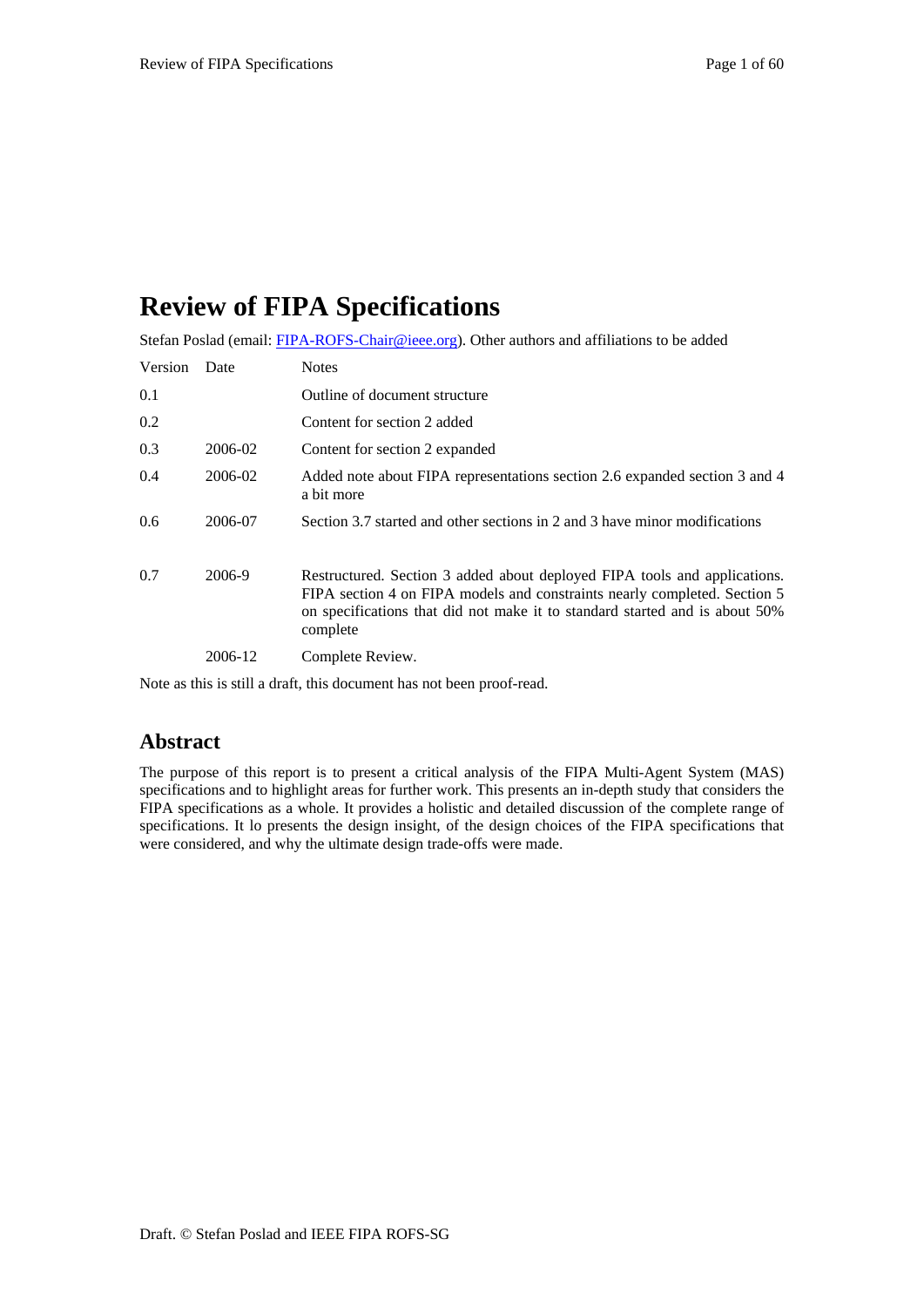# Review of FIPA Specifications

Stefan Poslad (email: [FIPA-ROFS-Chair@ieee.org](mailto:FIPA-ROFS-Chair@ieee.org)). Other authors and affiliations to be added

| Version | Date | Notes |
|---|---|---|
| 0.1 | | Outline of document structure |
| 0.2 | | Content for section 2 added |
| 0.3 | 2006-02 | Content for section 2 expanded |
| 0.4 | 2006-02 | Added note about FIPA representations section 2.6 expanded section 3 and 4 a bit more |
| 0.6 | 2006-07 | Section 3.7 started and other sections in 2 and 3 have minor modifications |
| 0.7 | 2006-9 | Restructured. Section 3 added about deployed FIPA tools and applications. FIPA section 4 on FIPA models and constraints nearly completed. Section 5 on specifications that did not make it to standard started and is about 50% complete |
| | 2006-12 | Complete Review. |

Note as this is still a draft, this document has not been proof-read.

## Abstract

The purpose of this report is to present a critical analysis of the FIPA Multi-Agent System (MAS) specifications and to highlight areas for further work. This presents an in-depth study that considers the FIPA specifications as a whole. It provides a holistic and detailed discussion of the complete range of specifications. It lo presents the design insight, of the design choices of the FIPA specifications that were considered, and why the ultimate design trade-offs were made.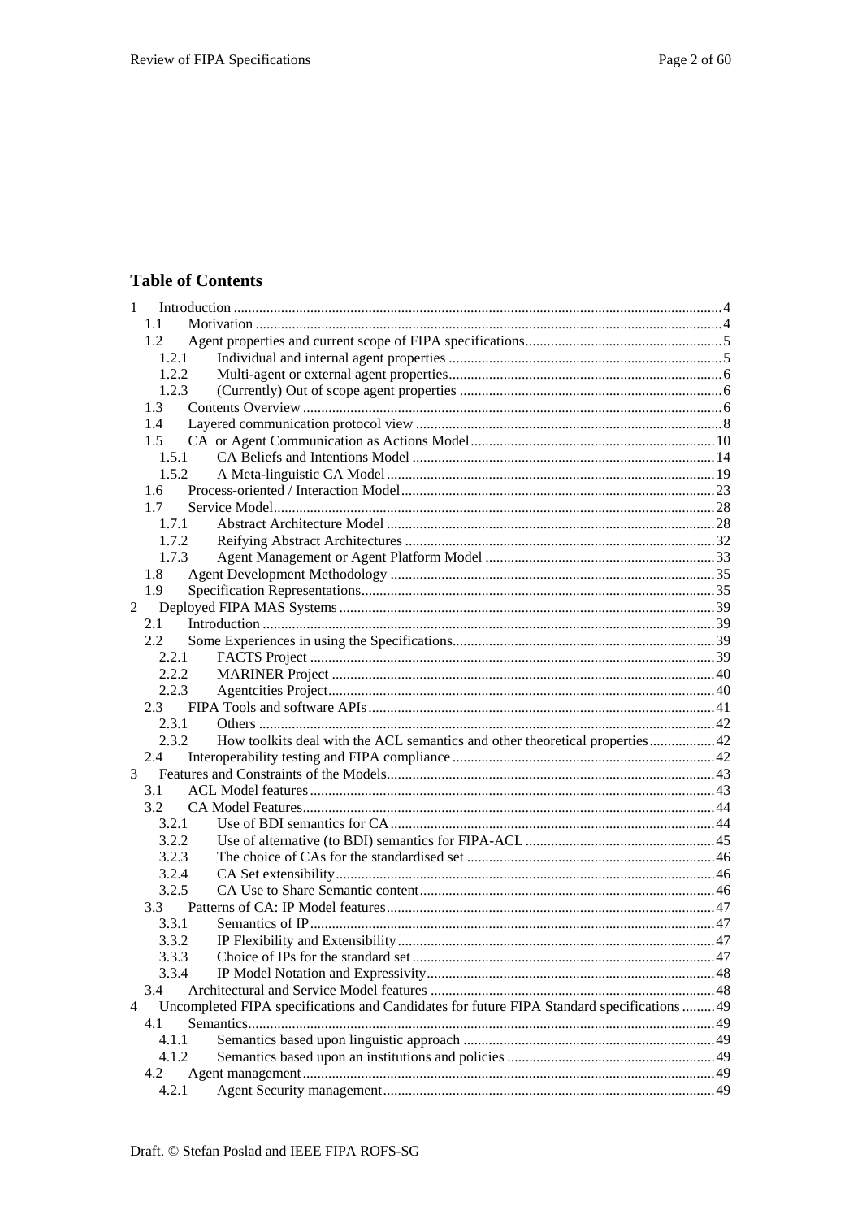## Table of Contents

- 1 Introduction ... 4
  - 1.1 Motivation ... 4
  - 1.2 Agent properties and current scope of FIPA specifications ... 5
    - 1.2.1 Individual and internal agent properties ... 5
    - 1.2.2 Multi-agent or external agent properties ... 6
    - 1.2.3 (Currently) Out of scope agent properties ... 6
  - 1.3 Contents Overview ... 6
  - 1.4 Layered communication protocol view ... 8
  - 1.5 CA or Agent Communication as Actions Model ... 10
    - 1.5.1 CA Beliefs and Intentions Model ... 14
    - 1.5.2 A Meta-linguistic CA Model ... 19
  - 1.6 Process-oriented / Interaction Model ... 23
  - 1.7 Service Model ... 28
    - 1.7.1 Abstract Architecture Model ... 28
    - 1.7.2 Reifying Abstract Architectures ... 32
    - 1.7.3 Agent Management or Agent Platform Model ... 33
  - 1.8 Agent Development Methodology ... 35
  - 1.9 Specification Representations ... 35
- 2 Deployed FIPA MAS Systems ... 39
  - 2.1 Introduction ... 39
  - 2.2 Some Experiences in using the Specifications ... 39
    - 2.2.1 FACTS Project ... 39
    - 2.2.2 MARINER Project ... 40
    - 2.2.3 Agentcities Project ... 40
  - 2.3 FIPA Tools and software APIs ... 41
    - 2.3.1 Others ... 42
    - 2.3.2 How toolkits deal with the ACL semantics and other theoretical properties ... 42
  - 2.4 Interoperability testing and FIPA compliance ... 42
- 3 Features and Constraints of the Models ... 43
  - 3.1 ACL Model features ... 43
  - 3.2 CA Model Features ... 44
    - 3.2.1 Use of BDI semantics for CA ... 44
    - 3.2.2 Use of alternative (to BDI) semantics for FIPA-ACL ... 45
    - 3.2.3 The choice of CAs for the standardised set ... 46
    - 3.2.4 CA Set extensibility ... 46
    - 3.2.5 CA Use to Share Semantic content ... 46
  - 3.3 Patterns of CA: IP Model features ... 47
    - 3.3.1 Semantics of IP ... 47
    - 3.3.2 IP Flexibility and Extensibility ... 47
    - 3.3.3 Choice of IPs for the standard set ... 47
    - 3.3.4 IP Model Notation and Expressivity ... 48
  - 3.4 Architectural and Service Model features ... 48
- 4 Uncompleted FIPA specifications and Candidates for future FIPA Standard specifications ... 49
  - 4.1 Semantics ... 49
    - 4.1.1 Semantics based upon linguistic approach ... 49
    - 4.1.2 Semantics based upon an institutions and policies ... 49
  - 4.2 Agent management ... 49
    - 4.2.1 Agent Security management ... 49

Draft. © Stefan Poslad and IEEE FIPA ROFS-SG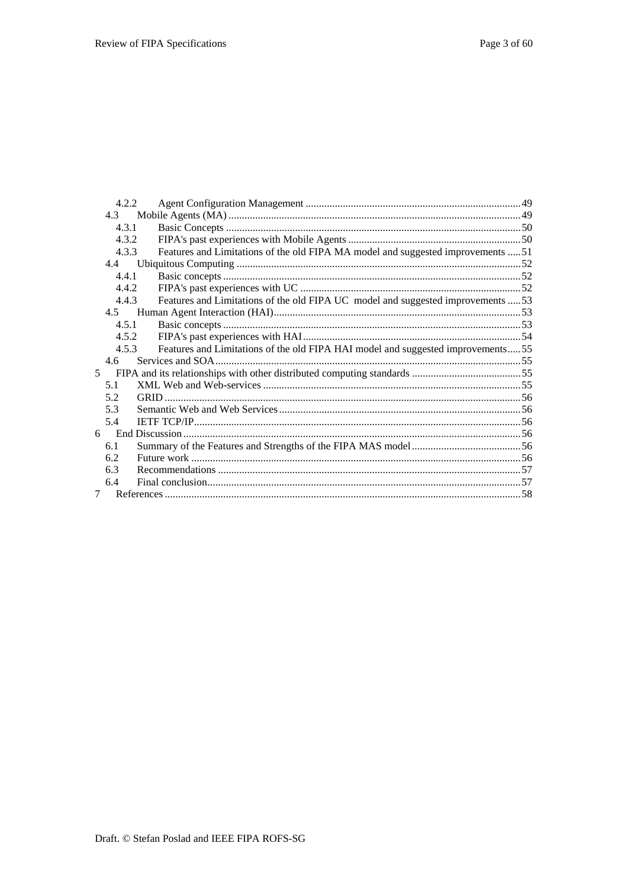- 4.2.2 Agent Configuration Management ........ 49
- 4.3 Mobile Agents (MA) ........ 49
  - 4.3.1 Basic Concepts ........ 50
  - 4.3.2 FIPA's past experiences with Mobile Agents ........ 50
  - 4.3.3 Features and Limitations of the old FIPA MA model and suggested improvements ........ 51
- 4.4 Ubiquitous Computing ........ 52
  - 4.4.1 Basic concepts ........ 52
  - 4.4.2 FIPA's past experiences with UC ........ 52
  - 4.4.3 Features and Limitations of the old FIPA UC model and suggested improvements ........ 53
- 4.5 Human Agent Interaction (HAI) ........ 53
  - 4.5.1 Basic concepts ........ 53
  - 4.5.2 FIPA's past experiences with HAI ........ 54
  - 4.5.3 Features and Limitations of the old FIPA HAI model and suggested improvements ........ 55
- 4.6 Services and SOA ........ 55

5 FIPA and its relationships with other distributed computing standards ........ 55
- 5.1 XML Web and Web-services ........ 55
- 5.2 GRID ........ 56
- 5.3 Semantic Web and Web Services ........ 56
- 5.4 IETF TCP/IP ........ 56

6 End Discussion ........ 56
- 6.1 Summary of the Features and Strengths of the FIPA MAS model ........ 56
- 6.2 Future work ........ 56
- 6.3 Recommendations ........ 57
- 6.4 Final conclusion ........ 57

7 References ........ 58

Draft. © Stefan Poslad and IEEE FIPA ROFS-SG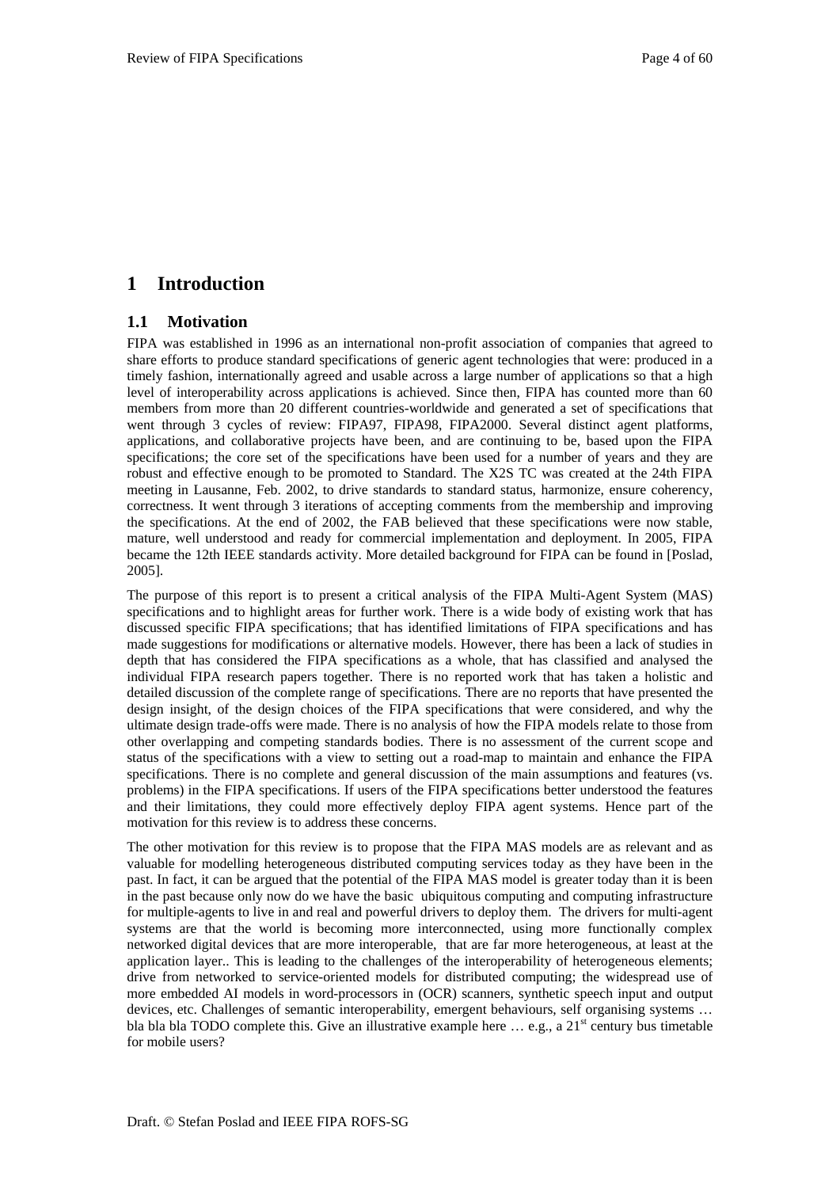# 1 Introduction

## 1.1 Motivation

FIPA was established in 1996 as an international non-profit association of companies that agreed to share efforts to produce standard specifications of generic agent technologies that were: produced in a timely fashion, internationally agreed and usable across a large number of applications so that a high level of interoperability across applications is achieved. Since then, FIPA has counted more than 60 members from more than 20 different countries-worldwide and generated a set of specifications that went through 3 cycles of review: FIPA97, FIPA98, FIPA2000. Several distinct agent platforms, applications, and collaborative projects have been, and are continuing to be, based upon the FIPA specifications; the core set of the specifications have been used for a number of years and they are robust and effective enough to be promoted to Standard. The X2S TC was created at the 24th FIPA meeting in Lausanne, Feb. 2002, to drive standards to standard status, harmonize, ensure coherency, correctness. It went through 3 iterations of accepting comments from the membership and improving the specifications. At the end of 2002, the FAB believed that these specifications were now stable, mature, well understood and ready for commercial implementation and deployment. In 2005, FIPA became the 12th IEEE standards activity. More detailed background for FIPA can be found in [Poslad, 2005].

The purpose of this report is to present a critical analysis of the FIPA Multi-Agent System (MAS) specifications and to highlight areas for further work. There is a wide body of existing work that has discussed specific FIPA specifications; that has identified limitations of FIPA specifications and has made suggestions for modifications or alternative models. However, there has been a lack of studies in depth that has considered the FIPA specifications as a whole, that has classified and analysed the individual FIPA research papers together. There is no reported work that has taken a holistic and detailed discussion of the complete range of specifications. There are no reports that have presented the design insight, of the design choices of the FIPA specifications that were considered, and why the ultimate design trade-offs were made. There is no analysis of how the FIPA models relate to those from other overlapping and competing standards bodies. There is no assessment of the current scope and status of the specifications with a view to setting out a road-map to maintain and enhance the FIPA specifications. There is no complete and general discussion of the main assumptions and features (vs. problems) in the FIPA specifications. If users of the FIPA specifications better understood the features and their limitations, they could more effectively deploy FIPA agent systems. Hence part of the motivation for this review is to address these concerns.

The other motivation for this review is to propose that the FIPA MAS models are as relevant and as valuable for modelling heterogeneous distributed computing services today as they have been in the past. In fact, it can be argued that the potential of the FIPA MAS model is greater today than it is been in the past because only now do we have the basic ubiquitous computing and computing infrastructure for multiple-agents to live in and real and powerful drivers to deploy them. The drivers for multi-agent systems are that the world is becoming more interconnected, using more functionally complex networked digital devices that are more interoperable, that are far more heterogeneous, at least at the application layer.. This is leading to the challenges of the interoperability of heterogeneous elements; drive from networked to service-oriented models for distributed computing; the widespread use of more embedded AI models in word-processors in (OCR) scanners, synthetic speech input and output devices, etc. Challenges of semantic interoperability, emergent behaviours, self organising systems … bla bla bla TODO complete this. Give an illustrative example here … e.g., a 21st century bus timetable for mobile users?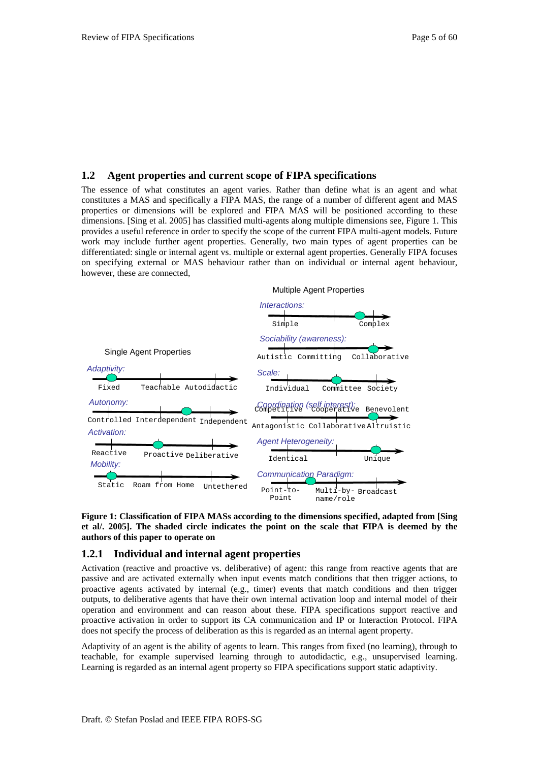## 1.2 Agent properties and current scope of FIPA specifications

The essence of what constitutes an agent varies. Rather than define what is an agent and what constitutes a MAS and specifically a FIPA MAS, the range of a number of different agent and MAS properties or dimensions will be explored and FIPA MAS will be positioned according to these dimensions. [Sing et al. 2005] has classified multi-agents along multiple dimensions see, Figure 1. This provides a useful reference in order to specify the scope of the current FIPA multi-agent models. Future work may include further agent properties. Generally, two main types of agent properties can be differentiated: single or internal agent vs. multiple or external agent properties. Generally FIPA focuses on specifying external or MAS behaviour rather than on individual or internal agent behaviour, however, these are connected,

**Figure 1: Classification of FIPA MASs according to the dimensions specified, adapted from [Sing et al/. 2005]. The shaded circle indicates the point on the scale that FIPA is deemed by the authors of this paper to operate on**

### 1.2.1 Individual and internal agent properties

Activation (reactive and proactive vs. deliberative) of agent: this range from reactive agents that are passive and are activated externally when input events match conditions that then trigger actions, to proactive agents activated by internal (e.g., timer) events that match conditions and then trigger outputs, to deliberative agents that have their own internal activation loop and internal model of their operation and environment and can reason about these. FIPA specifications support reactive and proactive activation in order to support its CA communication and IP or Interaction Protocol. FIPA does not specify the process of deliberation as this is regarded as an internal agent property.

Adaptivity of an agent is the ability of agents to learn. This ranges from fixed (no learning), through to teachable, for example supervised learning through to autodidactic, e.g., unsupervised learning. Learning is regarded as an internal agent property so FIPA specifications support static adaptivity.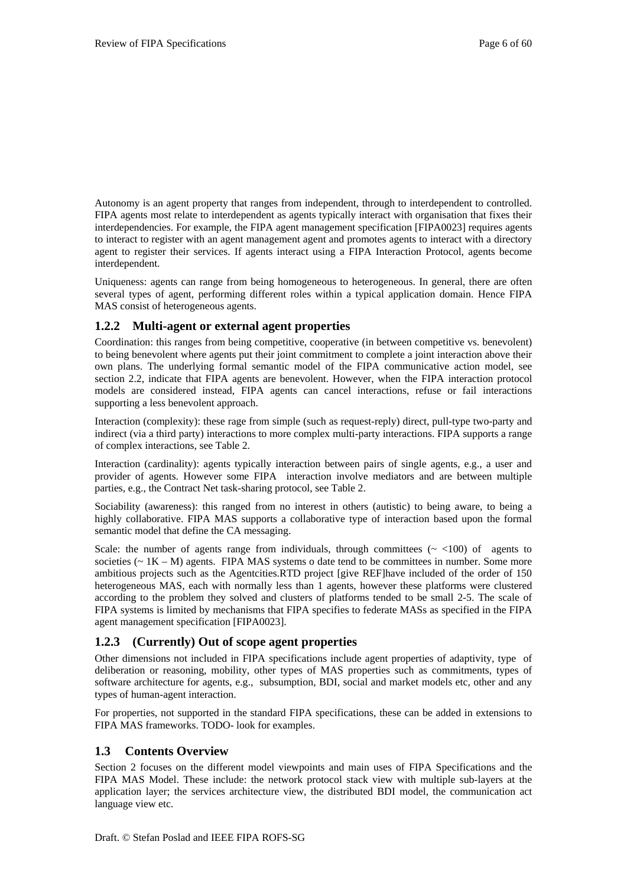Autonomy is an agent property that ranges from independent, through to interdependent to controlled. FIPA agents most relate to interdependent as agents typically interact with organisation that fixes their interdependencies. For example, the FIPA agent management specification [FIPA0023] requires agents to interact to register with an agent management agent and promotes agents to interact with a directory agent to register their services. If agents interact using a FIPA Interaction Protocol, agents become interdependent.

Uniqueness: agents can range from being homogeneous to heterogeneous. In general, there are often several types of agent, performing different roles within a typical application domain. Hence FIPA MAS consist of heterogeneous agents.

### 1.2.2 Multi-agent or external agent properties

Coordination: this ranges from being competitive, cooperative (in between competitive vs. benevolent) to being benevolent where agents put their joint commitment to complete a joint interaction above their own plans. The underlying formal semantic model of the FIPA communicative action model, see section 2.2, indicate that FIPA agents are benevolent. However, when the FIPA interaction protocol models are considered instead, FIPA agents can cancel interactions, refuse or fail interactions supporting a less benevolent approach.

Interaction (complexity): these rage from simple (such as request-reply) direct, pull-type two-party and indirect (via a third party) interactions to more complex multi-party interactions. FIPA supports a range of complex interactions, see Table 2.

Interaction (cardinality): agents typically interaction between pairs of single agents, e.g., a user and provider of agents. However some FIPA interaction involve mediators and are between multiple parties, e.g., the Contract Net task-sharing protocol, see Table 2.

Sociability (awareness): this ranged from no interest in others (autistic) to being aware, to being a highly collaborative. FIPA MAS supports a collaborative type of interaction based upon the formal semantic model that define the CA messaging.

Scale: the number of agents range from individuals, through committees (~ <100) of agents to societies (~ 1K – M) agents. FIPA MAS systems o date tend to be committees in number. Some more ambitious projects such as the Agentcities.RTD project [give REF]have included of the order of 150 heterogeneous MAS, each with normally less than 1 agents, however these platforms were clustered according to the problem they solved and clusters of platforms tended to be small 2-5. The scale of FIPA systems is limited by mechanisms that FIPA specifies to federate MASs as specified in the FIPA agent management specification [FIPA0023].

### 1.2.3 (Currently) Out of scope agent properties

Other dimensions not included in FIPA specifications include agent properties of adaptivity, type of deliberation or reasoning, mobility, other types of MAS properties such as commitments, types of software architecture for agents, e.g., subsumption, BDI, social and market models etc, other and any types of human-agent interaction.

For properties, not supported in the standard FIPA specifications, these can be added in extensions to FIPA MAS frameworks. TODO- look for examples.

## 1.3 Contents Overview

Section 2 focuses on the different model viewpoints and main uses of FIPA Specifications and the FIPA MAS Model. These include: the network protocol stack view with multiple sub-layers at the application layer; the services architecture view, the distributed BDI model, the communication act language view etc.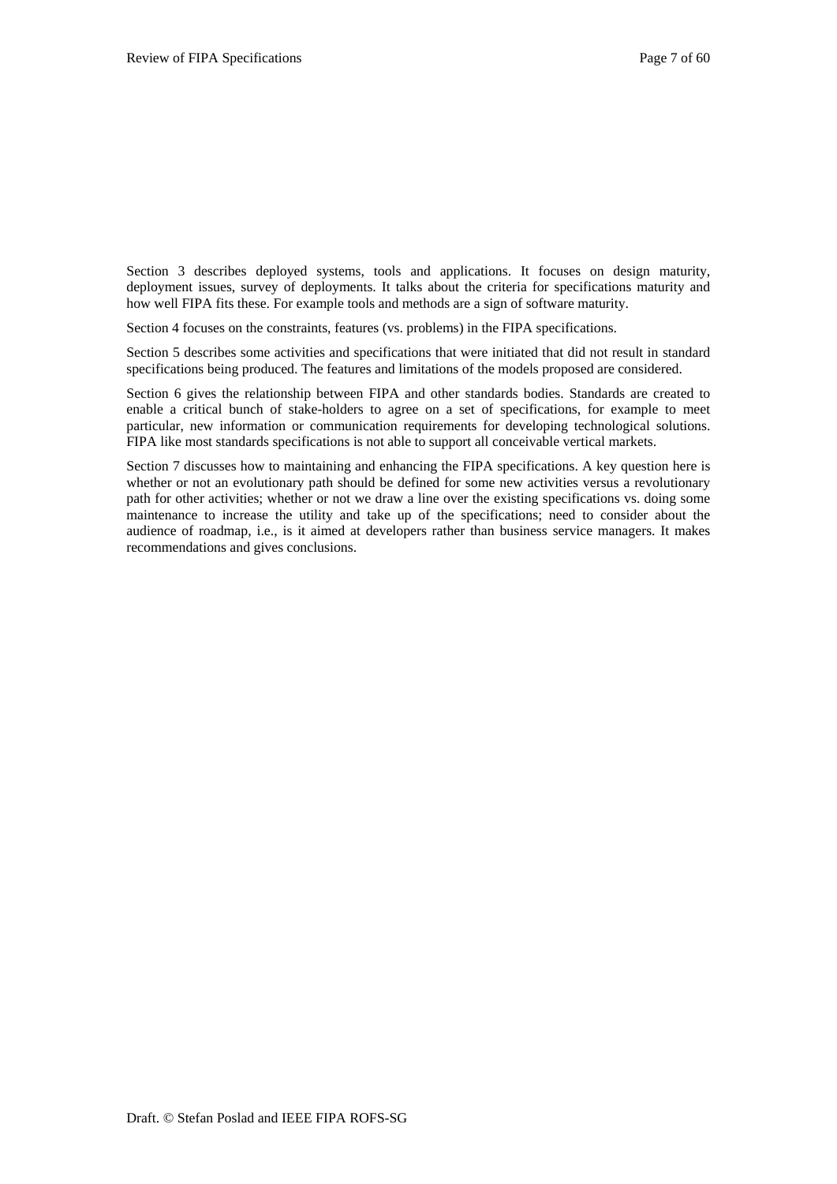Section 3 describes deployed systems, tools and applications. It focuses on design maturity, deployment issues, survey of deployments. It talks about the criteria for specifications maturity and how well FIPA fits these. For example tools and methods are a sign of software maturity.

Section 4 focuses on the constraints, features (vs. problems) in the FIPA specifications.

Section 5 describes some activities and specifications that were initiated that did not result in standard specifications being produced. The features and limitations of the models proposed are considered.

Section 6 gives the relationship between FIPA and other standards bodies. Standards are created to enable a critical bunch of stake-holders to agree on a set of specifications, for example to meet particular, new information or communication requirements for developing technological solutions. FIPA like most standards specifications is not able to support all conceivable vertical markets.

Section 7 discusses how to maintaining and enhancing the FIPA specifications. A key question here is whether or not an evolutionary path should be defined for some new activities versus a revolutionary path for other activities; whether or not we draw a line over the existing specifications vs. doing some maintenance to increase the utility and take up of the specifications; need to consider about the audience of roadmap, i.e., is it aimed at developers rather than business service managers. It makes recommendations and gives conclusions.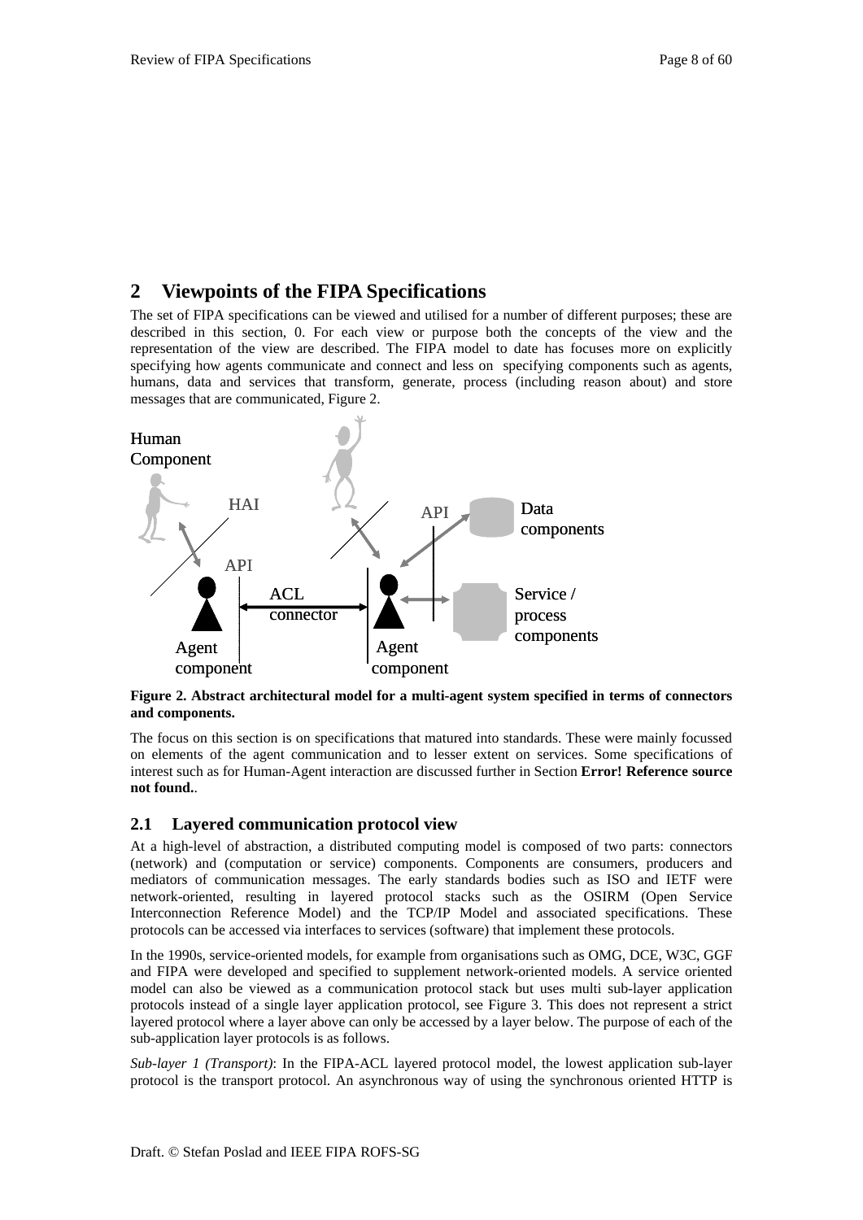## 2 Viewpoints of the FIPA Specifications

The set of FIPA specifications can be viewed and utilised for a number of different purposes; these are described in this section, 0. For each view or purpose both the concepts of the view and the representation of the view are described. The FIPA model to date has focuses more on explicitly specifying how agents communicate and connect and less on specifying components such as agents, humans, data and services that transform, generate, process (including reason about) and store messages that are communicated, Figure 2.

**Figure 2. Abstract architectural model for a multi-agent system specified in terms of connectors and components.**

The focus on this section is on specifications that matured into standards. These were mainly focussed on elements of the agent communication and to lesser extent on services. Some specifications of interest such as for Human-Agent interaction are discussed further in Section **Error! Reference source not found.**.

### 2.1 Layered communication protocol view

At a high-level of abstraction, a distributed computing model is composed of two parts: connectors (network) and (computation or service) components. Components are consumers, producers and mediators of communication messages. The early standards bodies such as ISO and IETF were network-oriented, resulting in layered protocol stacks such as the OSIRM (Open Service Interconnection Reference Model) and the TCP/IP Model and associated specifications. These protocols can be accessed via interfaces to services (software) that implement these protocols.

In the 1990s, service-oriented models, for example from organisations such as OMG, DCE, W3C, GGF and FIPA were developed and specified to supplement network-oriented models. A service oriented model can also be viewed as a communication protocol stack but uses multi sub-layer application protocols instead of a single layer application protocol, see Figure 3. This does not represent a strict layered protocol where a layer above can only be accessed by a layer below. The purpose of each of the sub-application layer protocols is as follows.

*Sub-layer 1 (Transport)*: In the FIPA-ACL layered protocol model, the lowest application sub-layer protocol is the transport protocol. An asynchronous way of using the synchronous oriented HTTP is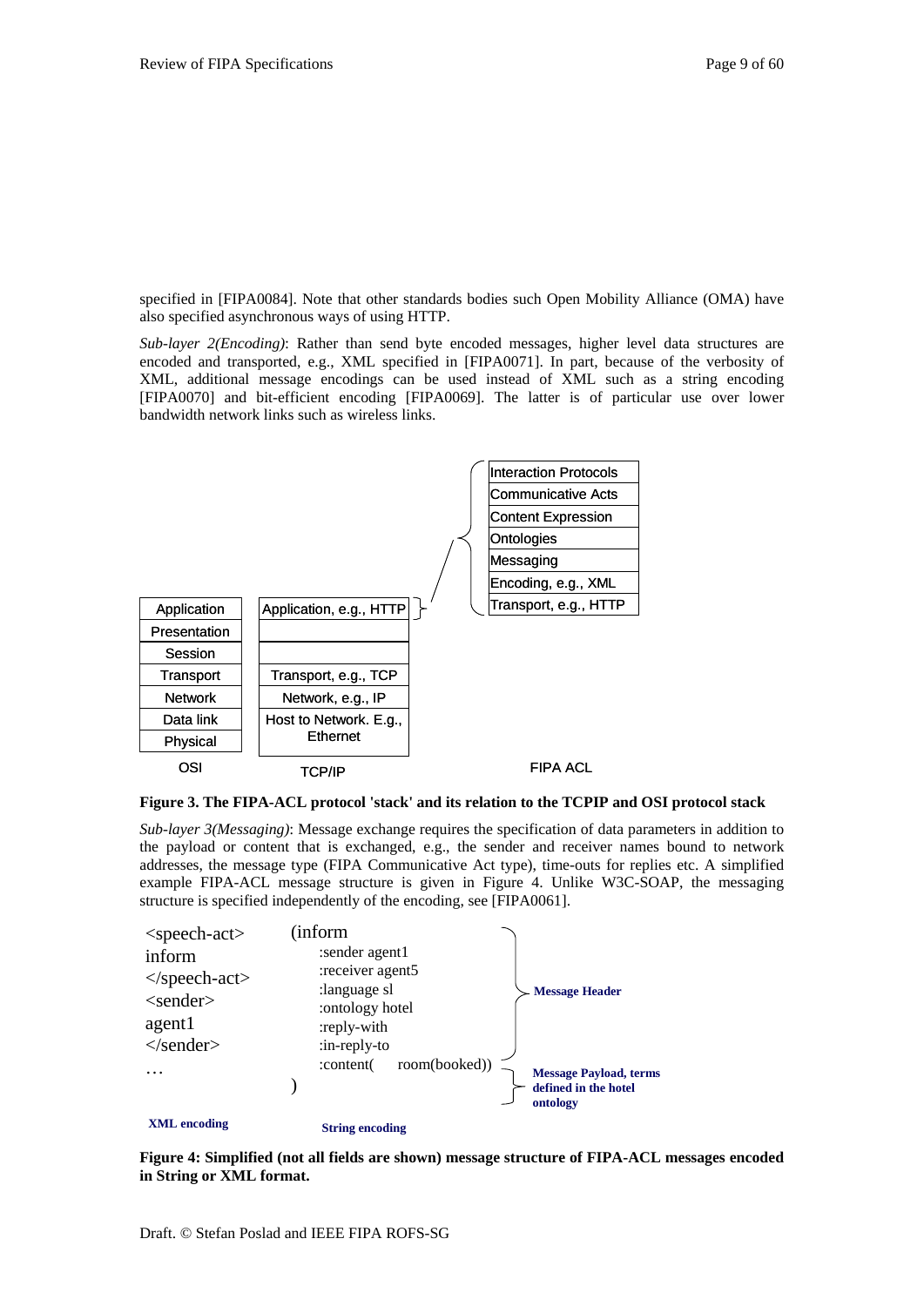specified in [FIPA0084]. Note that other standards bodies such Open Mobility Alliance (OMA) have also specified asynchronous ways of using HTTP.

*Sub-layer 2(Encoding)*: Rather than send byte encoded messages, higher level data structures are encoded and transported, e.g., XML specified in [FIPA0071]. In part, because of the verbosity of XML, additional message encodings can be used instead of XML such as a string encoding [FIPA0070] and bit-efficient encoding [FIPA0069]. The latter is of particular use over lower bandwidth network links such as wireless links.

| OSI | TCP/IP | FIPA ACL |
|---|---|---|
| | | Interaction Protocols |
| | | Communicative Acts |
| | | Content Expression |
| | | Ontologies |
| | | Messaging |
| | | Encoding, e.g., XML |
| Application | Application, e.g., HTTP | Transport, e.g., HTTP |
| Presentation | | |
| Session | | |
| Transport | Transport, e.g., TCP | |
| Network | Network, e.g., IP | |
| Data link | Host to Network. E.g., Ethernet | |
| Physical | | |

**Figure 3. The FIPA-ACL protocol 'stack' and its relation to the TCPIP and OSI protocol stack**

*Sub-layer 3(Messaging)*: Message exchange requires the specification of data parameters in addition to the payload or content that is exchanged, e.g., the sender and receiver names bound to network addresses, the message type (FIPA Communicative Act type), time-outs for replies etc. A simplified example FIPA-ACL message structure is given in Figure 4. Unlike W3C-SOAP, the messaging structure is specified independently of the encoding, see [FIPA0061].

**XML encoding**

```
<speech-act>
inform
</speech-act>
<sender>
agent1
</sender>
…
```

**String encoding**

```
(inform
    :sender agent1
    :receiver agent5
    :language sl
    :ontology hotel
    :reply-with
    :in-reply-to
    :content(    room(booked))
)
```

**Message Header** (:sender … :in-reply-to)

**Message Payload, terms defined in the hotel ontology** (:content)

**Figure 4: Simplified (not all fields are shown) message structure of FIPA-ACL messages encoded in String or XML format.**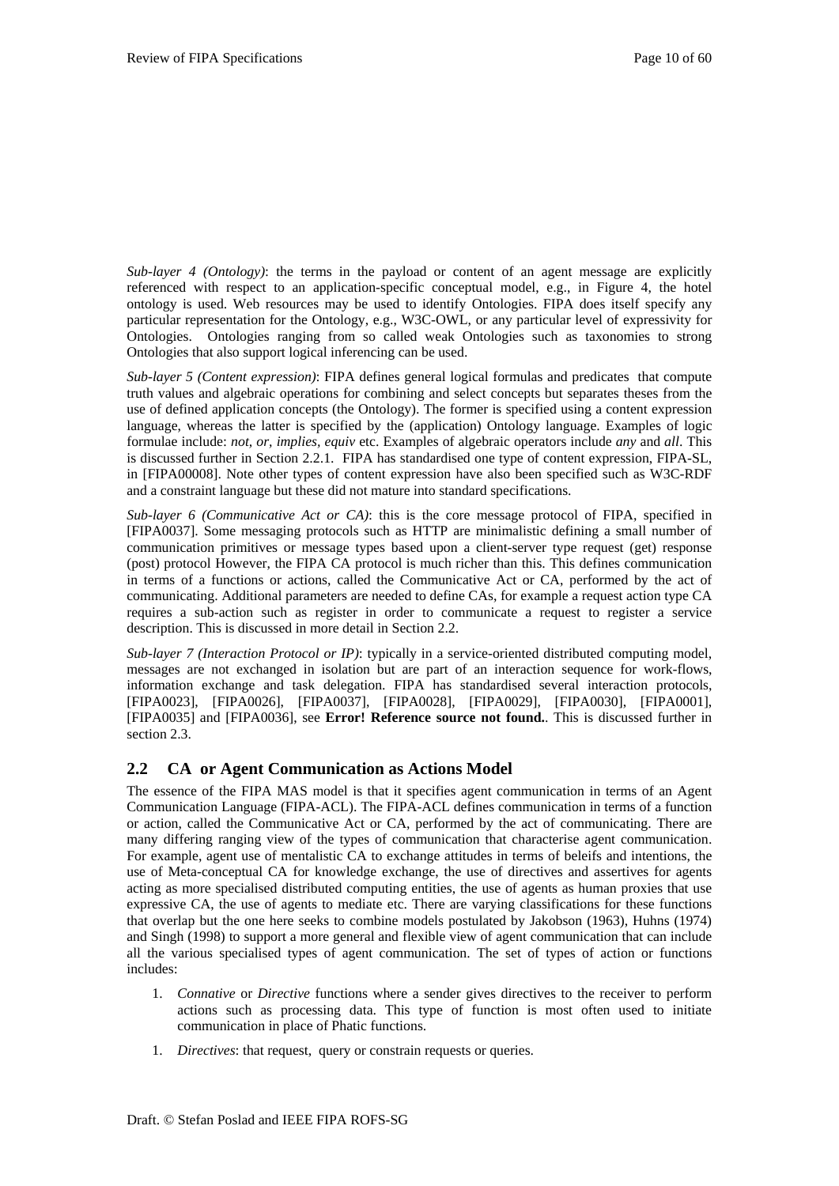*Sub-layer 4 (Ontology)*: the terms in the payload or content of an agent message are explicitly referenced with respect to an application-specific conceptual model, e.g., in Figure 4, the hotel ontology is used. Web resources may be used to identify Ontologies. FIPA does itself specify any particular representation for the Ontology, e.g., W3C-OWL, or any particular level of expressivity for Ontologies. Ontologies ranging from so called weak Ontologies such as taxonomies to strong Ontologies that also support logical inferencing can be used.

*Sub-layer 5 (Content expression)*: FIPA defines general logical formulas and predicates that compute truth values and algebraic operations for combining and select concepts but separates theses from the use of defined application concepts (the Ontology). The former is specified using a content expression language, whereas the latter is specified by the (application) Ontology language. Examples of logic formulae include: *not, or, implies, equiv* etc. Examples of algebraic operators include *any* and *all*. This is discussed further in Section 2.2.1. FIPA has standardised one type of content expression, FIPA-SL, in [FIPA00008]. Note other types of content expression have also been specified such as W3C-RDF and a constraint language but these did not mature into standard specifications.

*Sub-layer 6 (Communicative Act or CA)*: this is the core message protocol of FIPA, specified in [FIPA0037]. Some messaging protocols such as HTTP are minimalistic defining a small number of communication primitives or message types based upon a client-server type request (get) response (post) protocol However, the FIPA CA protocol is much richer than this. This defines communication in terms of a functions or actions, called the Communicative Act or CA, performed by the act of communicating. Additional parameters are needed to define CAs, for example a request action type CA requires a sub-action such as register in order to communicate a request to register a service description. This is discussed in more detail in Section 2.2.

*Sub-layer 7 (Interaction Protocol or IP)*: typically in a service-oriented distributed computing model, messages are not exchanged in isolation but are part of an interaction sequence for work-flows, information exchange and task delegation. FIPA has standardised several interaction protocols, [FIPA0023], [FIPA0026], [FIPA0037], [FIPA0028], [FIPA0029], [FIPA0030], [FIPA0001], [FIPA0035] and [FIPA0036], see **Error! Reference source not found.**. This is discussed further in section 2.3.

## 2.2 CA or Agent Communication as Actions Model

The essence of the FIPA MAS model is that it specifies agent communication in terms of an Agent Communication Language (FIPA-ACL). The FIPA-ACL defines communication in terms of a function or action, called the Communicative Act or CA, performed by the act of communicating. There are many differing ranging view of the types of communication that characterise agent communication. For example, agent use of mentalistic CA to exchange attitudes in terms of beleifs and intentions, the use of Meta-conceptual CA for knowledge exchange, the use of directives and assertives for agents acting as more specialised distributed computing entities, the use of agents as human proxies that use expressive CA, the use of agents to mediate etc. There are varying classifications for these functions that overlap but the one here seeks to combine models postulated by Jakobson (1963), Huhns (1974) and Singh (1998) to support a more general and flexible view of agent communication that can include all the various specialised types of agent communication. The set of types of action or functions includes:

1. *Connative* or *Directive* functions where a sender gives directives to the receiver to perform actions such as processing data. This type of function is most often used to initiate communication in place of Phatic functions.

1. *Directives*: that request, query or constrain requests or queries.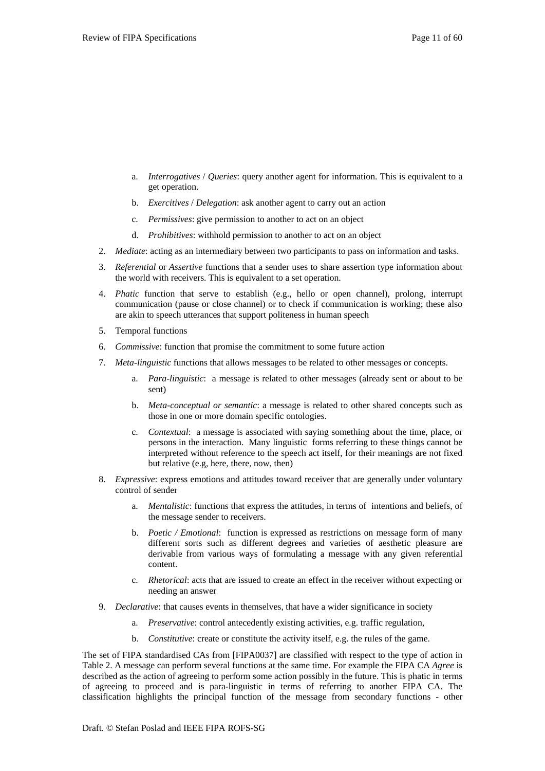a. *Interrogatives* / *Queries*: query another agent for information. This is equivalent to a get operation.

   b. *Exercitives* / *Delegation*: ask another agent to carry out an action

   c. *Permissives*: give permission to another to act on an object

   d. *Prohibitives*: withhold permission to another to act on an object

2. *Mediate*: acting as an intermediary between two participants to pass on information and tasks.

3. *Referential* or *Assertive* functions that a sender uses to share assertion type information about the world with receivers. This is equivalent to a set operation.

4. *Phatic* function that serve to establish (e.g., hello or open channel), prolong, interrupt communication (pause or close channel) or to check if communication is working; these also are akin to speech utterances that support politeness in human speech

5. Temporal functions

6. *Commissive*: function that promise the commitment to some future action

7. *Meta-linguistic* functions that allows messages to be related to other messages or concepts.

   a. *Para-linguistic*: a message is related to other messages (already sent or about to be sent)

   b. *Meta-conceptual or semantic*: a message is related to other shared concepts such as those in one or more domain specific ontologies.

   c. *Contextual*: a message is associated with saying something about the time, place, or persons in the interaction. Many linguistic forms referring to these things cannot be interpreted without reference to the speech act itself, for their meanings are not fixed but relative (e.g, here, there, now, then)

8. *Expressive*: express emotions and attitudes toward receiver that are generally under voluntary control of sender

   a. *Mentalistic*: functions that express the attitudes, in terms of intentions and beliefs, of the message sender to receivers.

   b. *Poetic / Emotional*: function is expressed as restrictions on message form of many different sorts such as different degrees and varieties of aesthetic pleasure are derivable from various ways of formulating a message with any given referential content.

   c. *Rhetorical*: acts that are issued to create an effect in the receiver without expecting or needing an answer

9. *Declarative*: that causes events in themselves, that have a wider significance in society

   a. *Preservative*: control antecedently existing activities, e.g. traffic regulation,

   b. *Constitutive*: create or constitute the activity itself, e.g. the rules of the game.

The set of FIPA standardised CAs from [FIPA0037] are classified with respect to the type of action in Table 2. A message can perform several functions at the same time. For example the FIPA CA *Agree* is described as the action of agreeing to perform some action possibly in the future. This is phatic in terms of agreeing to proceed and is para-linguistic in terms of referring to another FIPA CA. The classification highlights the principal function of the message from secondary functions - other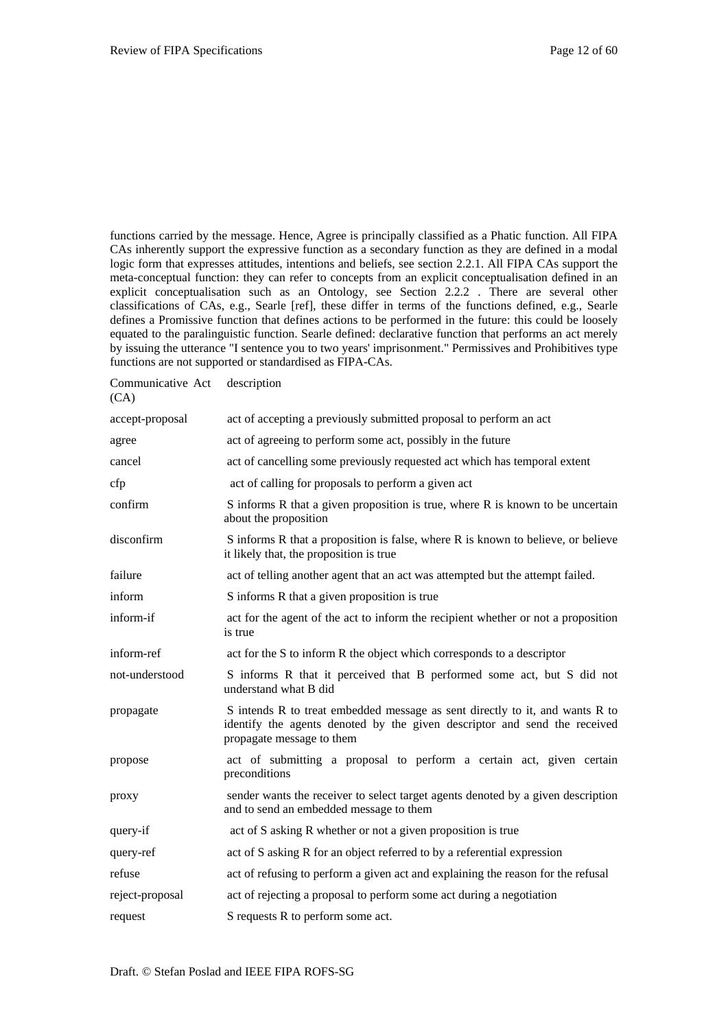functions carried by the message. Hence, Agree is principally classified as a Phatic function. All FIPA CAs inherently support the expressive function as a secondary function as they are defined in a modal logic form that expresses attitudes, intentions and beliefs, see section 2.2.1. All FIPA CAs support the meta-conceptual function: they can refer to concepts from an explicit conceptualisation defined in an explicit conceptualisation such as an Ontology, see Section 2.2.2 . There are several other classifications of CAs, e.g., Searle [ref], these differ in terms of the functions defined, e.g., Searle defines a Promissive function that defines actions to be performed in the future: this could be loosely equated to the paralinguistic function. Searle defined: declarative function that performs an act merely by issuing the utterance "I sentence you to two years' imprisonment." Permissives and Prohibitives type functions are not supported or standardised as FIPA-CAs.

| Communicative Act (CA) | description |
|---|---|
| accept-proposal | act of accepting a previously submitted proposal to perform an act |
| agree | act of agreeing to perform some act, possibly in the future |
| cancel | act of cancelling some previously requested act which has temporal extent |
| cfp | act of calling for proposals to perform a given act |
| confirm | S informs R that a given proposition is true, where R is known to be uncertain about the proposition |
| disconfirm | S informs R that a proposition is false, where R is known to believe, or believe it likely that, the proposition is true |
| failure | act of telling another agent that an act was attempted but the attempt failed. |
| inform | S informs R that a given proposition is true |
| inform-if | act for the agent of the act to inform the recipient whether or not a proposition is true |
| inform-ref | act for the S to inform R the object which corresponds to a descriptor |
| not-understood | S informs R that it perceived that B performed some act, but S did not understand what B did |
| propagate | S intends R to treat embedded message as sent directly to it, and wants R to identify the agents denoted by the given descriptor and send the received propagate message to them |
| propose | act of submitting a proposal to perform a certain act, given certain preconditions |
| proxy | sender wants the receiver to select target agents denoted by a given description and to send an embedded message to them |
| query-if | act of S asking R whether or not a given proposition is true |
| query-ref | act of S asking R for an object referred to by a referential expression |
| refuse | act of refusing to perform a given act and explaining the reason for the refusal |
| reject-proposal | act of rejecting a proposal to perform some act during a negotiation |
| request | S requests R to perform some act. |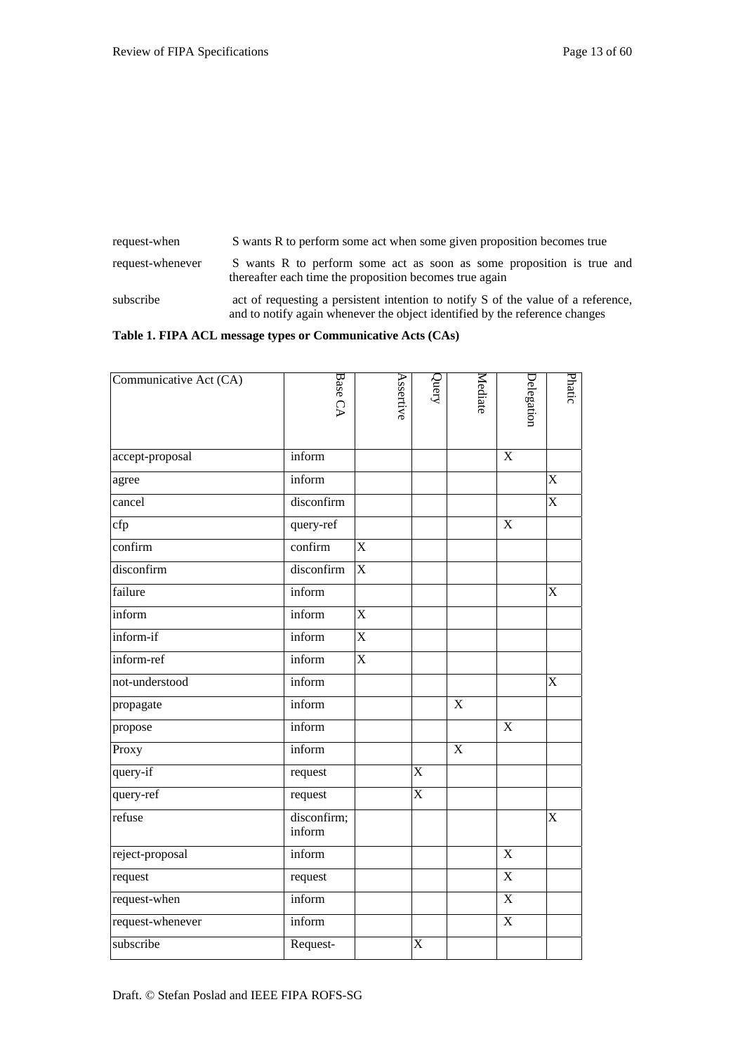| | |
|---|---|
| request-when | S wants R to perform some act when some given proposition becomes true |
| request-whenever | S wants R to perform some act as soon as some proposition is true and thereafter each time the proposition becomes true again |
| subscribe | act of requesting a persistent intention to notify S of the value of a reference, and to notify again whenever the object identified by the reference changes |

**Table 1. FIPA ACL message types or Communicative Acts (CAs)**

| Communicative Act (CA) | Base CA | Assertive | Query | Mediate | Delegation | Phatic |
|---|---|---|---|---|---|---|
| accept-proposal | inform | | | | X | |
| agree | inform | | | | | X |
| cancel | disconfirm | | | | | X |
| cfp | query-ref | | | | X | |
| confirm | confirm | X | | | | |
| disconfirm | disconfirm | X | | | | |
| failure | inform | | | | | X |
| inform | inform | X | | | | |
| inform-if | inform | X | | | | |
| inform-ref | inform | X | | | | |
| not-understood | inform | | | | | X |
| propagate | inform | | | X | | |
| propose | inform | | | | X | |
| Proxy | inform | | | X | | |
| query-if | request | | X | | | |
| query-ref | request | | X | | | |
| refuse | disconfirm; inform | | | | | X |
| reject-proposal | inform | | | | X | |
| request | request | | | | X | |
| request-when | inform | | | | X | |
| request-whenever | inform | | | | X | |
| subscribe | Request- | | X | | | |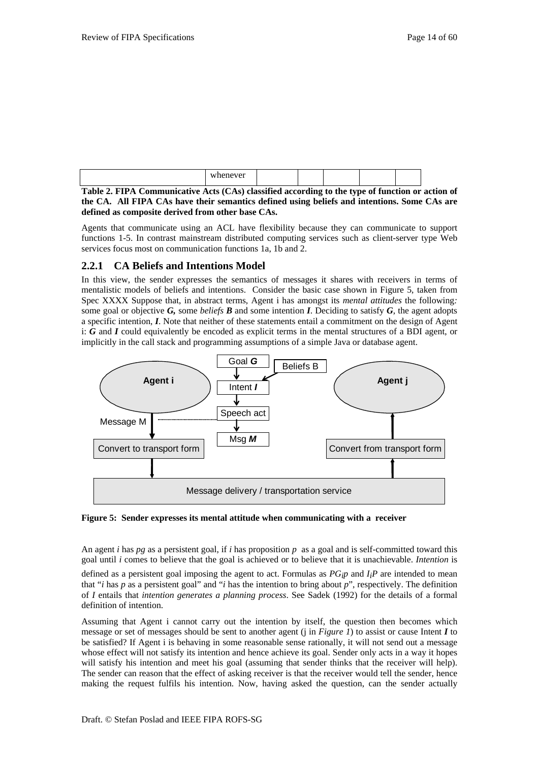| | whenever | | | | | |
|---|---|---|---|---|---|---|

**Table 2. FIPA Communicative Acts (CAs) classified according to the type of function or action of the CA. All FIPA CAs have their semantics defined using beliefs and intentions. Some CAs are defined as composite derived from other base CAs.**

Agents that communicate using an ACL have flexibility because they can communicate to support functions 1-5. In contrast mainstream distributed computing services such as client-server type Web services focus most on communication functions 1a, 1b and 2.

### 2.2.1 CA Beliefs and Intentions Model

In this view, the sender expresses the semantics of messages it shares with receivers in terms of mentalistic models of beliefs and intentions. Consider the basic case shown in Figure 5, taken from Spec XXXX Suppose that, in abstract terms, Agent i has amongst its *mental attitudes* the following*:* some goal or objective ***G*,** some *beliefs* ***B*** and some intention ***I***. Deciding to satisfy ***G***, the agent adopts a specific intention, ***I***. Note that neither of these statements entail a commitment on the design of Agent i: ***G*** and ***I*** could equivalently be encoded as explicit terms in the mental structures of a BDI agent, or implicitly in the call stack and programming assumptions of a simple Java or database agent.

**Figure 5: Sender expresses its mental attitude when communicating with a receiver**

An agent *i* has *pg* as a persistent goal, if *i* has proposition *p* as a goal and is self-committed toward this goal until *i* comes to believe that the goal is achieved or to believe that it is unachievable. *Intention* is defined as a persistent goal imposing the agent to act. Formulas as $PG_i p$ and $I_i P$ are intended to mean that "*i* has *p* as a persistent goal" and "*i* has the intention to bring about *p*", respectively. The definition of *I* entails that *intention generates a planning process*. See Sadek (1992) for the details of a formal definition of intention.

Assuming that Agent i cannot carry out the intention by itself, the question then becomes which message or set of messages should be sent to another agent (j in *Figure 1*) to assist or cause Intent ***I*** to be satisfied? If Agent i is behaving in some reasonable sense rationally, it will not send out a message whose effect will not satisfy its intention and hence achieve its goal. Sender only acts in a way it hopes will satisfy his intention and meet his goal (assuming that sender thinks that the receiver will help). The sender can reason that the effect of asking receiver is that the receiver would tell the sender, hence making the request fulfils his intention. Now, having asked the question, can the sender actually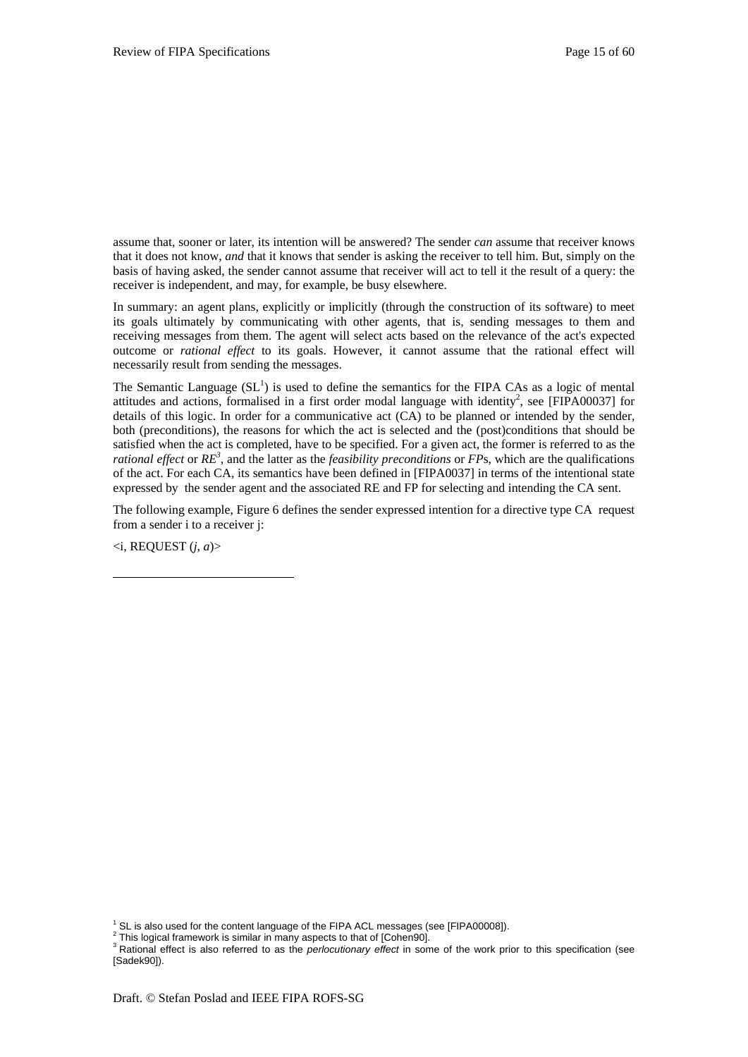assume that, sooner or later, its intention will be answered? The sender *can* assume that receiver knows that it does not know, *and* that it knows that sender is asking the receiver to tell him. But, simply on the basis of having asked, the sender cannot assume that receiver will act to tell it the result of a query: the receiver is independent, and may, for example, be busy elsewhere.

In summary: an agent plans, explicitly or implicitly (through the construction of its software) to meet its goals ultimately by communicating with other agents, that is, sending messages to them and receiving messages from them. The agent will select acts based on the relevance of the act's expected outcome or *rational effect* to its goals. However, it cannot assume that the rational effect will necessarily result from sending the messages.

The Semantic Language (SL[1]) is used to define the semantics for the FIPA CAs as a logic of mental attitudes and actions, formalised in a first order modal language with identity[2], see [FIPA00037] for details of this logic. In order for a communicative act (CA) to be planned or intended by the sender, both (preconditions), the reasons for which the act is selected and the (post)conditions that should be satisfied when the act is completed, have to be specified. For a given act, the former is referred to as the *rational effect* or *RE*[3], and the latter as the *feasibility preconditions* or *FP*s, which are the qualifications of the act. For each CA, its semantics have been defined in [FIPA0037] in terms of the intentional state expressed by the sender agent and the associated RE and FP for selecting and intending the CA sent.

The following example, Figure 6 defines the sender expressed intention for a directive type CA request from a sender i to a receiver j:

<i, REQUEST (*j*, *a*)>

---

[1] SL is also used for the content language of the FIPA ACL messages (see [FIPA00008]).

[2] This logical framework is similar in many aspects to that of [Cohen90].

[3] Rational effect is also referred to as the *perlocutionary effect* in some of the work prior to this specification (see [Sadek90]).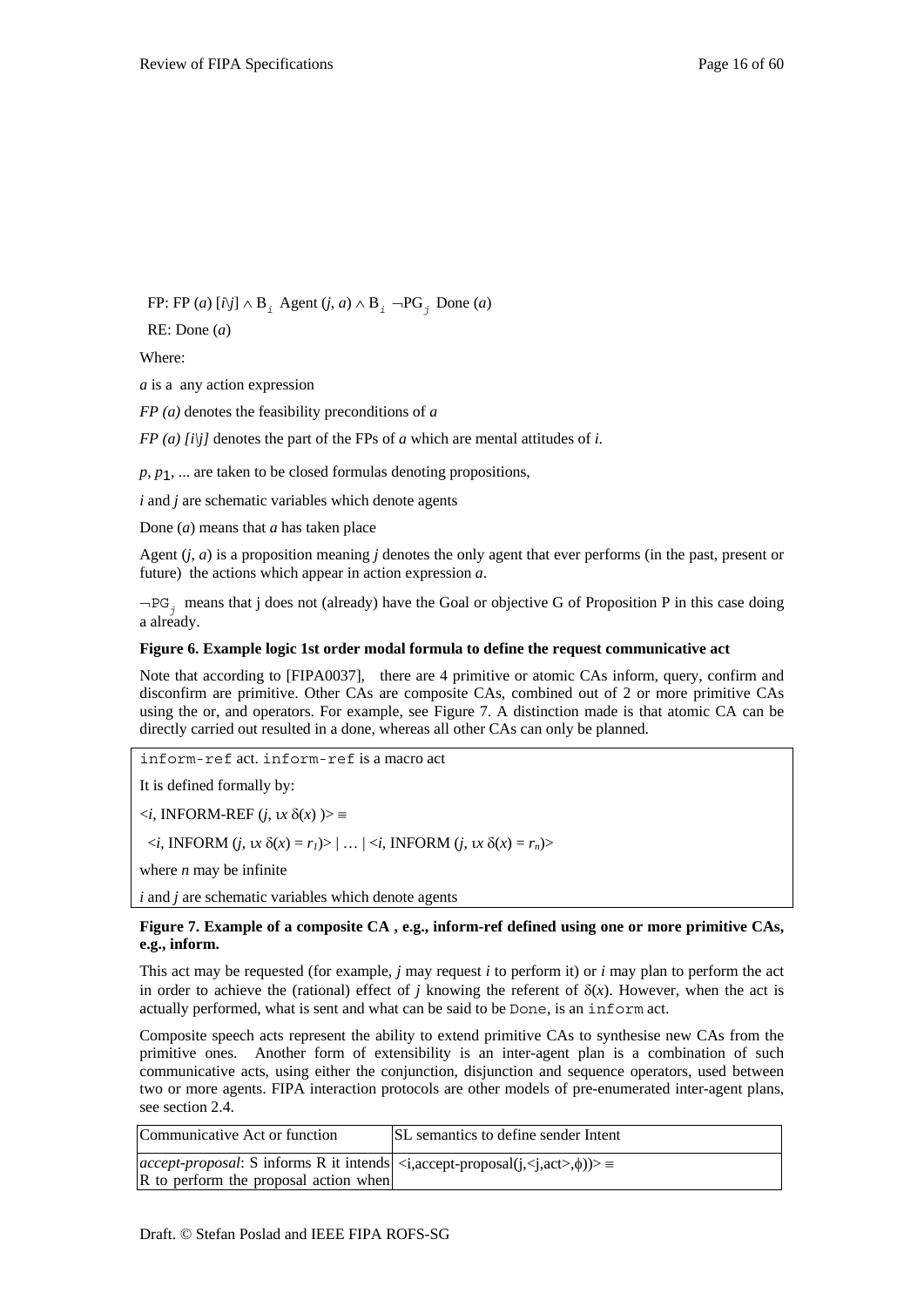FP: FP $(a)$ $[i\backslash j]$ $\wedge$ $B_i$ Agent $(j, a)$ $\wedge$ $B_i$ $\neg PG_j$ Done $(a)$

RE: Done $(a)$

Where:

*a* is a any action expression

*FP (a)* denotes the feasibility preconditions of *a*

*FP (a) [i\j]* denotes the part of the FPs of *a* which are mental attitudes of *i*.

$p$, $p_1$, ... are taken to be closed formulas denoting propositions,

*i* and *j* are schematic variables which denote agents

Done (*a*) means that *a* has taken place

Agent (*j*, *a*) is a proposition meaning *j* denotes the only agent that ever performs (in the past, present or future) the actions which appear in action expression *a*.

$\neg PG_j$ means that j does not (already) have the Goal or objective G of Proposition P in this case doing a already.

**Figure 6. Example logic 1st order modal formula to define the request communicative act**

Note that according to [FIPA0037], there are 4 primitive or atomic CAs inform, query, confirm and disconfirm are primitive. Other CAs are composite CAs, combined out of 2 or more primitive CAs using the or, and operators. For example, see Figure 7. A distinction made is that atomic CA can be directly carried out resulted in a done, whereas all other CAs can only be planned.

`inform-ref` act. `inform-ref` is a macro act

It is defined formally by:

$<i$, INFORM-REF $(j, \iota x\, \delta(x))> \equiv$

$<i$, INFORM $(j, \iota x\, \delta(x) = r_1)> \mid \ldots \mid <i$, INFORM $(j, \iota x\, \delta(x) = r_n)>$

where *n* may be infinite

*i* and *j* are schematic variables which denote agents

**Figure 7. Example of a composite CA , e.g., inform-ref defined using one or more primitive CAs, e.g., inform.**

This act may be requested (for example, *j* may request *i* to perform it) or *i* may plan to perform the act in order to achieve the (rational) effect of *j* knowing the referent of $\delta(x)$. However, when the act is actually performed, what is sent and what can be said to be `Done`, is an `inform` act.

Composite speech acts represent the ability to extend primitive CAs to synthesise new CAs from the primitive ones. Another form of extensibility is an inter-agent plan is a combination of such communicative acts, using either the conjunction, disjunction and sequence operators, used between two or more agents. FIPA interaction protocols are other models of pre-enumerated inter-agent plans, see section 2.4.

| Communicative Act or function | SL semantics to define sender Intent |
|---|---|
| *accept-proposal*: S informs R it intends R to perform the proposal action when | $<$i,accept-proposal(j,$<$j,act$>$,$\phi$))$> \equiv$ |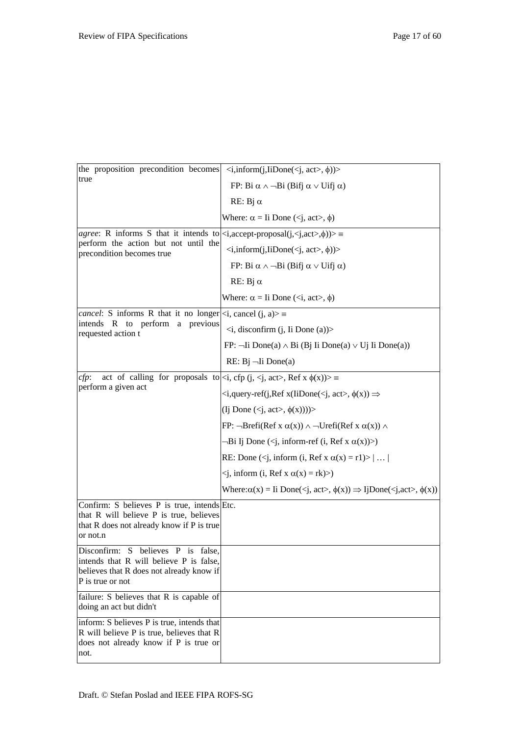| | |
|---|---|
| the proposition precondition becomes true | $<i, inform(j, IiDone(<j, act>, \phi))>$<br>FP: $Bi\ \alpha \wedge \neg Bi\ (Bifj\ \alpha \vee Uifj\ \alpha)$<br>RE: $Bj\ \alpha$<br>Where: $\alpha = Ii\ Done\ (<j, act>, \phi)$ |
| *agree*: R informs S that it intends to perform the action but not until the precondition becomes true | $<i, accept\text{-}proposal(j, <j, act>, \phi))> \equiv$<br>$<i, inform(j, IiDone(<j, act>, \phi))>$<br>FP: $Bi\ \alpha \wedge \neg Bi\ (Bifj\ \alpha \vee Uifj\ \alpha)$<br>RE: $Bj\ \alpha$<br>Where: $\alpha = Ii\ Done\ (<i, act>, \phi)$ |
| *cancel*: S informs R that it no longer intends R to perform a previous requested action t | $<i, cancel\ (j, a)> \equiv$<br>$<i, disconfirm\ (j, Ii\ Done\ (a))>$<br>FP: $\neg Ii\ Done(a) \wedge Bi\ (Bj\ Ii\ Done(a) \vee Uj\ Ii\ Done(a))$<br>RE: $Bj\ \neg Ii\ Done(a)$ |
| *cfp*: act of calling for proposals to perform a given act | $<i, cfp\ (j, <j, act>, Ref\ x\ \phi(x))> \equiv$<br>$<i, query\text{-}ref(j, Ref\ x(IiDone(<j, act>, \phi(x)) \Rightarrow$<br>$(Ij\ Done\ (<j, act>, \phi(x))))>$<br>FP: $\neg Brefi(Ref\ x\ \alpha(x)) \wedge \neg Urefi(Ref\ x\ \alpha(x)) \wedge$<br>$\neg Bi\ Ij\ Done\ (<j, inform\text{-}ref\ (i, Ref\ x\ \alpha(x))>)$<br>RE: $Done\ (<j, inform\ (i, Ref\ x\ \alpha(x) = r1)> \mid \ldots \mid$<br>$<j, inform\ (i, Ref\ x\ \alpha(x) = rk)>)$<br>Where: $\alpha(x) = Ii\ Done(<j, act>, \phi(x)) \Rightarrow IjDone(<j, act>, \phi(x))$ |
| Confirm: S believes P is true, intends that R will believe P is true, believes that R does not already know if P is true or not.n | Etc. |
| Disconfirm: S believes P is false, intends that R will believe P is false, believes that R does not already know if P is true or not | |
| failure: S believes that R is capable of doing an act but didn't | |
| inform: S believes P is true, intends that R will believe P is true, believes that R does not already know if P is true or not. | |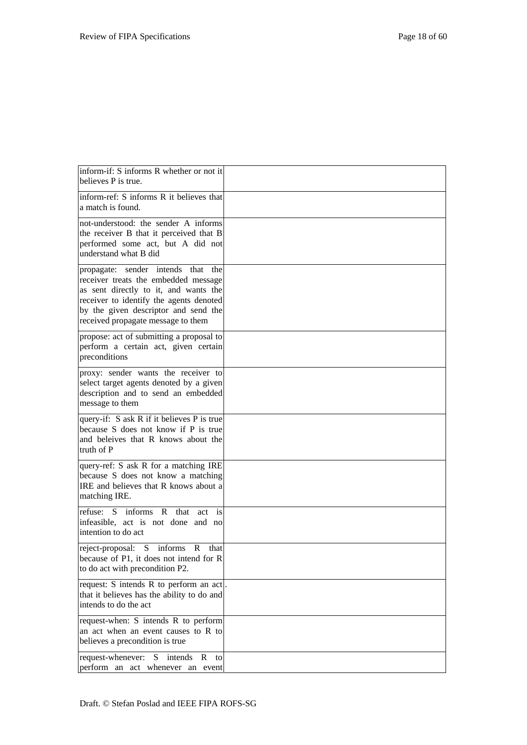| | |
|---|---|
| inform-if: S informs R whether or not it believes P is true. | |
| inform-ref: S informs R it believes that a match is found. | |
| not-understood: the sender A informs the receiver B that it perceived that B performed some act, but A did not understand what B did | |
| propagate: sender intends that the receiver treats the embedded message as sent directly to it, and wants the receiver to identify the agents denoted by the given descriptor and send the received propagate message to them | |
| propose: act of submitting a proposal to perform a certain act, given certain preconditions | |
| proxy: sender wants the receiver to select target agents denoted by a given description and to send an embedded message to them | |
| query-if: S ask R if it believes P is true because S does not know if P is true and beleives that R knows about the truth of P | |
| query-ref: S ask R for a matching IRE because S does not know a matching IRE and believes that R knows about a matching IRE. | |
| refuse: S informs R that act is infeasible, act is not done and no intention to do act | |
| reject-proposal: S informs R that because of P1, it does not intend for R to do act with precondition P2. | |
| request: S intends R to perform an act that it believes has the ability to do and intends to do the act | . |
| request-when: S intends R to perform an act when an event causes to R to believes a precondition is true | |
| request-whenever: S intends R to perform an act whenever an event | |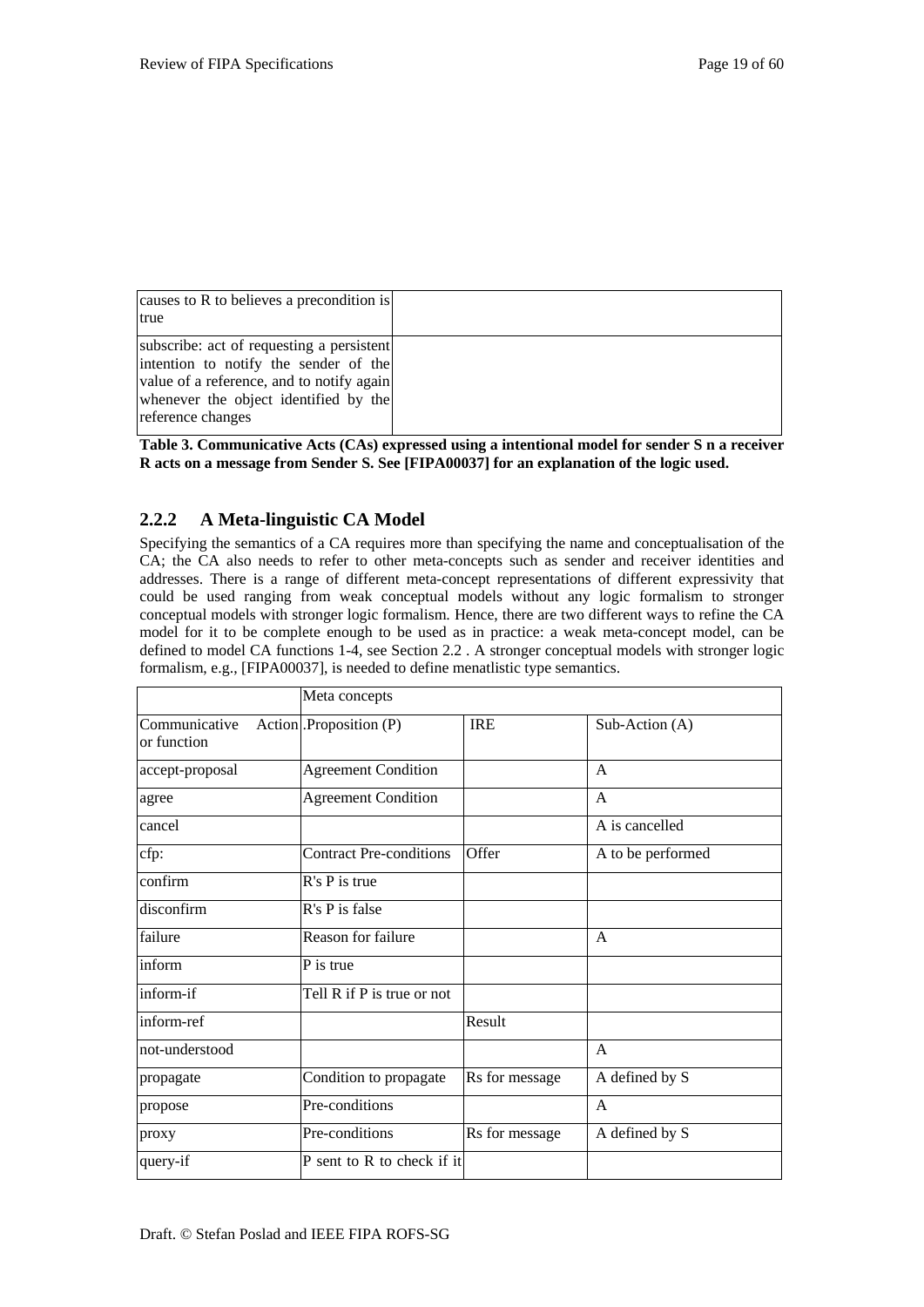| | |
|---|---|
| causes to R to believes a precondition is true | |
| subscribe: act of requesting a persistent intention to notify the sender of the value of a reference, and to notify again whenever the object identified by the reference changes | |

**Table 3. Communicative Acts (CAs) expressed using a intentional model for sender S n a receiver R acts on a message from Sender S. See [FIPA00037] for an explanation of the logic used.**

### 2.2.2 A Meta-linguistic CA Model

Specifying the semantics of a CA requires more than specifying the name and conceptualisation of the CA; the CA also needs to refer to other meta-concepts such as sender and receiver identities and addresses. There is a range of different meta-concept representations of different expressivity that could be used ranging from weak conceptual models without any logic formalism to stronger conceptual models with stronger logic formalism. Hence, there are two different ways to refine the CA model for it to be complete enough to be used as in practice: a weak meta-concept model, can be defined to model CA functions 1-4, see Section 2.2 . A stronger conceptual models with stronger logic formalism, e.g., [FIPA00037], is needed to define menatlistic type semantics.

| | Meta concepts | | |
|---|---|---|---|
| Communicative Action or function | .Proposition (P) | IRE | Sub-Action (A) |
| accept-proposal | Agreement Condition | | A |
| agree | Agreement Condition | | A |
| cancel | | | A is cancelled |
| cfp: | Contract Pre-conditions | Offer | A to be performed |
| confirm | R's P is true | | |
| disconfirm | R's P is false | | |
| failure | Reason for failure | | A |
| inform | P is true | | |
| inform-if | Tell R if P is true or not | | |
| inform-ref | | Result | |
| not-understood | | | A |
| propagate | Condition to propagate | Rs for message | A defined by S |
| propose | Pre-conditions | | A |
| proxy | Pre-conditions | Rs for message | A defined by S |
| query-if | P sent to R to check if it | | |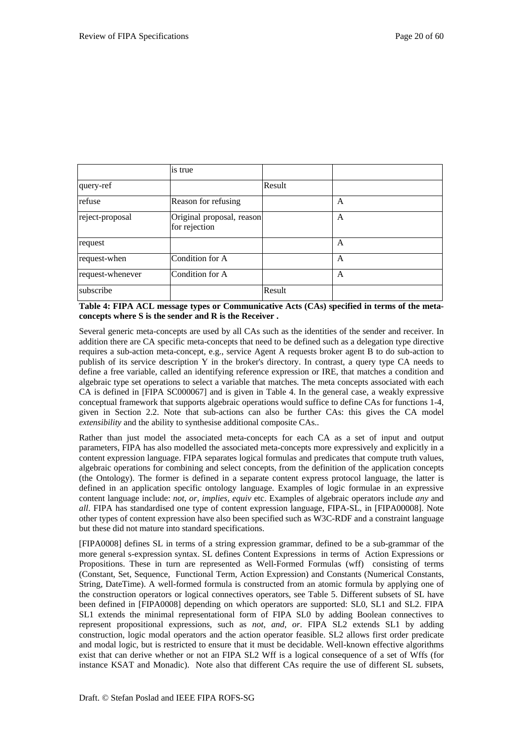| | | | |
|---|---|---|---|
| | is true | | |
| query-ref | | Result | |
| refuse | Reason for refusing | | A |
| reject-proposal | Original proposal, reason for rejection | | A |
| request | | | A |
| request-when | Condition for A | | A |
| request-whenever | Condition for A | | A |
| subscribe | | Result | |

**Table 4: FIPA ACL message types or Communicative Acts (CAs) specified in terms of the meta-concepts where S is the sender and R is the Receiver .**

Several generic meta-concepts are used by all CAs such as the identities of the sender and receiver. In addition there are CA specific meta-concepts that need to be defined such as a delegation type directive requires a sub-action meta-concept, e.g., service Agent A requests broker agent B to do sub-action to publish of its service description Y in the broker's directory. In contrast, a query type CA needs to define a free variable, called an identifying reference expression or IRE, that matches a condition and algebraic type set operations to select a variable that matches. The meta concepts associated with each CA is defined in [FIPA SC000067] and is given in Table 4. In the general case, a weakly expressive conceptual framework that supports algebraic operations would suffice to define CAs for functions 1-4, given in Section 2.2. Note that sub-actions can also be further CAs: this gives the CA model *extensibility* and the ability to synthesise additional composite CAs..

Rather than just model the associated meta-concepts for each CA as a set of input and output parameters, FIPA has also modelled the associated meta-concepts more expressively and explicitly in a content expression language. FIPA separates logical formulas and predicates that compute truth values, algebraic operations for combining and select concepts, from the definition of the application concepts (the Ontology). The former is defined in a separate content express protocol language, the latter is defined in an application specific ontology language. Examples of logic formulae in an expressive content language include: *not, or, implies, equiv* etc. Examples of algebraic operators include *any* and *all*. FIPA has standardised one type of content expression language, FIPA-SL, in [FIPA00008]. Note other types of content expression have also been specified such as W3C-RDF and a constraint language but these did not mature into standard specifications.

[FIPA0008] defines SL in terms of a string expression grammar, defined to be a sub-grammar of the more general s-expression syntax. SL defines Content Expressions in terms of Action Expressions or Propositions. These in turn are represented as Well-Formed Formulas (wff) consisting of terms (Constant, Set, Sequence, Functional Term, Action Expression) and Constants (Numerical Constants, String, DateTime). A well-formed formula is constructed from an atomic formula by applying one of the construction operators or logical connectives operators, see Table 5. Different subsets of SL have been defined in [FIPA0008] depending on which operators are supported: SL0, SL1 and SL2. FIPA SL1 extends the minimal representational form of FIPA SL0 by adding Boolean connectives to represent propositional expressions, such as *not*, *and*, *or*. FIPA SL2 extends SL1 by adding construction, logic modal operators and the action operator feasible. SL2 allows first order predicate and modal logic, but is restricted to ensure that it must be decidable. Well-known effective algorithms exist that can derive whether or not an FIPA SL2 Wff is a logical consequence of a set of Wffs (for instance KSAT and Monadic). Note also that different CAs require the use of different SL subsets,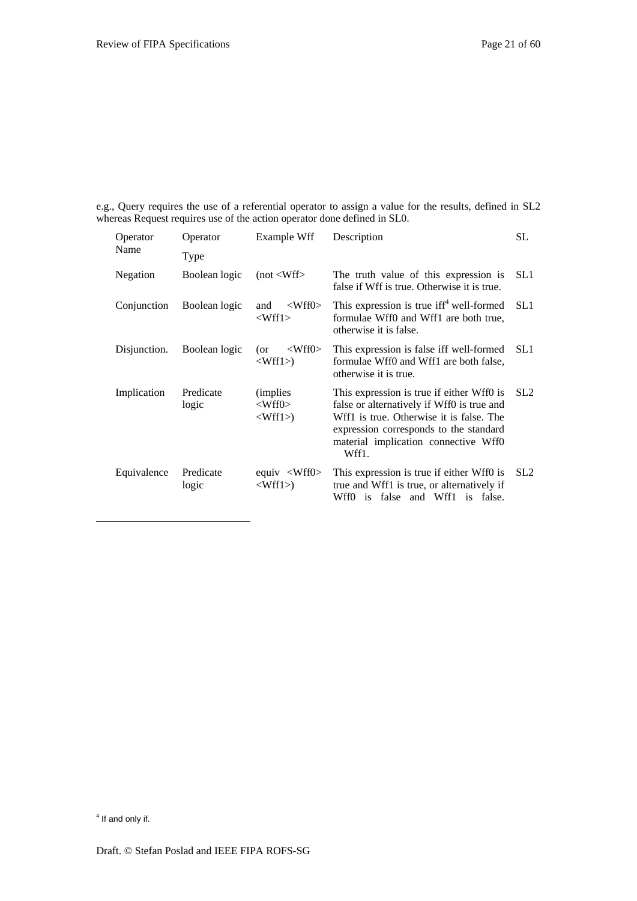e.g., Query requires the use of a referential operator to assign a value for the results, defined in SL2 whereas Request requires use of the action operator done defined in SL0.

| Operator Name | Operator Type | Example Wff | Description | SL |
|---|---|---|---|---|
| Negation | Boolean logic | (not <Wff> | The truth value of this expression is false if Wff is true. Otherwise it is true. | SL1 |
| Conjunction | Boolean logic | and <Wff0> <Wff1> | This expression is true iff[4] well-formed formulae Wff0 and Wff1 are both true, otherwise it is false. | SL1 |
| Disjunction. | Boolean logic | (or <Wff0> <Wff1>) | This expression is false iff well-formed formulae Wff0 and Wff1 are both false, otherwise it is true. | SL1 |
| Implication | Predicate logic | (implies <Wff0> <Wff1>) | This expression is true if either Wff0 is false or alternatively if Wff0 is true and Wff1 is true. Otherwise it is false. The expression corresponds to the standard material implication connective Wff0 Wff1. | SL2 |
| Equivalence | Predicate logic | equiv <Wff0> <Wff1>) | This expression is true if either Wff0 is true and Wff1 is true, or alternatively if Wff0 is false and Wff1 is false. | SL2 |

[4] If and only if.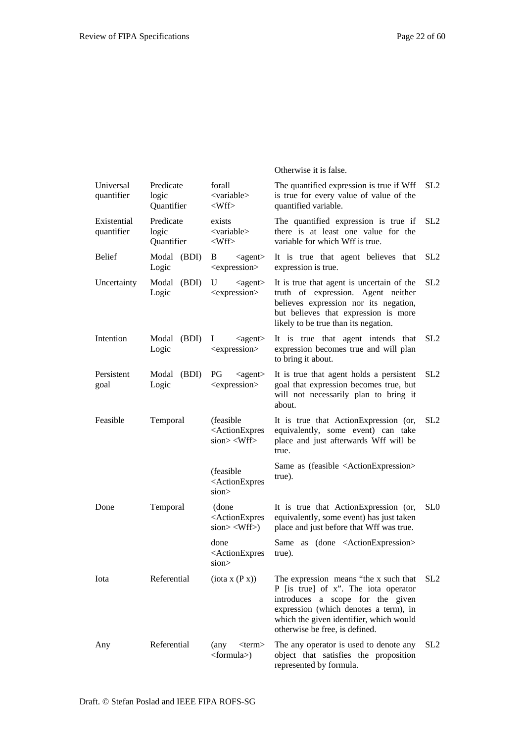| | | | | |
|---|---|---|---|---|
| | | | Otherwise it is false. | |
| Universal quantifier | Predicate logic Quantifier | forall <variable> <Wff> | The quantified expression is true if Wff is true for every value of value of the quantified variable. | SL2 |
| Existential quantifier | Predicate logic Quantifier | exists <variable> <Wff> | The quantified expression is true if there is at least one value for the variable for which Wff is true. | SL2 |
| Belief | Modal (BDI) Logic | B <agent> <expression> | It is true that agent believes that expression is true. | SL2 |
| Uncertainty | Modal (BDI) Logic | U <agent> <expression> | It is true that agent is uncertain of the truth of expression. Agent neither believes expression nor its negation, but believes that expression is more likely to be true than its negation. | SL2 |
| Intention | Modal (BDI) Logic | I <agent> <expression> | It is true that agent intends that expression becomes true and will plan to bring it about. | SL2 |
| Persistent goal | Modal (BDI) Logic | PG <agent> <expression> | It is true that agent holds a persistent goal that expression becomes true, but will not necessarily plan to bring it about. | SL2 |
| Feasible | Temporal | (feasible <ActionExpression> <Wff> | It is true that ActionExpression (or, equivalently, some event) can take place and just afterwards Wff will be true. | SL2 |
| | | (feasible <ActionExpression> | Same as (feasible <ActionExpression> true). | |
| Done | Temporal | (done <ActionExpression> <Wff>) | It is true that ActionExpression (or, equivalently, some event) has just taken place and just before that Wff was true. | SL0 |
| | | done <ActionExpression> | Same as (done <ActionExpression> true). | |
| Iota | Referential | (iota x (P x)) | The expression means "the x such that P [is true] of x". The iota operator introduces a scope for the given expression (which denotes a term), in which the given identifier, which would otherwise be free, is defined. | SL2 |
| Any | Referential | (any <term> <formula>) | The any operator is used to denote any object that satisfies the proposition represented by formula. | SL2 |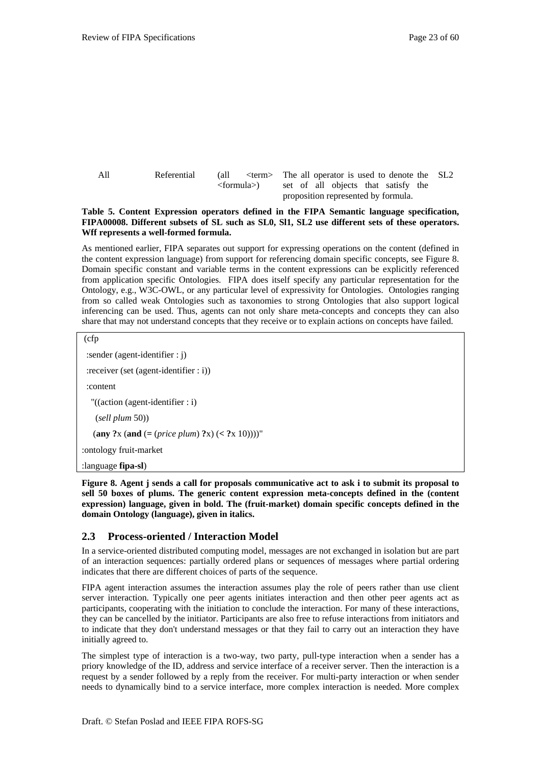| All | Referential | (all <term> <formula>) | The all operator is used to denote the set of all objects that satisfy the proposition represented by formula. | SL2 |
|---|---|---|---|---|

**Table 5. Content Expression operators defined in the FIPA Semantic language specification, FIPA00008. Different subsets of SL such as SL0, Sl1, SL2 use different sets of these operators. Wff represents a well-formed formula.**

As mentioned earlier, FIPA separates out support for expressing operations on the content (defined in the content expression language) from support for referencing domain specific concepts, see Figure 8. Domain specific constant and variable terms in the content expressions can be explicitly referenced from application specific Ontologies. FIPA does itself specify any particular representation for the Ontology, e.g., W3C-OWL, or any particular level of expressivity for Ontologies. Ontologies ranging from so called weak Ontologies such as taxonomies to strong Ontologies that also support logical inferencing can be used. Thus, agents can not only share meta-concepts and concepts they can also share that may not understand concepts that they receive or to explain actions on concepts have failed.

```
(cfp
  :sender (agent-identifier : j)
  :receiver (set (agent-identifier : i))
  :content
    "((action (agent-identifier : i)
     (sell plum 50))
    (any ?x (and (= (price plum) ?x) (< ?x 10))))"
:ontology fruit-market
:language fipa-sl)
```

**Figure 8. Agent j sends a call for proposals communicative act to ask i to submit its proposal to sell 50 boxes of plums. The generic content expression meta-concepts defined in the (content expression) language, given in bold. The (fruit-market) domain specific concepts defined in the domain Ontology (language), given in italics.**

## 2.3 Process-oriented / Interaction Model

In a service-oriented distributed computing model, messages are not exchanged in isolation but are part of an interaction sequences: partially ordered plans or sequences of messages where partial ordering indicates that there are different choices of parts of the sequence.

FIPA agent interaction assumes the interaction assumes play the role of peers rather than use client server interaction. Typically one peer agents initiates interaction and then other peer agents act as participants, cooperating with the initiation to conclude the interaction. For many of these interactions, they can be cancelled by the initiator. Participants are also free to refuse interactions from initiators and to indicate that they don't understand messages or that they fail to carry out an interaction they have initially agreed to.

The simplest type of interaction is a two-way, two party, pull-type interaction when a sender has a priory knowledge of the ID, address and service interface of a receiver server. Then the interaction is a request by a sender followed by a reply from the receiver. For multi-party interaction or when sender needs to dynamically bind to a service interface, more complex interaction is needed. More complex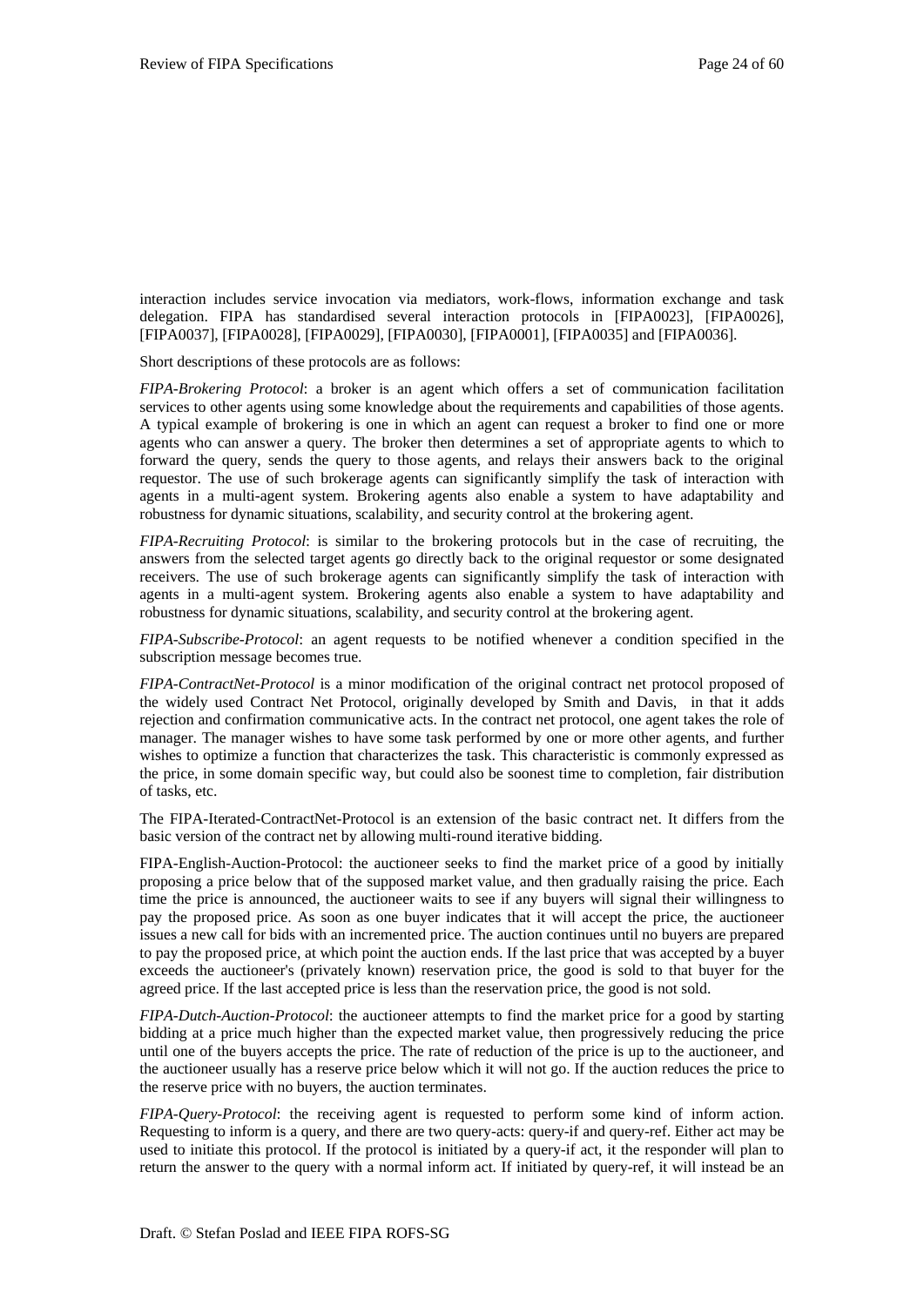interaction includes service invocation via mediators, work-flows, information exchange and task delegation. FIPA has standardised several interaction protocols in [FIPA0023], [FIPA0026], [FIPA0037], [FIPA0028], [FIPA0029], [FIPA0030], [FIPA0001], [FIPA0035] and [FIPA0036].

Short descriptions of these protocols are as follows:

*FIPA-Brokering Protocol*: a broker is an agent which offers a set of communication facilitation services to other agents using some knowledge about the requirements and capabilities of those agents. A typical example of brokering is one in which an agent can request a broker to find one or more agents who can answer a query. The broker then determines a set of appropriate agents to which to forward the query, sends the query to those agents, and relays their answers back to the original requestor. The use of such brokerage agents can significantly simplify the task of interaction with agents in a multi-agent system. Brokering agents also enable a system to have adaptability and robustness for dynamic situations, scalability, and security control at the brokering agent.

*FIPA-Recruiting Protocol*: is similar to the brokering protocols but in the case of recruiting, the answers from the selected target agents go directly back to the original requestor or some designated receivers. The use of such brokerage agents can significantly simplify the task of interaction with agents in a multi-agent system. Brokering agents also enable a system to have adaptability and robustness for dynamic situations, scalability, and security control at the brokering agent.

*FIPA-Subscribe-Protocol*: an agent requests to be notified whenever a condition specified in the subscription message becomes true.

*FIPA-ContractNet-Protocol* is a minor modification of the original contract net protocol proposed of the widely used Contract Net Protocol, originally developed by Smith and Davis, in that it adds rejection and confirmation communicative acts. In the contract net protocol, one agent takes the role of manager. The manager wishes to have some task performed by one or more other agents, and further wishes to optimize a function that characterizes the task. This characteristic is commonly expressed as the price, in some domain specific way, but could also be soonest time to completion, fair distribution of tasks, etc.

The FIPA-Iterated-ContractNet-Protocol is an extension of the basic contract net. It differs from the basic version of the contract net by allowing multi-round iterative bidding.

FIPA-English-Auction-Protocol: the auctioneer seeks to find the market price of a good by initially proposing a price below that of the supposed market value, and then gradually raising the price. Each time the price is announced, the auctioneer waits to see if any buyers will signal their willingness to pay the proposed price. As soon as one buyer indicates that it will accept the price, the auctioneer issues a new call for bids with an incremented price. The auction continues until no buyers are prepared to pay the proposed price, at which point the auction ends. If the last price that was accepted by a buyer exceeds the auctioneer's (privately known) reservation price, the good is sold to that buyer for the agreed price. If the last accepted price is less than the reservation price, the good is not sold.

*FIPA-Dutch-Auction-Protocol*: the auctioneer attempts to find the market price for a good by starting bidding at a price much higher than the expected market value, then progressively reducing the price until one of the buyers accepts the price. The rate of reduction of the price is up to the auctioneer, and the auctioneer usually has a reserve price below which it will not go. If the auction reduces the price to the reserve price with no buyers, the auction terminates.

*FIPA-Query-Protocol*: the receiving agent is requested to perform some kind of inform action. Requesting to inform is a query, and there are two query-acts: query-if and query-ref. Either act may be used to initiate this protocol. If the protocol is initiated by a query-if act, it the responder will plan to return the answer to the query with a normal inform act. If initiated by query-ref, it will instead be an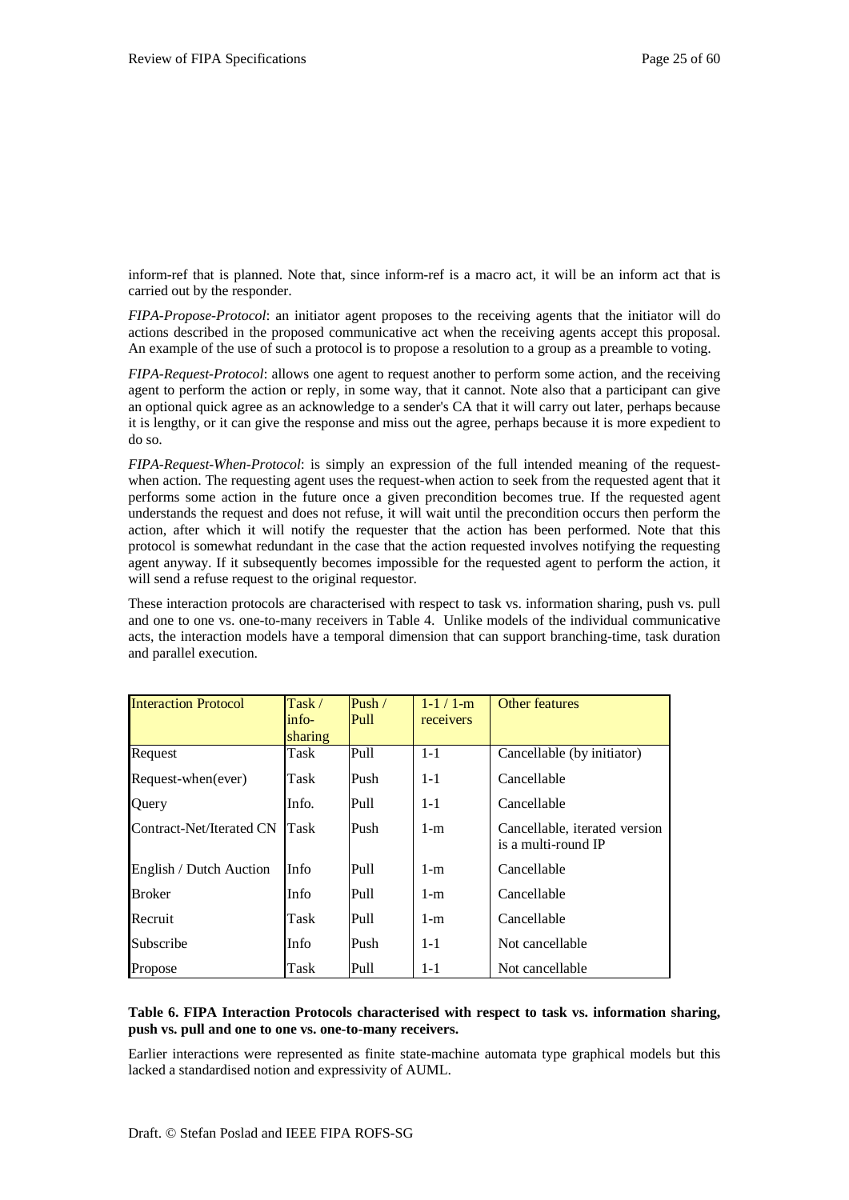inform-ref that is planned. Note that, since inform-ref is a macro act, it will be an inform act that is carried out by the responder.

*FIPA-Propose-Protocol*: an initiator agent proposes to the receiving agents that the initiator will do actions described in the proposed communicative act when the receiving agents accept this proposal. An example of the use of such a protocol is to propose a resolution to a group as a preamble to voting.

*FIPA-Request-Protocol*: allows one agent to request another to perform some action, and the receiving agent to perform the action or reply, in some way, that it cannot. Note also that a participant can give an optional quick agree as an acknowledge to a sender's CA that it will carry out later, perhaps because it is lengthy, or it can give the response and miss out the agree, perhaps because it is more expedient to do so.

*FIPA-Request-When-Protocol*: is simply an expression of the full intended meaning of the request-when action. The requesting agent uses the request-when action to seek from the requested agent that it performs some action in the future once a given precondition becomes true. If the requested agent understands the request and does not refuse, it will wait until the precondition occurs then perform the action, after which it will notify the requester that the action has been performed. Note that this protocol is somewhat redundant in the case that the action requested involves notifying the requesting agent anyway. If it subsequently becomes impossible for the requested agent to perform the action, it will send a refuse request to the original requestor.

These interaction protocols are characterised with respect to task vs. information sharing, push vs. pull and one to one vs. one-to-many receivers in Table 4. Unlike models of the individual communicative acts, the interaction models have a temporal dimension that can support branching-time, task duration and parallel execution.

| Interaction Protocol | Task / info-sharing | Push / Pull | 1-1 / 1-m receivers | Other features |
|---|---|---|---|---|
| Request | Task | Pull | 1-1 | Cancellable (by initiator) |
| Request-when(ever) | Task | Push | 1-1 | Cancellable |
| Query | Info. | Pull | 1-1 | Cancellable |
| Contract-Net/Iterated CN | Task | Push | 1-m | Cancellable, iterated version is a multi-round IP |
| English / Dutch Auction | Info | Pull | 1-m | Cancellable |
| Broker | Info | Pull | 1-m | Cancellable |
| Recruit | Task | Pull | 1-m | Cancellable |
| Subscribe | Info | Push | 1-1 | Not cancellable |
| Propose | Task | Pull | 1-1 | Not cancellable |

**Table 6. FIPA Interaction Protocols characterised with respect to task vs. information sharing, push vs. pull and one to one vs. one-to-many receivers.**

Earlier interactions were represented as finite state-machine automata type graphical models but this lacked a standardised notion and expressivity of AUML.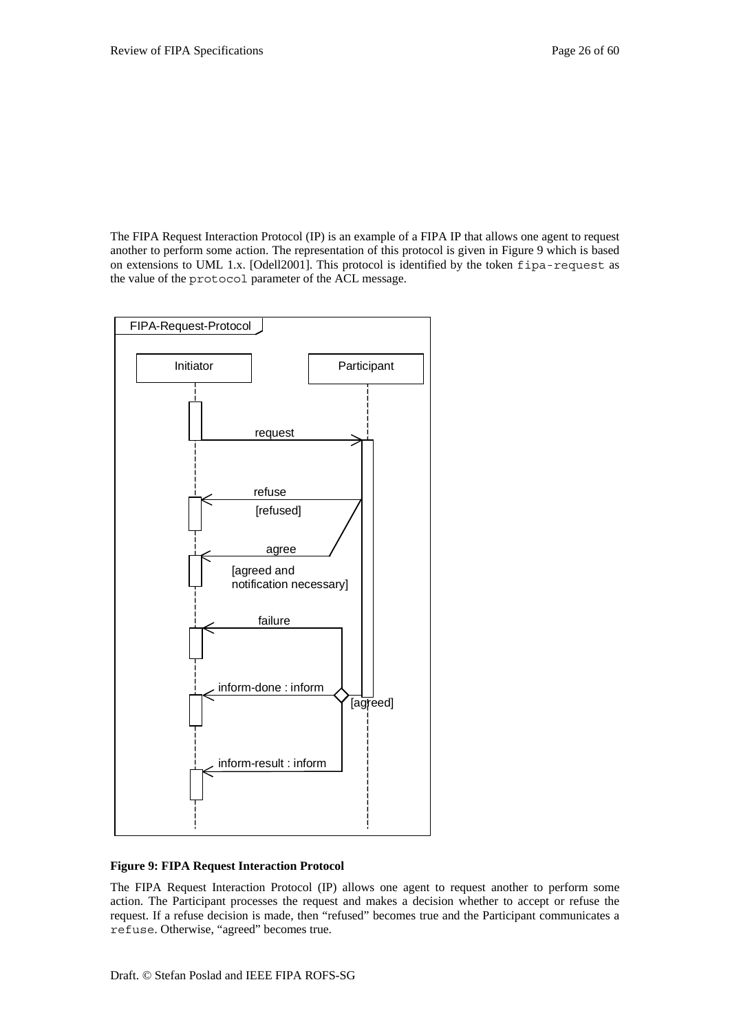The FIPA Request Interaction Protocol (IP) is an example of a FIPA IP that allows one agent to request another to perform some action. The representation of this protocol is given in Figure 9 which is based on extensions to UML 1.x. [Odell2001]. This protocol is identified by the token `fipa-request` as the value of the `protocol` parameter of the ACL message.

FIPA-Request-Protocol

Initiator | Participant

request

refuse [refused]

agree [agreed and notification necessary]

failure

inform-done : inform

[agreed]

inform-result : inform

**Figure 9: FIPA Request Interaction Protocol**

The FIPA Request Interaction Protocol (IP) allows one agent to request another to perform some action. The Participant processes the request and makes a decision whether to accept or refuse the request. If a refuse decision is made, then "refused" becomes true and the Participant communicates a `refuse`. Otherwise, "agreed" becomes true.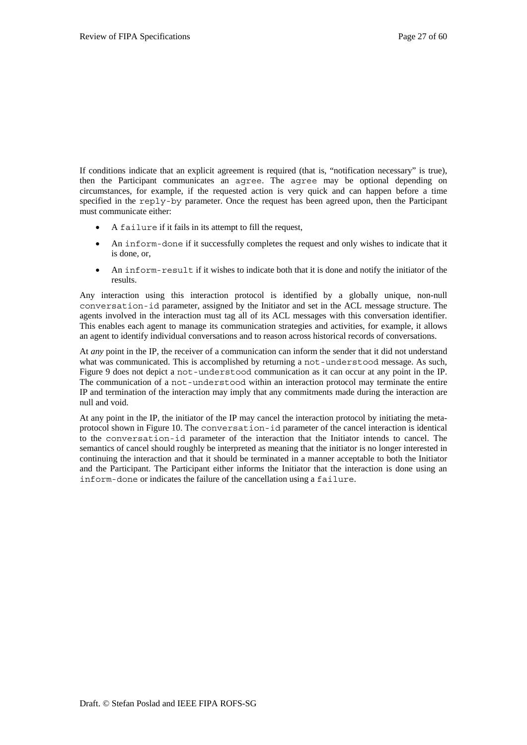If conditions indicate that an explicit agreement is required (that is, “notification necessary” is true), then the Participant communicates an `agree`. The `agree` may be optional depending on circumstances, for example, if the requested action is very quick and can happen before a time specified in the `reply-by` parameter. Once the request has been agreed upon, then the Participant must communicate either:

- A `failure` if it fails in its attempt to fill the request,
- An `inform-done` if it successfully completes the request and only wishes to indicate that it is done, or,
- An `inform-result` if it wishes to indicate both that it is done and notify the initiator of the results.

Any interaction using this interaction protocol is identified by a globally unique, non-null `conversation-id` parameter, assigned by the Initiator and set in the ACL message structure. The agents involved in the interaction must tag all of its ACL messages with this conversation identifier. This enables each agent to manage its communication strategies and activities, for example, it allows an agent to identify individual conversations and to reason across historical records of conversations.

At *any* point in the IP, the receiver of a communication can inform the sender that it did not understand what was communicated. This is accomplished by returning a `not-understood` message. As such, Figure 9 does not depict a `not-understood` communication as it can occur at any point in the IP. The communication of a `not-understood` within an interaction protocol may terminate the entire IP and termination of the interaction may imply that any commitments made during the interaction are null and void.

At any point in the IP, the initiator of the IP may cancel the interaction protocol by initiating the meta-protocol shown in Figure 10. The `conversation-id` parameter of the cancel interaction is identical to the `conversation-id` parameter of the interaction that the Initiator intends to cancel. The semantics of cancel should roughly be interpreted as meaning that the initiator is no longer interested in continuing the interaction and that it should be terminated in a manner acceptable to both the Initiator and the Participant. The Participant either informs the Initiator that the interaction is done using an `inform-done` or indicates the failure of the cancellation using a `failure`.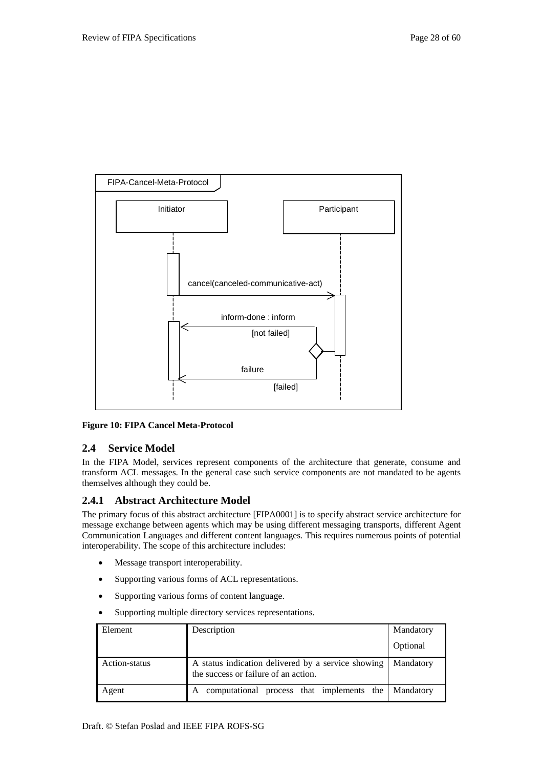**Figure 10: FIPA Cancel Meta-Protocol**

## 2.4 Service Model

In the FIPA Model, services represent components of the architecture that generate, consume and transform ACL messages. In the general case such service components are not mandated to be agents themselves although they could be.

### 2.4.1 Abstract Architecture Model

The primary focus of this abstract architecture [FIPA0001] is to specify abstract service architecture for message exchange between agents which may be using different messaging transports, different Agent Communication Languages and different content languages. This requires numerous points of potential interoperability. The scope of this architecture includes:

- Message transport interoperability.
- Supporting various forms of ACL representations.
- Supporting various forms of content language.
- Supporting multiple directory services representations.

| Element | Description | Mandatory Optional |
|---|---|---|
| Action-status | A status indication delivered by a service showing the success or failure of an action. | Mandatory |
| Agent | A computational process that implements the | Mandatory |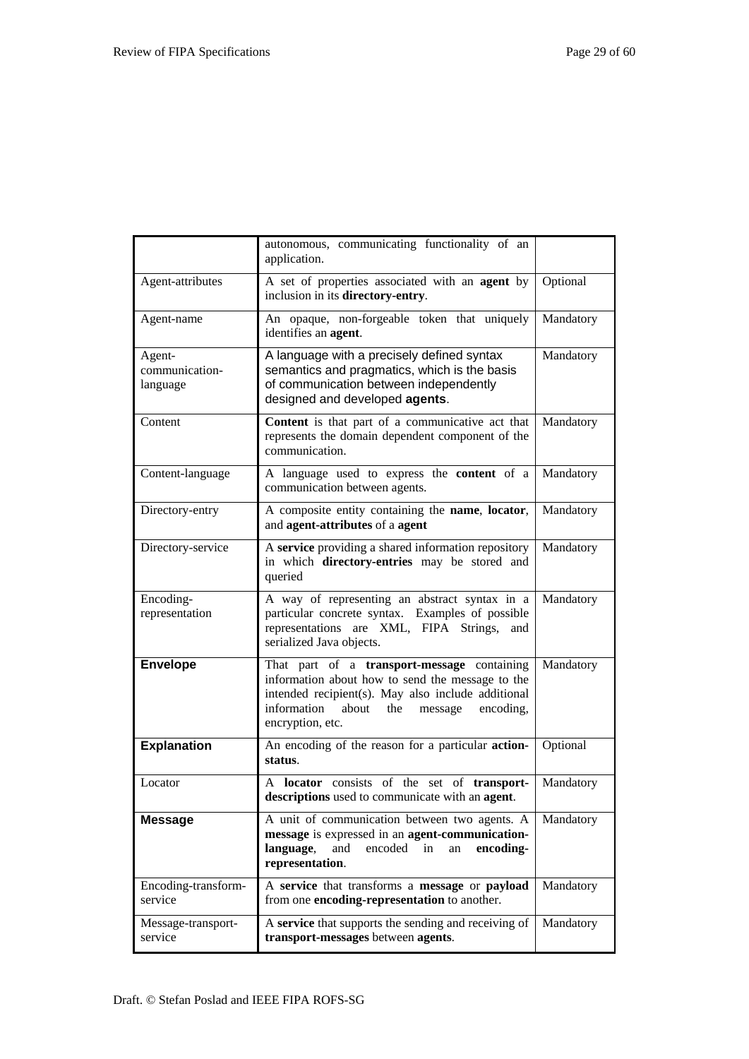| | | |
|---|---|---|
| | autonomous, communicating functionality of an application. | |
| Agent-attributes | A set of properties associated with an **agent** by inclusion in its **directory-entry**. | Optional |
| Agent-name | An opaque, non-forgeable token that uniquely identifies an **agent**. | Mandatory |
| Agent-communication-language | A language with a precisely defined syntax semantics and pragmatics, which is the basis of communication between independently designed and developed **agents**. | Mandatory |
| Content | **Content** is that part of a communicative act that represents the domain dependent component of the communication. | Mandatory |
| Content-language | A language used to express the **content** of a communication between agents. | Mandatory |
| Directory-entry | A composite entity containing the **name**, **locator**, and **agent-attributes** of a **agent** | Mandatory |
| Directory-service | A **service** providing a shared information repository in which **directory-entries** may be stored and queried | Mandatory |
| Encoding-representation | A way of representing an abstract syntax in a particular concrete syntax. Examples of possible representations are XML, FIPA Strings, and serialized Java objects. | Mandatory |
| **Envelope** | That part of a **transport-message** containing information about how to send the message to the intended recipient(s). May also include additional information about the message encoding, encryption, etc. | Mandatory |
| **Explanation** | An encoding of the reason for a particular **action-status**. | Optional |
| Locator | A **locator** consists of the set of **transport-descriptions** used to communicate with an **agent**. | Mandatory |
| **Message** | A unit of communication between two agents. A **message** is expressed in an **agent-communication-language**, and encoded in an **encoding-representation**. | Mandatory |
| Encoding-transform-service | A **service** that transforms a **message** or **payload** from one **encoding-representation** to another. | Mandatory |
| Message-transport-service | A **service** that supports the sending and receiving of **transport-messages** between **agents**. | Mandatory |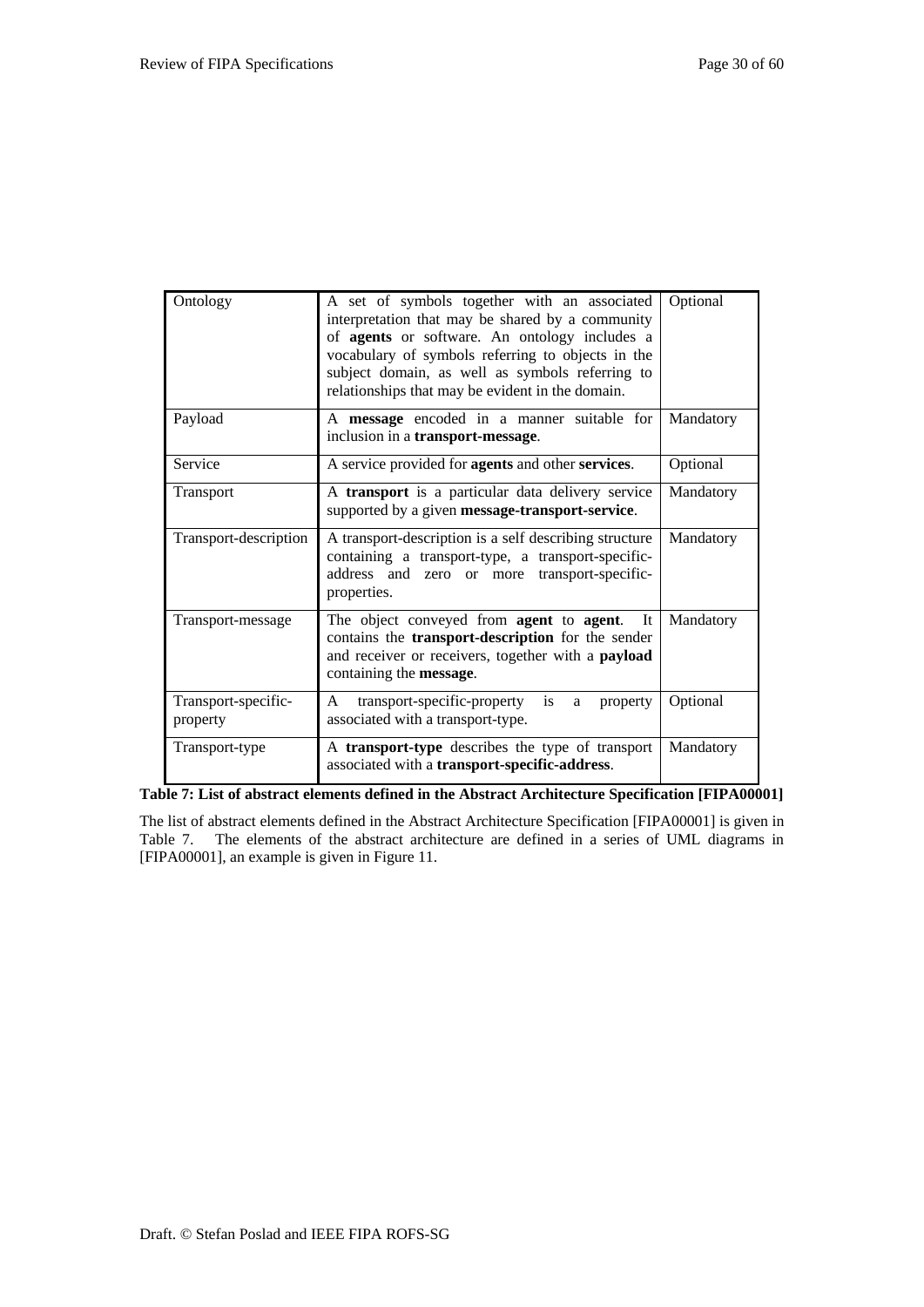| Ontology | A set of symbols together with an associated interpretation that may be shared by a community of **agents** or software. An ontology includes a vocabulary of symbols referring to objects in the subject domain, as well as symbols referring to relationships that may be evident in the domain. | Optional |
|---|---|---|
| Payload | A **message** encoded in a manner suitable for inclusion in a **transport-message**. | Mandatory |
| Service | A service provided for **agents** and other **services**. | Optional |
| Transport | A **transport** is a particular data delivery service supported by a given **message-transport-service**. | Mandatory |
| Transport-description | A transport-description is a self describing structure containing a transport-type, a transport-specific-address and zero or more transport-specific-properties. | Mandatory |
| Transport-message | The object conveyed from **agent** to **agent**. It contains the **transport-description** for the sender and receiver or receivers, together with a **payload** containing the **message**. | Mandatory |
| Transport-specific-property | A transport-specific-property is a property associated with a transport-type. | Optional |
| Transport-type | A **transport-type** describes the type of transport associated with a **transport-specific-address**. | Mandatory |

**Table 7: List of abstract elements defined in the Abstract Architecture Specification [FIPA00001]**

The list of abstract elements defined in the Abstract Architecture Specification [FIPA00001] is given in Table 7. The elements of the abstract architecture are defined in a series of UML diagrams in [FIPA00001], an example is given in Figure 11.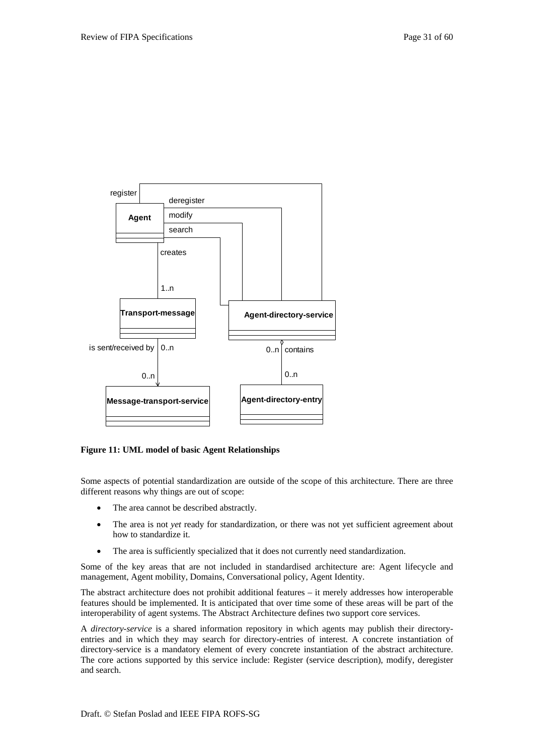**Figure 11: UML model of basic Agent Relationships**

Some aspects of potential standardization are outside of the scope of this architecture. There are three different reasons why things are out of scope:

- The area cannot be described abstractly.
- The area is not *yet* ready for standardization, or there was not yet sufficient agreement about how to standardize it.
- The area is sufficiently specialized that it does not currently need standardization.

Some of the key areas that are not included in standardised architecture are: Agent lifecycle and management, Agent mobility, Domains, Conversational policy, Agent Identity.

The abstract architecture does not prohibit additional features – it merely addresses how interoperable features should be implemented. It is anticipated that over time some of these areas will be part of the interoperability of agent systems. The Abstract Architecture defines two support core services.

A *directory-service* is a shared information repository in which agents may publish their directory-entries and in which they may search for directory-entries of interest. A concrete instantiation of directory-service is a mandatory element of every concrete instantiation of the abstract architecture. The core actions supported by this service include: Register (service description), modify, deregister and search.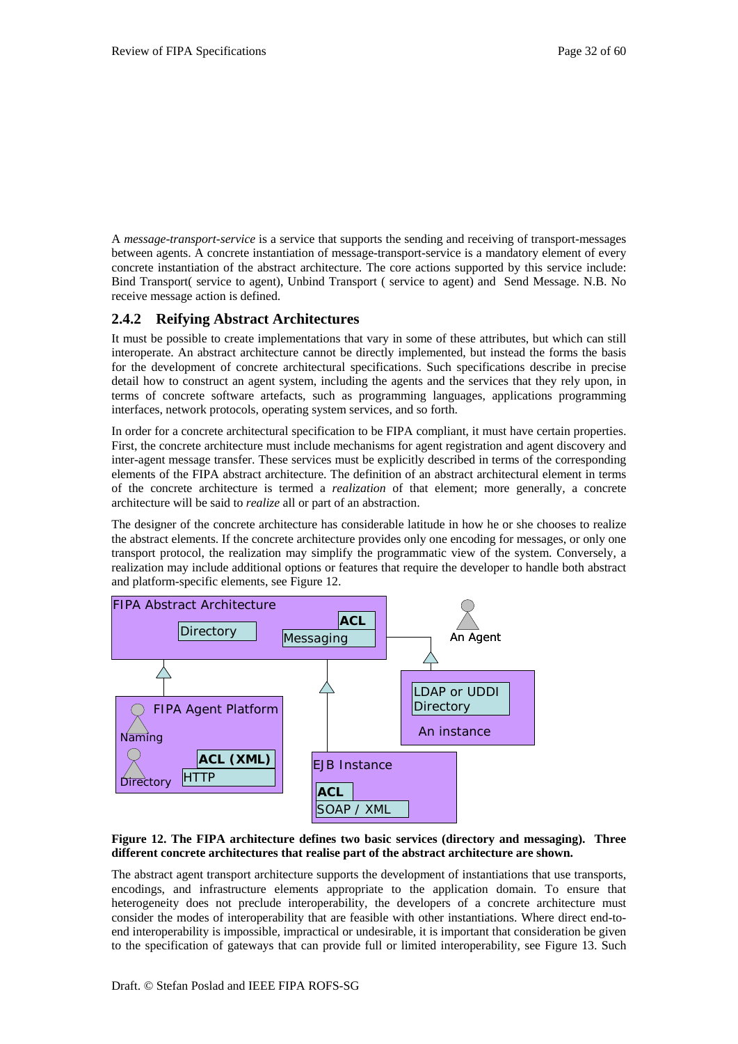A *message-transport-service* is a service that supports the sending and receiving of transport-messages between agents. A concrete instantiation of message-transport-service is a mandatory element of every concrete instantiation of the abstract architecture. The core actions supported by this service include: Bind Transport( service to agent), Unbind Transport ( service to agent) and Send Message. N.B. No receive message action is defined.

### 2.4.2 Reifying Abstract Architectures

It must be possible to create implementations that vary in some of these attributes, but which can still interoperate. An abstract architecture cannot be directly implemented, but instead the forms the basis for the development of concrete architectural specifications. Such specifications describe in precise detail how to construct an agent system, including the agents and the services that they rely upon, in terms of concrete software artefacts, such as programming languages, applications programming interfaces, network protocols, operating system services, and so forth.

In order for a concrete architectural specification to be FIPA compliant, it must have certain properties. First, the concrete architecture must include mechanisms for agent registration and agent discovery and inter-agent message transfer. These services must be explicitly described in terms of the corresponding elements of the FIPA abstract architecture. The definition of an abstract architectural element in terms of the concrete architecture is termed a *realization* of that element; more generally, a concrete architecture will be said to *realize* all or part of an abstraction.

The designer of the concrete architecture has considerable latitude in how he or she chooses to realize the abstract elements. If the concrete architecture provides only one encoding for messages, or only one transport protocol, the realization may simplify the programmatic view of the system. Conversely, a realization may include additional options or features that require the developer to handle both abstract and platform-specific elements, see Figure 12.

FIPA Abstract Architecture — Directory — ACL — Messaging — An Agent — FIPA Agent Platform — Naming — Directory — ACL (XML) — HTTP — LDAP or UDDI Directory — An instance — EJB Instance — ACL — SOAP / XML

**Figure 12. The FIPA architecture defines two basic services (directory and messaging). Three different concrete architectures that realise part of the abstract architecture are shown.**

The abstract agent transport architecture supports the development of instantiations that use transports, encodings, and infrastructure elements appropriate to the application domain. To ensure that heterogeneity does not preclude interoperability, the developers of a concrete architecture must consider the modes of interoperability that are feasible with other instantiations. Where direct end-to-end interoperability is impossible, impractical or undesirable, it is important that consideration be given to the specification of gateways that can provide full or limited interoperability, see Figure 13. Such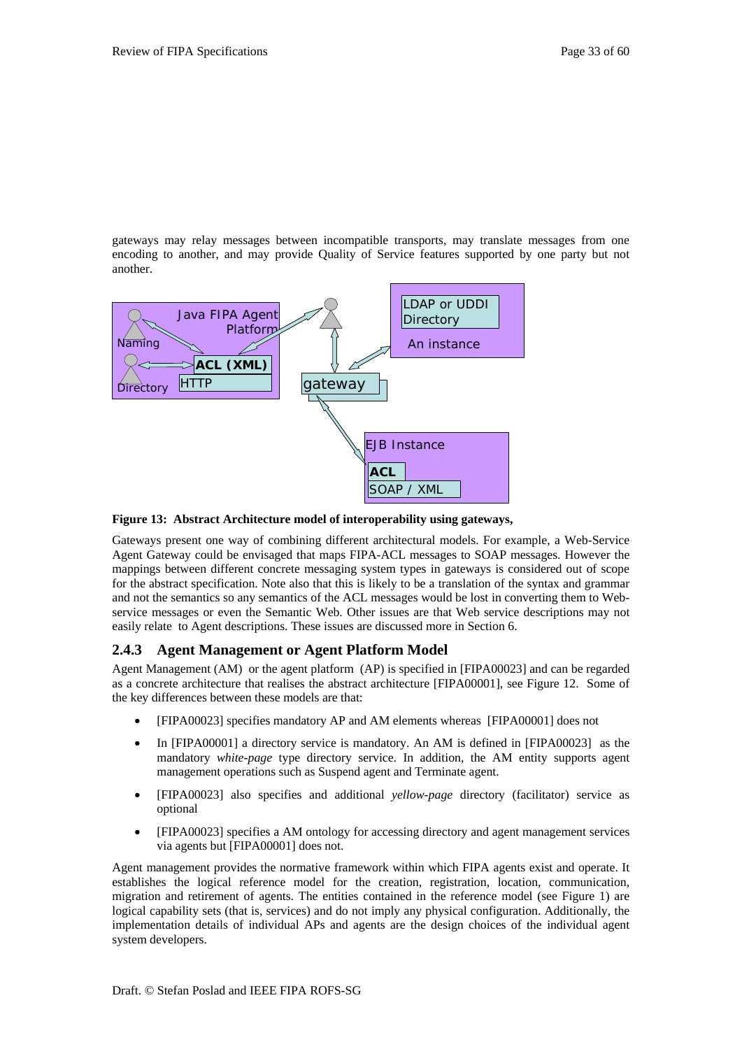gateways may relay messages between incompatible transports, may translate messages from one encoding to another, and may provide Quality of Service features supported by one party but not another.

**Figure 13: Abstract Architecture model of interoperability using gateways,**

Gateways present one way of combining different architectural models. For example, a Web-Service Agent Gateway could be envisaged that maps FIPA-ACL messages to SOAP messages. However the mappings between different concrete messaging system types in gateways is considered out of scope for the abstract specification. Note also that this is likely to be a translation of the syntax and grammar and not the semantics so any semantics of the ACL messages would be lost in converting them to Web-service messages or even the Semantic Web. Other issues are that Web service descriptions may not easily relate to Agent descriptions. These issues are discussed more in Section 6.

### 2.4.3 Agent Management or Agent Platform Model

Agent Management (AM) or the agent platform (AP) is specified in [FIPA00023] and can be regarded as a concrete architecture that realises the abstract architecture [FIPA00001], see Figure 12. Some of the key differences between these models are that:

- [FIPA00023] specifies mandatory AP and AM elements whereas [FIPA00001] does not
- In [FIPA00001] a directory service is mandatory. An AM is defined in [FIPA00023] as the mandatory *white-page* type directory service. In addition, the AM entity supports agent management operations such as Suspend agent and Terminate agent.
- [FIPA00023] also specifies and additional *yellow-page* directory (facilitator) service as optional
- [FIPA00023] specifies a AM ontology for accessing directory and agent management services via agents but [FIPA00001] does not.

Agent management provides the normative framework within which FIPA agents exist and operate. It establishes the logical reference model for the creation, registration, location, communication, migration and retirement of agents. The entities contained in the reference model (see Figure 1) are logical capability sets (that is, services) and do not imply any physical configuration. Additionally, the implementation details of individual APs and agents are the design choices of the individual agent system developers.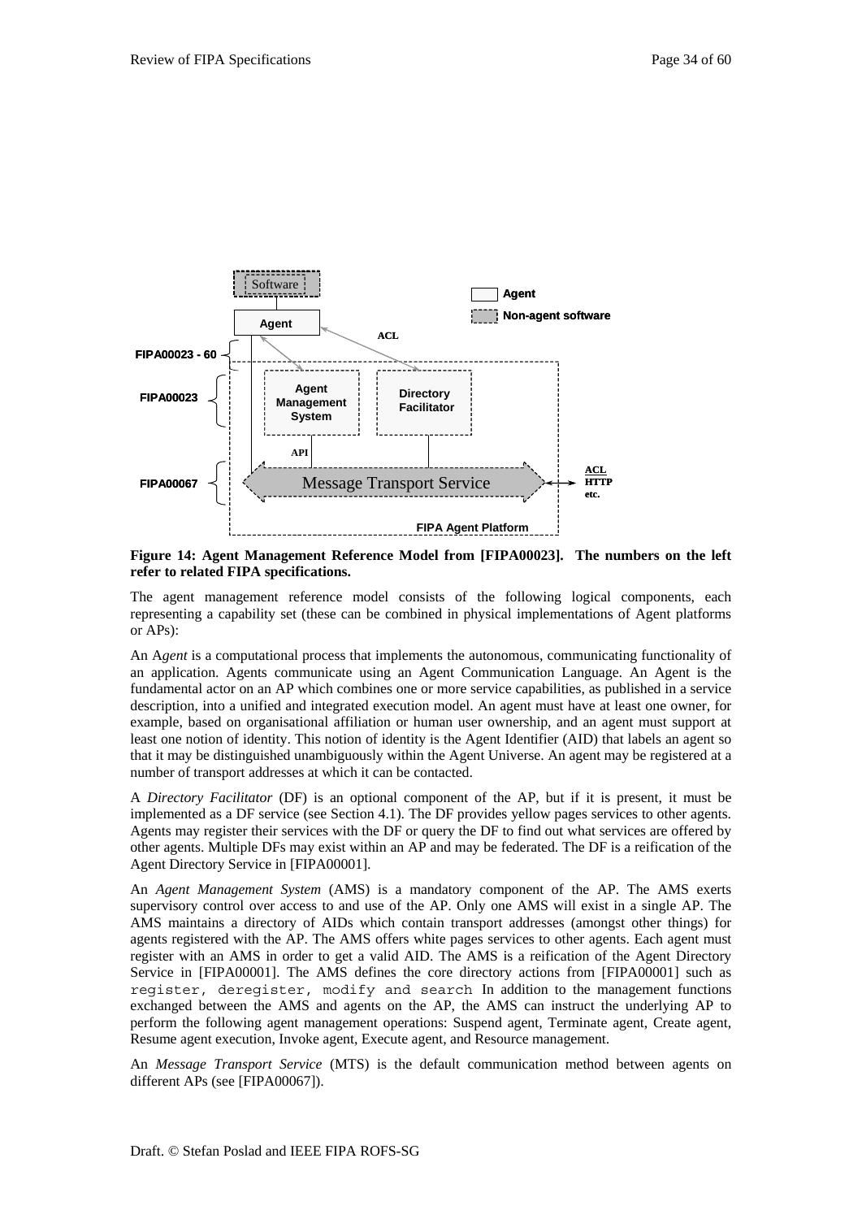**Figure 14: Agent Management Reference Model from [FIPA00023]. The numbers on the left refer to related FIPA specifications.**

The agent management reference model consists of the following logical components, each representing a capability set (these can be combined in physical implementations of Agent platforms or APs):

An A*gent* is a computational process that implements the autonomous, communicating functionality of an application. Agents communicate using an Agent Communication Language. An Agent is the fundamental actor on an AP which combines one or more service capabilities, as published in a service description, into a unified and integrated execution model. An agent must have at least one owner, for example, based on organisational affiliation or human user ownership, and an agent must support at least one notion of identity. This notion of identity is the Agent Identifier (AID) that labels an agent so that it may be distinguished unambiguously within the Agent Universe. An agent may be registered at a number of transport addresses at which it can be contacted.

A *Directory Facilitator* (DF) is an optional component of the AP, but if it is present, it must be implemented as a DF service (see Section 4.1). The DF provides yellow pages services to other agents. Agents may register their services with the DF or query the DF to find out what services are offered by other agents. Multiple DFs may exist within an AP and may be federated. The DF is a reification of the Agent Directory Service in [FIPA00001].

An *Agent Management System* (AMS) is a mandatory component of the AP. The AMS exerts supervisory control over access to and use of the AP. Only one AMS will exist in a single AP. The AMS maintains a directory of AIDs which contain transport addresses (amongst other things) for agents registered with the AP. The AMS offers white pages services to other agents. Each agent must register with an AMS in order to get a valid AID. The AMS is a reification of the Agent Directory Service in [FIPA00001]. The AMS defines the core directory actions from [FIPA00001] such as `register, deregister, modify and search` In addition to the management functions exchanged between the AMS and agents on the AP, the AMS can instruct the underlying AP to perform the following agent management operations: Suspend agent, Terminate agent, Create agent, Resume agent execution, Invoke agent, Execute agent, and Resource management.

An *Message Transport Service* (MTS) is the default communication method between agents on different APs (see [FIPA00067]).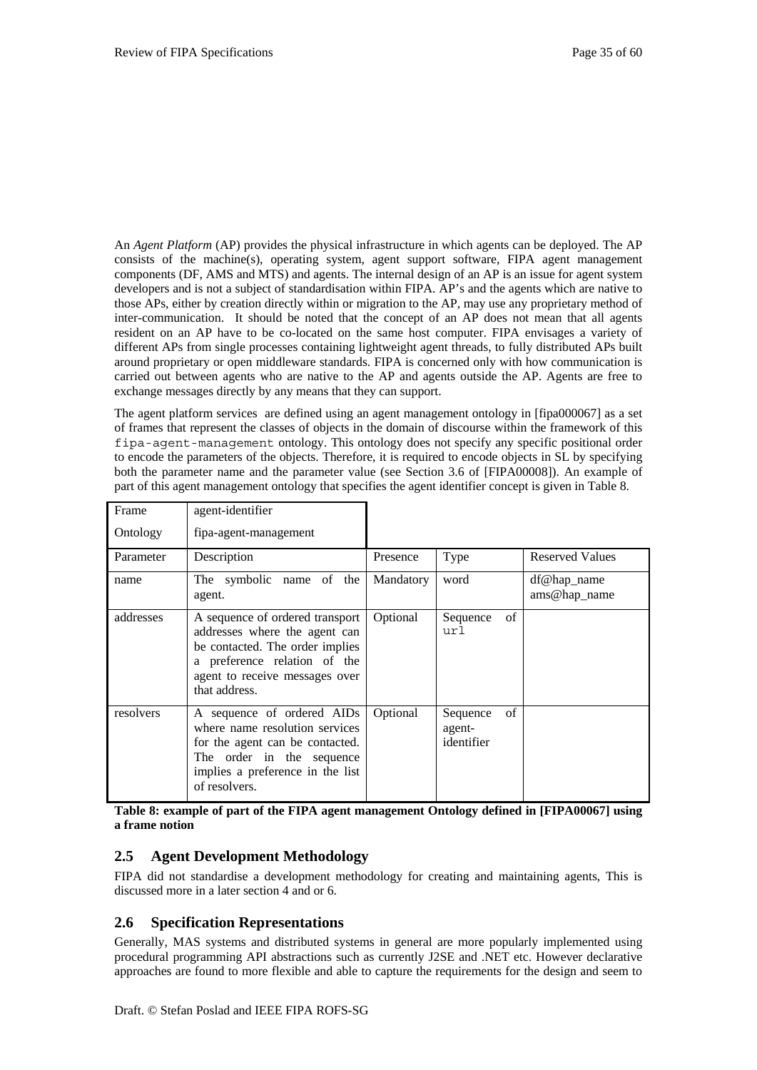An *Agent Platform* (AP) provides the physical infrastructure in which agents can be deployed. The AP consists of the machine(s), operating system, agent support software, FIPA agent management components (DF, AMS and MTS) and agents. The internal design of an AP is an issue for agent system developers and is not a subject of standardisation within FIPA. AP's and the agents which are native to those APs, either by creation directly within or migration to the AP, may use any proprietary method of inter-communication. It should be noted that the concept of an AP does not mean that all agents resident on an AP have to be co-located on the same host computer. FIPA envisages a variety of different APs from single processes containing lightweight agent threads, to fully distributed APs built around proprietary or open middleware standards. FIPA is concerned only with how communication is carried out between agents who are native to the AP and agents outside the AP. Agents are free to exchange messages directly by any means that they can support.

The agent platform services are defined using an agent management ontology in [fipa000067] as a set of frames that represent the classes of objects in the domain of discourse within the framework of this `fipa-agent-management` ontology. This ontology does not specify any specific positional order to encode the parameters of the objects. Therefore, it is required to encode objects in SL by specifying both the parameter name and the parameter value (see Section 3.6 of [FIPA00008]). An example of part of this agent management ontology that specifies the agent identifier concept is given in Table 8.

| Frame | agent-identifier | | | |
|---|---|---|---|---|
| Ontology | fipa-agent-management | | | |
| Parameter | Description | Presence | Type | Reserved Values |
| name | The symbolic name of the agent. | Mandatory | word | df@hap_name ams@hap_name |
| addresses | A sequence of ordered transport addresses where the agent can be contacted. The order implies a preference relation of the agent to receive messages over that address. | Optional | Sequence of `url` | |
| resolvers | A sequence of ordered AIDs where name resolution services for the agent can be contacted. The order in the sequence implies a preference in the list of resolvers. | Optional | Sequence of agent-identifier | |

**Table 8: example of part of the FIPA agent management Ontology defined in [FIPA00067] using a frame notion**

## 2.5 Agent Development Methodology

FIPA did not standardise a development methodology for creating and maintaining agents, This is discussed more in a later section 4 and or 6.

## 2.6 Specification Representations

Generally, MAS systems and distributed systems in general are more popularly implemented using procedural programming API abstractions such as currently J2SE and .NET etc. However declarative approaches are found to more flexible and able to capture the requirements for the design and seem to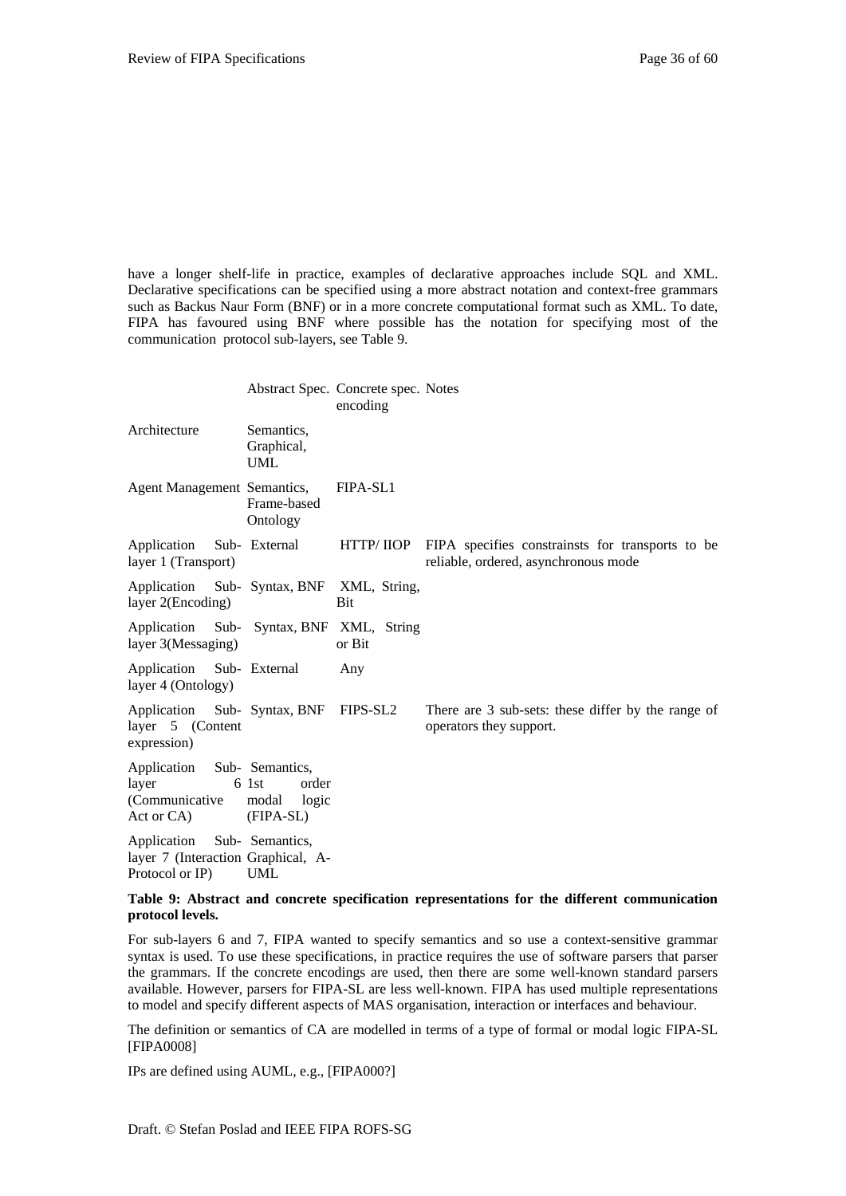have a longer shelf-life in practice, examples of declarative approaches include SQL and XML. Declarative specifications can be specified using a more abstract notation and context-free grammars such as Backus Naur Form (BNF) or in a more concrete computational format such as XML. To date, FIPA has favoured using BNF where possible has the notation for specifying most of the communication protocol sub-layers, see Table 9.

| | Abstract Spec. | Concrete spec. encoding | Notes |
|---|---|---|---|
| Architecture | Semantics, Graphical, UML | | |
| Agent Management | Semantics, Frame-based Ontology | FIPA-SL1 | |
| Application Sub-layer 1 (Transport) | External | HTTP/ IIOP | FIPA specifies constrainsts for transports to be reliable, ordered, asynchronous mode |
| Application Sub-layer 2(Encoding) | Syntax, BNF | XML, String, Bit | |
| Application Sub-layer 3(Messaging) | Syntax, BNF | XML, String or Bit | |
| Application Sub-layer 4 (Ontology) | External | Any | |
| Application Sub-layer 5 (Content expression) | Syntax, BNF | FIPS-SL2 | There are 3 sub-sets: these differ by the range of operators they support. |
| Application Sub-layer 6 (Communicative Act or CA) | Semantics, 1st order modal logic (FIPA-SL) | | |
| Application Sub-layer 7 (Interaction Protocol or IP) | Semantics, Graphical, A-UML | | |

**Table 9: Abstract and concrete specification representations for the different communication protocol levels.**

For sub-layers 6 and 7, FIPA wanted to specify semantics and so use a context-sensitive grammar syntax is used. To use these specifications, in practice requires the use of software parsers that parser the grammars. If the concrete encodings are used, then there are some well-known standard parsers available. However, parsers for FIPA-SL are less well-known. FIPA has used multiple representations to model and specify different aspects of MAS organisation, interaction or interfaces and behaviour.

The definition or semantics of CA are modelled in terms of a type of formal or modal logic FIPA-SL [FIPA0008]

IPs are defined using AUML, e.g., [FIPA000?]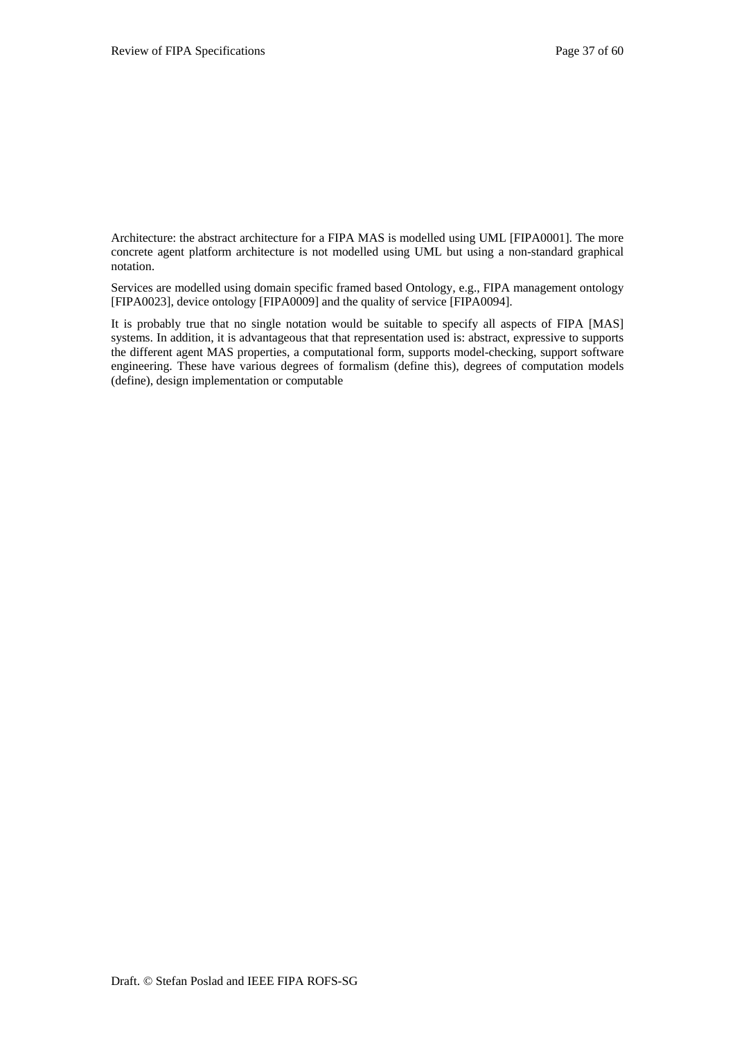Architecture: the abstract architecture for a FIPA MAS is modelled using UML [FIPA0001]. The more concrete agent platform architecture is not modelled using UML but using a non-standard graphical notation.

Services are modelled using domain specific framed based Ontology, e.g., FIPA management ontology [FIPA0023], device ontology [FIPA0009] and the quality of service [FIPA0094].

It is probably true that no single notation would be suitable to specify all aspects of FIPA [MAS] systems. In addition, it is advantageous that that representation used is: abstract, expressive to supports the different agent MAS properties, a computational form, supports model-checking, support software engineering. These have various degrees of formalism (define this), degrees of computation models (define), design implementation or computable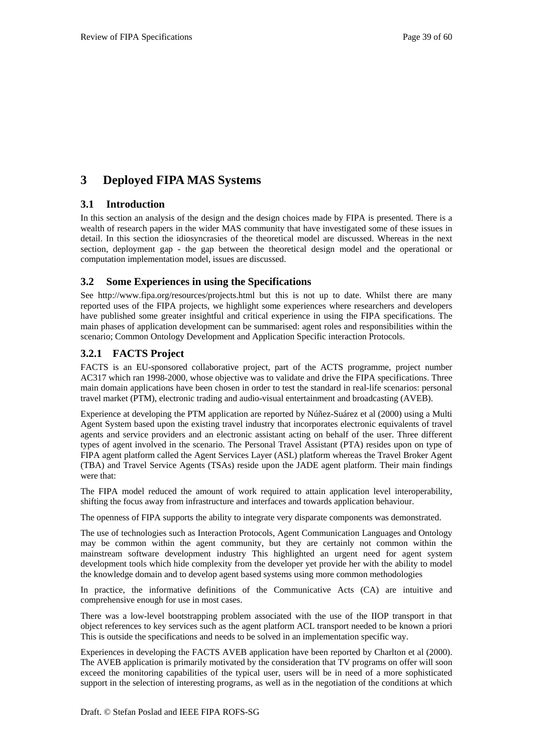# 3 Deployed FIPA MAS Systems

## 3.1 Introduction

In this section an analysis of the design and the design choices made by FIPA is presented. There is a wealth of research papers in the wider MAS community that have investigated some of these issues in detail. In this section the idiosyncrasies of the theoretical model are discussed. Whereas in the next section, deployment gap - the gap between the theoretical design model and the operational or computation implementation model, issues are discussed.

## 3.2 Some Experiences in using the Specifications

See http://www.fipa.org/resources/projects.html but this is not up to date. Whilst there are many reported uses of the FIPA projects, we highlight some experiences where researchers and developers have published some greater insightful and critical experience in using the FIPA specifications. The main phases of application development can be summarised: agent roles and responsibilities within the scenario; Common Ontology Development and Application Specific interaction Protocols.

### 3.2.1 FACTS Project

FACTS is an EU-sponsored collaborative project, part of the ACTS programme, project number AC317 which ran 1998-2000, whose objective was to validate and drive the FIPA specifications. Three main domain applications have been chosen in order to test the standard in real-life scenarios: personal travel market (PTM), electronic trading and audio-visual entertainment and broadcasting (AVEB).

Experience at developing the PTM application are reported by Núñez-Suárez et al (2000) using a Multi Agent System based upon the existing travel industry that incorporates electronic equivalents of travel agents and service providers and an electronic assistant acting on behalf of the user. Three different types of agent involved in the scenario. The Personal Travel Assistant (PTA) resides upon on type of FIPA agent platform called the Agent Services Layer (ASL) platform whereas the Travel Broker Agent (TBA) and Travel Service Agents (TSAs) reside upon the JADE agent platform. Their main findings were that:

The FIPA model reduced the amount of work required to attain application level interoperability, shifting the focus away from infrastructure and interfaces and towards application behaviour.

The openness of FIPA supports the ability to integrate very disparate components was demonstrated.

The use of technologies such as Interaction Protocols, Agent Communication Languages and Ontology may be common within the agent community, but they are certainly not common within the mainstream software development industry This highlighted an urgent need for agent system development tools which hide complexity from the developer yet provide her with the ability to model the knowledge domain and to develop agent based systems using more common methodologies

In practice, the informative definitions of the Communicative Acts (CA) are intuitive and comprehensive enough for use in most cases.

There was a low-level bootstrapping problem associated with the use of the IIOP transport in that object references to key services such as the agent platform ACL transport needed to be known a priori This is outside the specifications and needs to be solved in an implementation specific way.

Experiences in developing the FACTS AVEB application have been reported by Charlton et al (2000). The AVEB application is primarily motivated by the consideration that TV programs on offer will soon exceed the monitoring capabilities of the typical user, users will be in need of a more sophisticated support in the selection of interesting programs, as well as in the negotiation of the conditions at which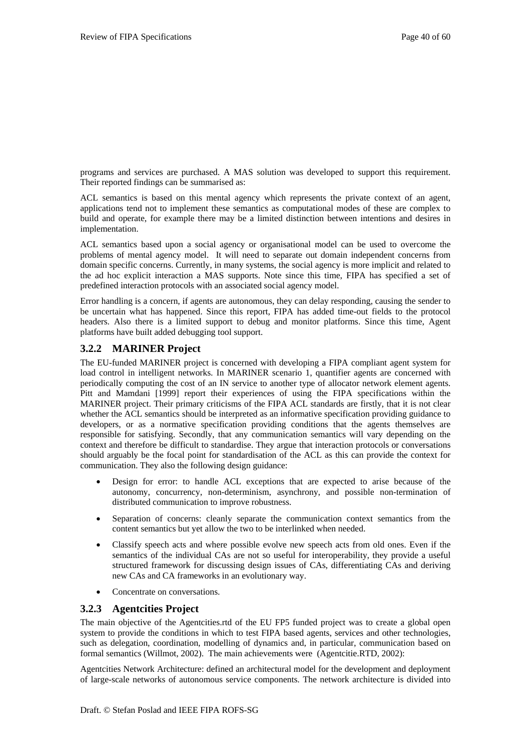programs and services are purchased. A MAS solution was developed to support this requirement. Their reported findings can be summarised as:

ACL semantics is based on this mental agency which represents the private context of an agent, applications tend not to implement these semantics as computational modes of these are complex to build and operate, for example there may be a limited distinction between intentions and desires in implementation.

ACL semantics based upon a social agency or organisational model can be used to overcome the problems of mental agency model. It will need to separate out domain independent concerns from domain specific concerns. Currently, in many systems, the social agency is more implicit and related to the ad hoc explicit interaction a MAS supports. Note since this time, FIPA has specified a set of predefined interaction protocols with an associated social agency model.

Error handling is a concern, if agents are autonomous, they can delay responding, causing the sender to be uncertain what has happened. Since this report, FIPA has added time-out fields to the protocol headers. Also there is a limited support to debug and monitor platforms. Since this time, Agent platforms have built added debugging tool support.

### 3.2.2 MARINER Project

The EU-funded MARINER project is concerned with developing a FIPA compliant agent system for load control in intelligent networks. In MARINER scenario 1, quantifier agents are concerned with periodically computing the cost of an IN service to another type of allocator network element agents. Pitt and Mamdani [1999] report their experiences of using the FIPA specifications within the MARINER project. Their primary criticisms of the FIPA ACL standards are firstly, that it is not clear whether the ACL semantics should be interpreted as an informative specification providing guidance to developers, or as a normative specification providing conditions that the agents themselves are responsible for satisfying. Secondly, that any communication semantics will vary depending on the context and therefore be difficult to standardise. They argue that interaction protocols or conversations should arguably be the focal point for standardisation of the ACL as this can provide the context for communication. They also the following design guidance:

- Design for error: to handle ACL exceptions that are expected to arise because of the autonomy, concurrency, non-determinism, asynchrony, and possible non-termination of distributed communication to improve robustness.
- Separation of concerns: cleanly separate the communication context semantics from the content semantics but yet allow the two to be interlinked when needed.
- Classify speech acts and where possible evolve new speech acts from old ones. Even if the semantics of the individual CAs are not so useful for interoperability, they provide a useful structured framework for discussing design issues of CAs, differentiating CAs and deriving new CAs and CA frameworks in an evolutionary way.
- Concentrate on conversations.

### 3.2.3 Agentcities Project

The main objective of the Agentcities.rtd of the EU FP5 funded project was to create a global open system to provide the conditions in which to test FIPA based agents, services and other technologies, such as delegation, coordination, modelling of dynamics and, in particular, communication based on formal semantics (Willmot, 2002). The main achievements were (Agentcitie.RTD, 2002):

Agentcities Network Architecture: defined an architectural model for the development and deployment of large-scale networks of autonomous service components. The network architecture is divided into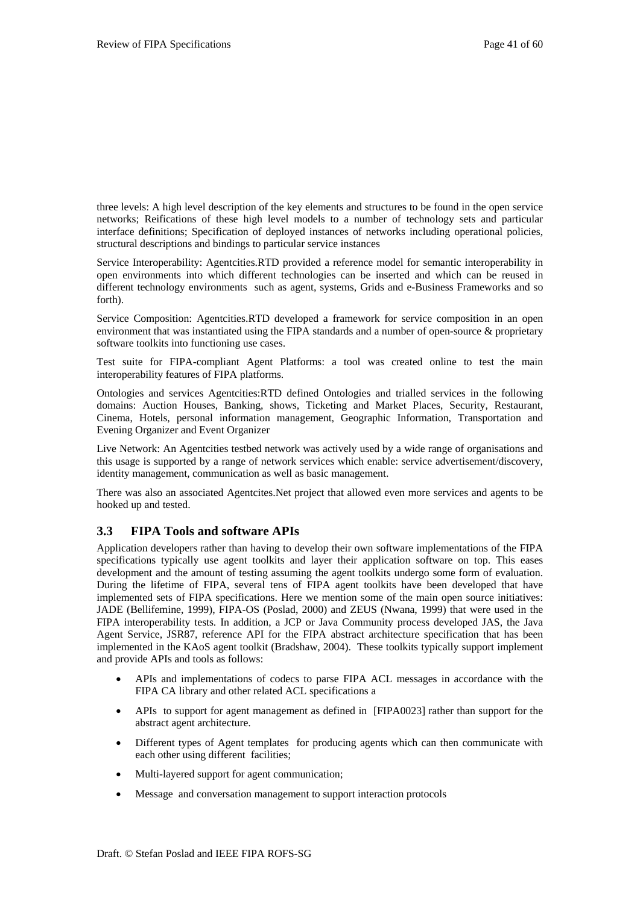three levels: A high level description of the key elements and structures to be found in the open service networks; Reifications of these high level models to a number of technology sets and particular interface definitions; Specification of deployed instances of networks including operational policies, structural descriptions and bindings to particular service instances

Service Interoperability: Agentcities.RTD provided a reference model for semantic interoperability in open environments into which different technologies can be inserted and which can be reused in different technology environments such as agent, systems, Grids and e-Business Frameworks and so forth).

Service Composition: Agentcities.RTD developed a framework for service composition in an open environment that was instantiated using the FIPA standards and a number of open-source & proprietary software toolkits into functioning use cases.

Test suite for FIPA-compliant Agent Platforms: a tool was created online to test the main interoperability features of FIPA platforms.

Ontologies and services Agentcities:RTD defined Ontologies and trialled services in the following domains: Auction Houses, Banking, shows, Ticketing and Market Places, Security, Restaurant, Cinema, Hotels, personal information management, Geographic Information, Transportation and Evening Organizer and Event Organizer

Live Network: An Agentcities testbed network was actively used by a wide range of organisations and this usage is supported by a range of network services which enable: service advertisement/discovery, identity management, communication as well as basic management.

There was also an associated Agentcites.Net project that allowed even more services and agents to be hooked up and tested.

### 3.3 FIPA Tools and software APIs

Application developers rather than having to develop their own software implementations of the FIPA specifications typically use agent toolkits and layer their application software on top. This eases development and the amount of testing assuming the agent toolkits undergo some form of evaluation. During the lifetime of FIPA, several tens of FIPA agent toolkits have been developed that have implemented sets of FIPA specifications. Here we mention some of the main open source initiatives: JADE (Bellifemine, 1999), FIPA-OS (Poslad, 2000) and ZEUS (Nwana, 1999) that were used in the FIPA interoperability tests. In addition, a JCP or Java Community process developed JAS, the Java Agent Service, JSR87, reference API for the FIPA abstract architecture specification that has been implemented in the KAoS agent toolkit (Bradshaw, 2004). These toolkits typically support implement and provide APIs and tools as follows:

- APIs and implementations of codecs to parse FIPA ACL messages in accordance with the FIPA CA library and other related ACL specifications a
- APIs to support for agent management as defined in [FIPA0023] rather than support for the abstract agent architecture.
- Different types of Agent templates for producing agents which can then communicate with each other using different facilities;
- Multi-layered support for agent communication;
- Message and conversation management to support interaction protocols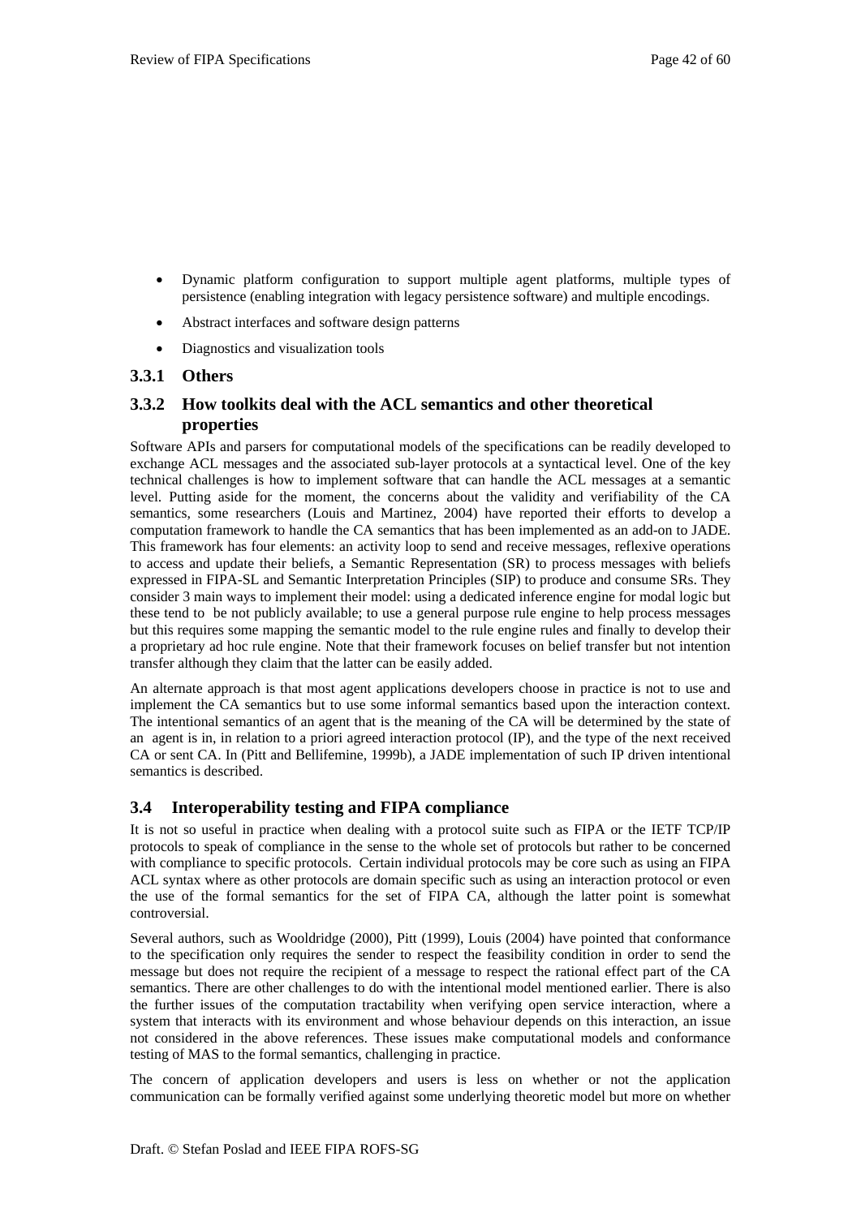- Dynamic platform configuration to support multiple agent platforms, multiple types of persistence (enabling integration with legacy persistence software) and multiple encodings.
- Abstract interfaces and software design patterns
- Diagnostics and visualization tools

### 3.3.1 Others

### 3.3.2 How toolkits deal with the ACL semantics and other theoretical properties

Software APIs and parsers for computational models of the specifications can be readily developed to exchange ACL messages and the associated sub-layer protocols at a syntactical level. One of the key technical challenges is how to implement software that can handle the ACL messages at a semantic level. Putting aside for the moment, the concerns about the validity and verifiability of the CA semantics, some researchers (Louis and Martinez, 2004) have reported their efforts to develop a computation framework to handle the CA semantics that has been implemented as an add-on to JADE. This framework has four elements: an activity loop to send and receive messages, reflexive operations to access and update their beliefs, a Semantic Representation (SR) to process messages with beliefs expressed in FIPA-SL and Semantic Interpretation Principles (SIP) to produce and consume SRs. They consider 3 main ways to implement their model: using a dedicated inference engine for modal logic but these tend to be not publicly available; to use a general purpose rule engine to help process messages but this requires some mapping the semantic model to the rule engine rules and finally to develop their a proprietary ad hoc rule engine. Note that their framework focuses on belief transfer but not intention transfer although they claim that the latter can be easily added.

An alternate approach is that most agent applications developers choose in practice is not to use and implement the CA semantics but to use some informal semantics based upon the interaction context. The intentional semantics of an agent that is the meaning of the CA will be determined by the state of an agent is in, in relation to a priori agreed interaction protocol (IP), and the type of the next received CA or sent CA. In (Pitt and Bellifemine, 1999b), a JADE implementation of such IP driven intentional semantics is described.

## 3.4 Interoperability testing and FIPA compliance

It is not so useful in practice when dealing with a protocol suite such as FIPA or the IETF TCP/IP protocols to speak of compliance in the sense to the whole set of protocols but rather to be concerned with compliance to specific protocols. Certain individual protocols may be core such as using an FIPA ACL syntax where as other protocols are domain specific such as using an interaction protocol or even the use of the formal semantics for the set of FIPA CA, although the latter point is somewhat controversial.

Several authors, such as Wooldridge (2000), Pitt (1999), Louis (2004) have pointed that conformance to the specification only requires the sender to respect the feasibility condition in order to send the message but does not require the recipient of a message to respect the rational effect part of the CA semantics. There are other challenges to do with the intentional model mentioned earlier. There is also the further issues of the computation tractability when verifying open service interaction, where a system that interacts with its environment and whose behaviour depends on this interaction, an issue not considered in the above references. These issues make computational models and conformance testing of MAS to the formal semantics, challenging in practice.

The concern of application developers and users is less on whether or not the application communication can be formally verified against some underlying theoretic model but more on whether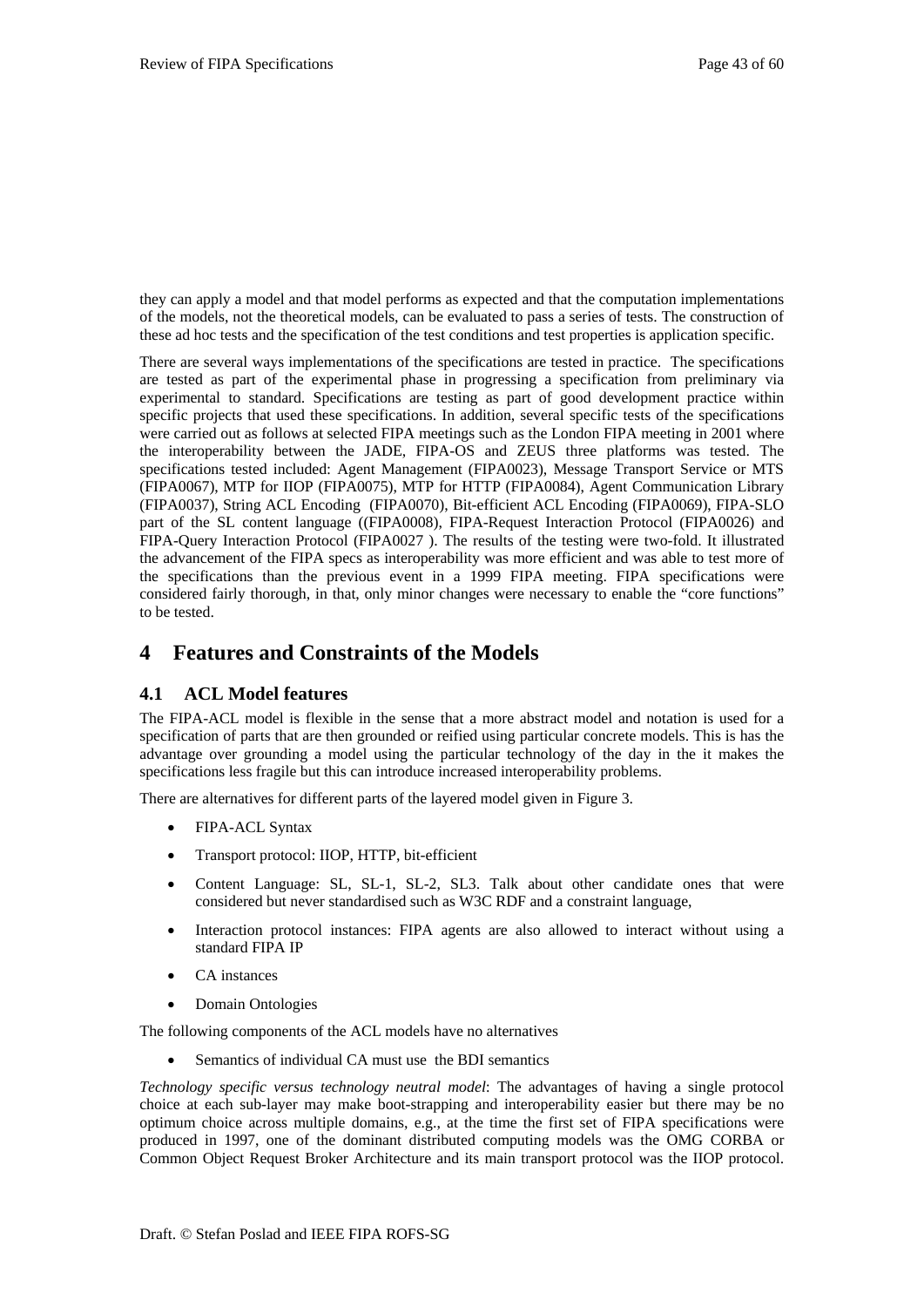they can apply a model and that model performs as expected and that the computation implementations of the models, not the theoretical models, can be evaluated to pass a series of tests. The construction of these ad hoc tests and the specification of the test conditions and test properties is application specific.

There are several ways implementations of the specifications are tested in practice. The specifications are tested as part of the experimental phase in progressing a specification from preliminary via experimental to standard. Specifications are testing as part of good development practice within specific projects that used these specifications. In addition, several specific tests of the specifications were carried out as follows at selected FIPA meetings such as the London FIPA meeting in 2001 where the interoperability between the JADE, FIPA-OS and ZEUS three platforms was tested. The specifications tested included: Agent Management (FIPA0023), Message Transport Service or MTS (FIPA0067), MTP for IIOP (FIPA0075), MTP for HTTP (FIPA0084), Agent Communication Library (FIPA0037), String ACL Encoding (FIPA0070), Bit-efficient ACL Encoding (FIPA0069), FIPA-SLO part of the SL content language ((FIPA0008), FIPA-Request Interaction Protocol (FIPA0026) and FIPA-Query Interaction Protocol (FIPA0027 ). The results of the testing were two-fold. It illustrated the advancement of the FIPA specs as interoperability was more efficient and was able to test more of the specifications than the previous event in a 1999 FIPA meeting. FIPA specifications were considered fairly thorough, in that, only minor changes were necessary to enable the "core functions" to be tested.

# 4 Features and Constraints of the Models

## 4.1 ACL Model features

The FIPA-ACL model is flexible in the sense that a more abstract model and notation is used for a specification of parts that are then grounded or reified using particular concrete models. This is has the advantage over grounding a model using the particular technology of the day in the it makes the specifications less fragile but this can introduce increased interoperability problems.

There are alternatives for different parts of the layered model given in Figure 3.

- FIPA-ACL Syntax
- Transport protocol: IIOP, HTTP, bit-efficient
- Content Language: SL, SL-1, SL-2, SL3. Talk about other candidate ones that were considered but never standardised such as W3C RDF and a constraint language,
- Interaction protocol instances: FIPA agents are also allowed to interact without using a standard FIPA IP
- CA instances
- Domain Ontologies

The following components of the ACL models have no alternatives

- Semantics of individual CA must use the BDI semantics

*Technology specific versus technology neutral model*: The advantages of having a single protocol choice at each sub-layer may make boot-strapping and interoperability easier but there may be no optimum choice across multiple domains, e.g., at the time the first set of FIPA specifications were produced in 1997, one of the dominant distributed computing models was the OMG CORBA or Common Object Request Broker Architecture and its main transport protocol was the IIOP protocol.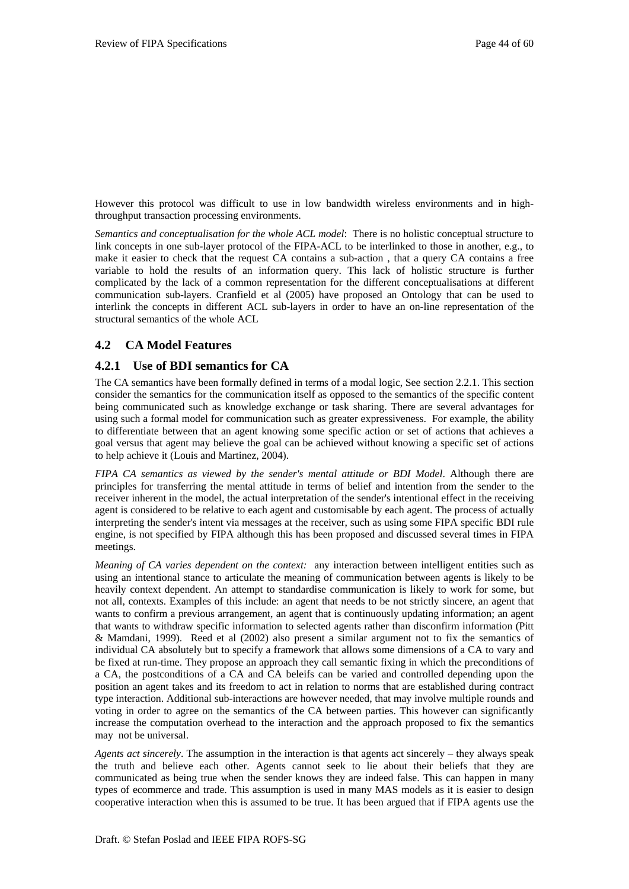However this protocol was difficult to use in low bandwidth wireless environments and in high-throughput transaction processing environments.

*Semantics and conceptualisation for the whole ACL model*: There is no holistic conceptual structure to link concepts in one sub-layer protocol of the FIPA-ACL to be interlinked to those in another, e.g., to make it easier to check that the request CA contains a sub-action , that a query CA contains a free variable to hold the results of an information query. This lack of holistic structure is further complicated by the lack of a common representation for the different conceptualisations at different communication sub-layers. Cranfield et al (2005) have proposed an Ontology that can be used to interlink the concepts in different ACL sub-layers in order to have an on-line representation of the structural semantics of the whole ACL

## 4.2 CA Model Features

### 4.2.1 Use of BDI semantics for CA

The CA semantics have been formally defined in terms of a modal logic, See section 2.2.1. This section consider the semantics for the communication itself as opposed to the semantics of the specific content being communicated such as knowledge exchange or task sharing. There are several advantages for using such a formal model for communication such as greater expressiveness. For example, the ability to differentiate between that an agent knowing some specific action or set of actions that achieves a goal versus that agent may believe the goal can be achieved without knowing a specific set of actions to help achieve it (Louis and Martinez, 2004).

*FIPA CA semantics as viewed by the sender's mental attitude or BDI Model*. Although there are principles for transferring the mental attitude in terms of belief and intention from the sender to the receiver inherent in the model, the actual interpretation of the sender's intentional effect in the receiving agent is considered to be relative to each agent and customisable by each agent. The process of actually interpreting the sender's intent via messages at the receiver, such as using some FIPA specific BDI rule engine, is not specified by FIPA although this has been proposed and discussed several times in FIPA meetings.

*Meaning of CA varies dependent on the context:* any interaction between intelligent entities such as using an intentional stance to articulate the meaning of communication between agents is likely to be heavily context dependent. An attempt to standardise communication is likely to work for some, but not all, contexts. Examples of this include: an agent that needs to be not strictly sincere, an agent that wants to confirm a previous arrangement, an agent that is continuously updating information; an agent that wants to withdraw specific information to selected agents rather than disconfirm information (Pitt & Mamdani, 1999). Reed et al (2002) also present a similar argument not to fix the semantics of individual CA absolutely but to specify a framework that allows some dimensions of a CA to vary and be fixed at run-time. They propose an approach they call semantic fixing in which the preconditions of a CA, the postconditions of a CA and CA beleifs can be varied and controlled depending upon the position an agent takes and its freedom to act in relation to norms that are established during contract type interaction. Additional sub-interactions are however needed, that may involve multiple rounds and voting in order to agree on the semantics of the CA between parties. This however can significantly increase the computation overhead to the interaction and the approach proposed to fix the semantics may not be universal.

*Agents act sincerely*. The assumption in the interaction is that agents act sincerely – they always speak the truth and believe each other. Agents cannot seek to lie about their beliefs that they are communicated as being true when the sender knows they are indeed false. This can happen in many types of ecommerce and trade. This assumption is used in many MAS models as it is easier to design cooperative interaction when this is assumed to be true. It has been argued that if FIPA agents use the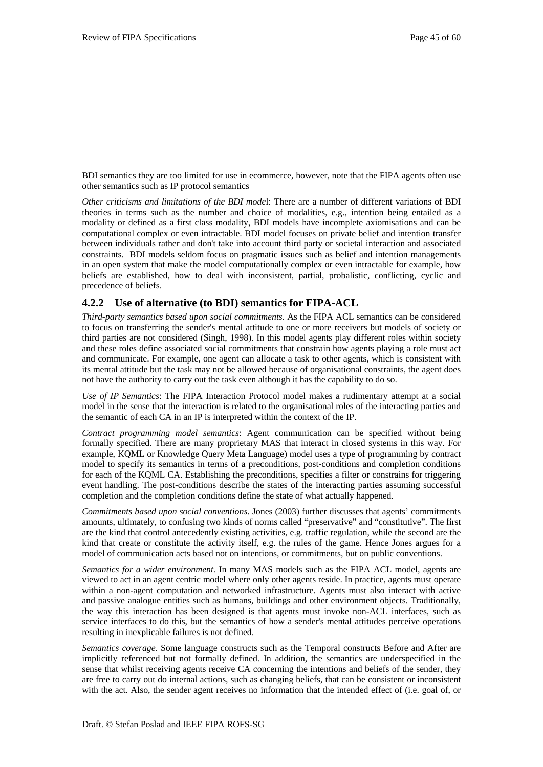BDI semantics they are too limited for use in ecommerce, however, note that the FIPA agents often use other semantics such as IP protocol semantics

*Other criticisms and limitations of the BDI mode*l: There are a number of different variations of BDI theories in terms such as the number and choice of modalities, e.g., intention being entailed as a modality or defined as a first class modality, BDI models have incomplete axiomisations and can be computational complex or even intractable. BDI model focuses on private belief and intention transfer between individuals rather and don't take into account third party or societal interaction and associated constraints. BDI models seldom focus on pragmatic issues such as belief and intention managements in an open system that make the model computationally complex or even intractable for example, how beliefs are established, how to deal with inconsistent, partial, probalistic, conflicting, cyclic and precedence of beliefs.

### 4.2.2 Use of alternative (to BDI) semantics for FIPA-ACL

*Third-party semantics based upon social commitments*. As the FIPA ACL semantics can be considered to focus on transferring the sender's mental attitude to one or more receivers but models of society or third parties are not considered (Singh, 1998). In this model agents play different roles within society and these roles define associated social commitments that constrain how agents playing a role must act and communicate. For example, one agent can allocate a task to other agents, which is consistent with its mental attitude but the task may not be allowed because of organisational constraints, the agent does not have the authority to carry out the task even although it has the capability to do so.

*Use of IP Semantics*: The FIPA Interaction Protocol model makes a rudimentary attempt at a social model in the sense that the interaction is related to the organisational roles of the interacting parties and the semantic of each CA in an IP is interpreted within the context of the IP.

*Contract programming model semantics*: Agent communication can be specified without being formally specified. There are many proprietary MAS that interact in closed systems in this way. For example, KQML or Knowledge Query Meta Language) model uses a type of programming by contract model to specify its semantics in terms of a preconditions, post-conditions and completion conditions for each of the KQML CA. Establishing the preconditions, specifies a filter or constrains for triggering event handling. The post-conditions describe the states of the interacting parties assuming successful completion and the completion conditions define the state of what actually happened.

*Commitments based upon social conventions*. Jones (2003) further discusses that agents' commitments amounts, ultimately, to confusing two kinds of norms called "preservative" and "constitutive". The first are the kind that control antecedently existing activities, e.g. traffic regulation, while the second are the kind that create or constitute the activity itself, e.g. the rules of the game. Hence Jones argues for a model of communication acts based not on intentions, or commitments, but on public conventions.

*Semantics for a wider environment*. In many MAS models such as the FIPA ACL model, agents are viewed to act in an agent centric model where only other agents reside. In practice, agents must operate within a non-agent computation and networked infrastructure. Agents must also interact with active and passive analogue entities such as humans, buildings and other environment objects. Traditionally, the way this interaction has been designed is that agents must invoke non-ACL interfaces, such as service interfaces to do this, but the semantics of how a sender's mental attitudes perceive operations resulting in inexplicable failures is not defined.

*Semantics coverage*. Some language constructs such as the Temporal constructs Before and After are implicitly referenced but not formally defined. In addition, the semantics are underspecified in the sense that whilst receiving agents receive CA concerning the intentions and beliefs of the sender, they are free to carry out do internal actions, such as changing beliefs, that can be consistent or inconsistent with the act. Also, the sender agent receives no information that the intended effect of (i.e. goal of, or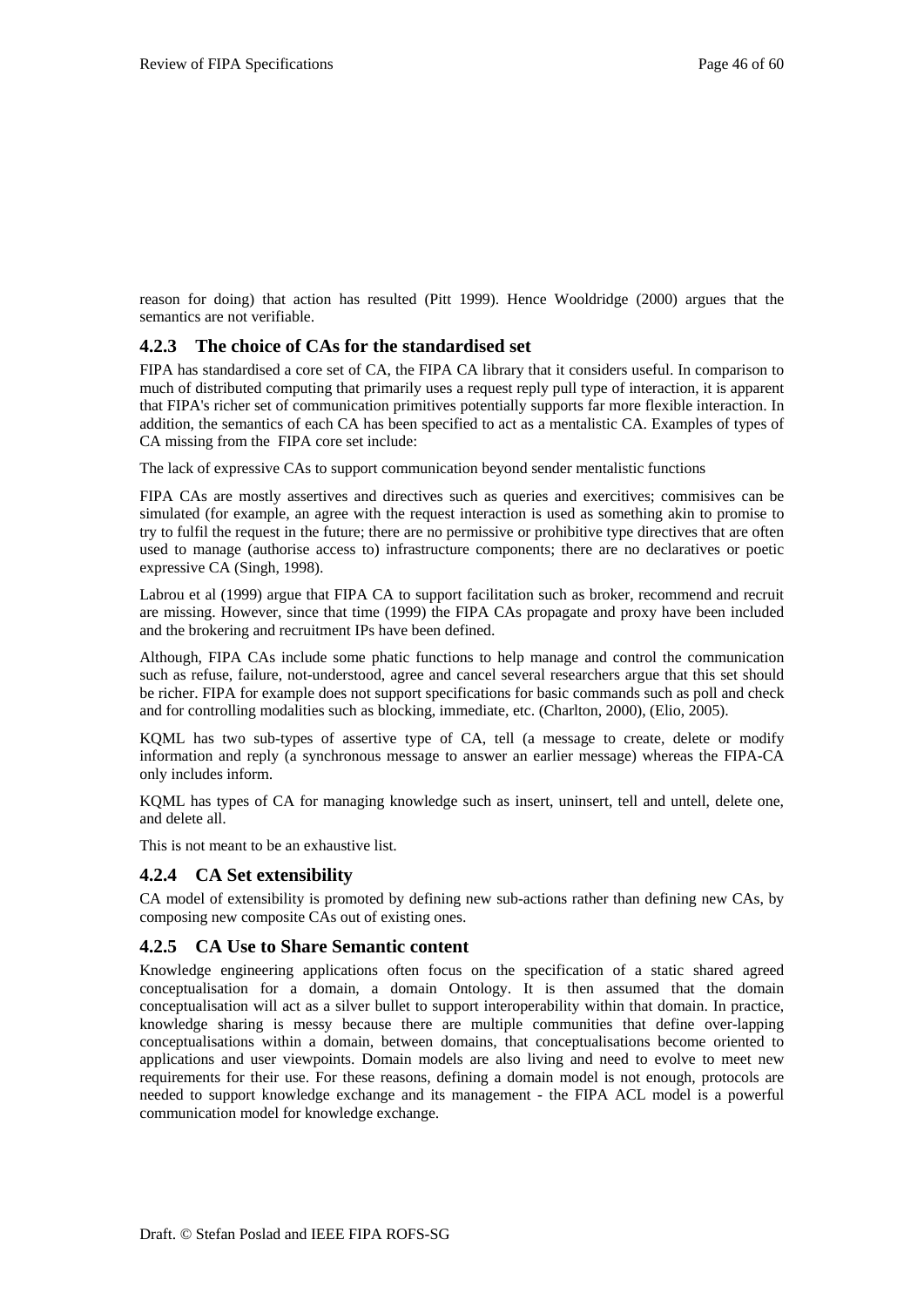reason for doing) that action has resulted (Pitt 1999). Hence Wooldridge (2000) argues that the semantics are not verifiable.

### 4.2.3 The choice of CAs for the standardised set

FIPA has standardised a core set of CA, the FIPA CA library that it considers useful. In comparison to much of distributed computing that primarily uses a request reply pull type of interaction, it is apparent that FIPA's richer set of communication primitives potentially supports far more flexible interaction. In addition, the semantics of each CA has been specified to act as a mentalistic CA. Examples of types of CA missing from the FIPA core set include:

The lack of expressive CAs to support communication beyond sender mentalistic functions

FIPA CAs are mostly assertives and directives such as queries and exercitives; commisives can be simulated (for example, an agree with the request interaction is used as something akin to promise to try to fulfil the request in the future; there are no permissive or prohibitive type directives that are often used to manage (authorise access to) infrastructure components; there are no declaratives or poetic expressive CA (Singh, 1998).

Labrou et al (1999) argue that FIPA CA to support facilitation such as broker, recommend and recruit are missing. However, since that time (1999) the FIPA CAs propagate and proxy have been included and the brokering and recruitment IPs have been defined.

Although, FIPA CAs include some phatic functions to help manage and control the communication such as refuse, failure, not-understood, agree and cancel several researchers argue that this set should be richer. FIPA for example does not support specifications for basic commands such as poll and check and for controlling modalities such as blocking, immediate, etc. (Charlton, 2000), (Elio, 2005).

KQML has two sub-types of assertive type of CA, tell (a message to create, delete or modify information and reply (a synchronous message to answer an earlier message) whereas the FIPA-CA only includes inform.

KQML has types of CA for managing knowledge such as insert, uninsert, tell and untell, delete one, and delete all.

This is not meant to be an exhaustive list.

### 4.2.4 CA Set extensibility

CA model of extensibility is promoted by defining new sub-actions rather than defining new CAs, by composing new composite CAs out of existing ones.

### 4.2.5 CA Use to Share Semantic content

Knowledge engineering applications often focus on the specification of a static shared agreed conceptualisation for a domain, a domain Ontology. It is then assumed that the domain conceptualisation will act as a silver bullet to support interoperability within that domain. In practice, knowledge sharing is messy because there are multiple communities that define over-lapping conceptualisations within a domain, between domains, that conceptualisations become oriented to applications and user viewpoints. Domain models are also living and need to evolve to meet new requirements for their use. For these reasons, defining a domain model is not enough, protocols are needed to support knowledge exchange and its management - the FIPA ACL model is a powerful communication model for knowledge exchange.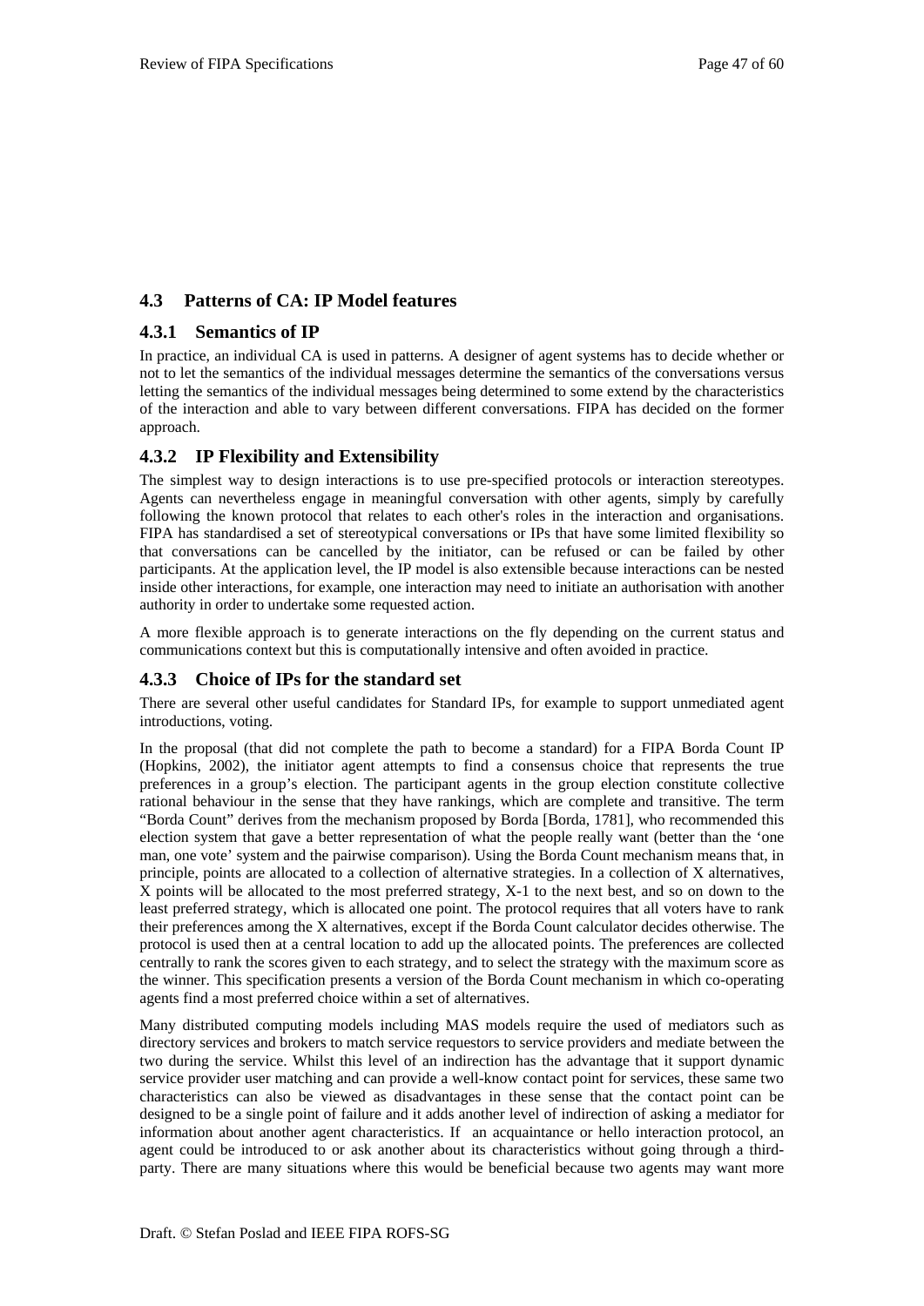## 4.3 Patterns of CA: IP Model features

### 4.3.1 Semantics of IP

In practice, an individual CA is used in patterns. A designer of agent systems has to decide whether or not to let the semantics of the individual messages determine the semantics of the conversations versus letting the semantics of the individual messages being determined to some extend by the characteristics of the interaction and able to vary between different conversations. FIPA has decided on the former approach.

### 4.3.2 IP Flexibility and Extensibility

The simplest way to design interactions is to use pre-specified protocols or interaction stereotypes. Agents can nevertheless engage in meaningful conversation with other agents, simply by carefully following the known protocol that relates to each other's roles in the interaction and organisations. FIPA has standardised a set of stereotypical conversations or IPs that have some limited flexibility so that conversations can be cancelled by the initiator, can be refused or can be failed by other participants. At the application level, the IP model is also extensible because interactions can be nested inside other interactions, for example, one interaction may need to initiate an authorisation with another authority in order to undertake some requested action.

A more flexible approach is to generate interactions on the fly depending on the current status and communications context but this is computationally intensive and often avoided in practice.

### 4.3.3 Choice of IPs for the standard set

There are several other useful candidates for Standard IPs, for example to support unmediated agent introductions, voting.

In the proposal (that did not complete the path to become a standard) for a FIPA Borda Count IP (Hopkins, 2002), the initiator agent attempts to find a consensus choice that represents the true preferences in a group's election. The participant agents in the group election constitute collective rational behaviour in the sense that they have rankings, which are complete and transitive. The term "Borda Count" derives from the mechanism proposed by Borda [Borda, 1781], who recommended this election system that gave a better representation of what the people really want (better than the 'one man, one vote' system and the pairwise comparison). Using the Borda Count mechanism means that, in principle, points are allocated to a collection of alternative strategies. In a collection of X alternatives, X points will be allocated to the most preferred strategy, X-1 to the next best, and so on down to the least preferred strategy, which is allocated one point. The protocol requires that all voters have to rank their preferences among the X alternatives, except if the Borda Count calculator decides otherwise. The protocol is used then at a central location to add up the allocated points. The preferences are collected centrally to rank the scores given to each strategy, and to select the strategy with the maximum score as the winner. This specification presents a version of the Borda Count mechanism in which co-operating agents find a most preferred choice within a set of alternatives.

Many distributed computing models including MAS models require the used of mediators such as directory services and brokers to match service requestors to service providers and mediate between the two during the service. Whilst this level of an indirection has the advantage that it support dynamic service provider user matching and can provide a well-know contact point for services, these same two characteristics can also be viewed as disadvantages in these sense that the contact point can be designed to be a single point of failure and it adds another level of indirection of asking a mediator for information about another agent characteristics. If an acquaintance or hello interaction protocol, an agent could be introduced to or ask another about its characteristics without going through a third-party. There are many situations where this would be beneficial because two agents may want more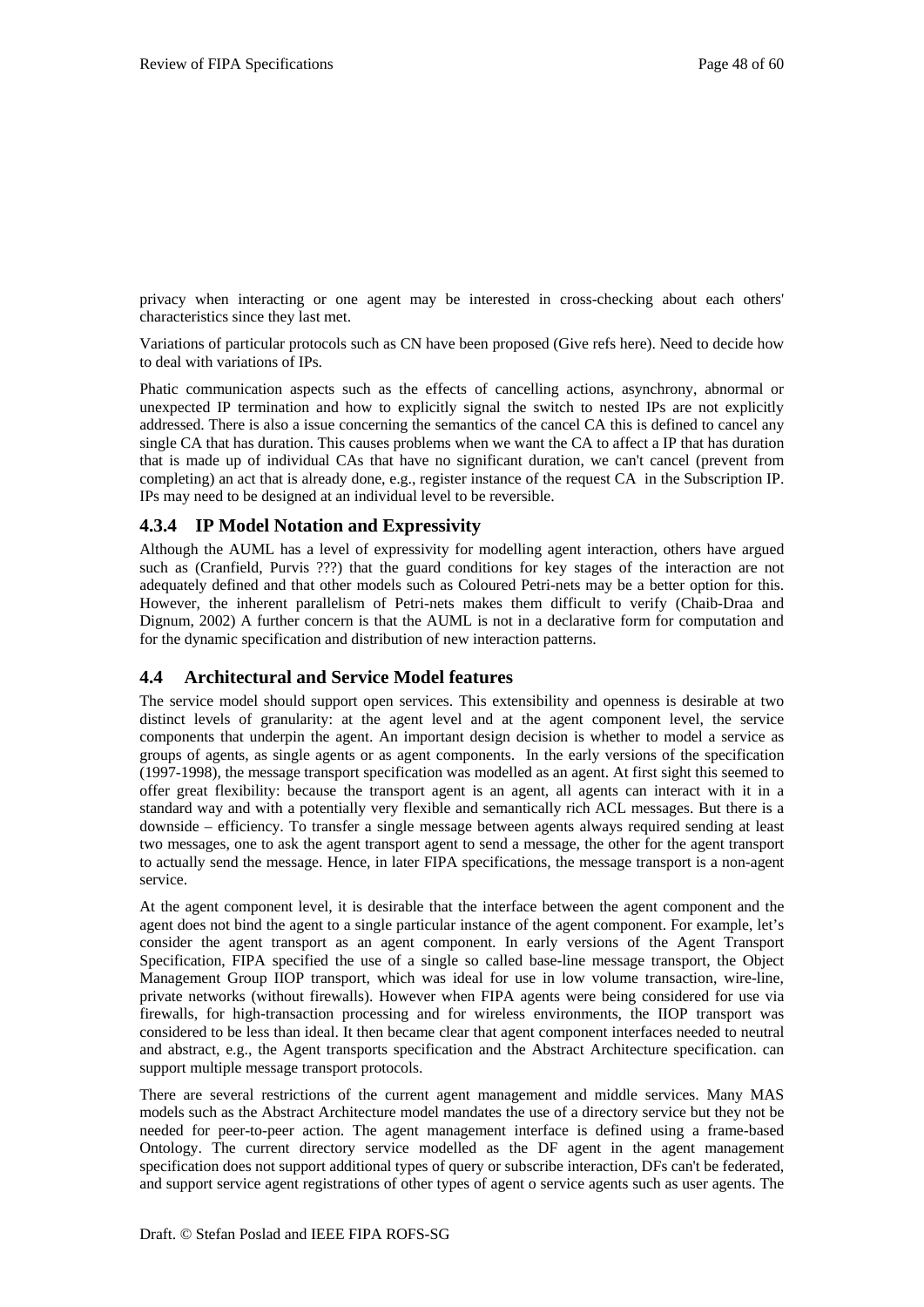privacy when interacting or one agent may be interested in cross-checking about each others' characteristics since they last met.

Variations of particular protocols such as CN have been proposed (Give refs here). Need to decide how to deal with variations of IPs.

Phatic communication aspects such as the effects of cancelling actions, asynchrony, abnormal or unexpected IP termination and how to explicitly signal the switch to nested IPs are not explicitly addressed. There is also a issue concerning the semantics of the cancel CA this is defined to cancel any single CA that has duration. This causes problems when we want the CA to affect a IP that has duration that is made up of individual CAs that have no significant duration, we can't cancel (prevent from completing) an act that is already done, e.g., register instance of the request CA in the Subscription IP. IPs may need to be designed at an individual level to be reversible.

### 4.3.4 IP Model Notation and Expressivity

Although the AUML has a level of expressivity for modelling agent interaction, others have argued such as (Cranfield, Purvis ???) that the guard conditions for key stages of the interaction are not adequately defined and that other models such as Coloured Petri-nets may be a better option for this. However, the inherent parallelism of Petri-nets makes them difficult to verify (Chaib-Draa and Dignum, 2002) A further concern is that the AUML is not in a declarative form for computation and for the dynamic specification and distribution of new interaction patterns.

## 4.4 Architectural and Service Model features

The service model should support open services. This extensibility and openness is desirable at two distinct levels of granularity: at the agent level and at the agent component level, the service components that underpin the agent. An important design decision is whether to model a service as groups of agents, as single agents or as agent components. In the early versions of the specification (1997-1998), the message transport specification was modelled as an agent. At first sight this seemed to offer great flexibility: because the transport agent is an agent, all agents can interact with it in a standard way and with a potentially very flexible and semantically rich ACL messages. But there is a downside – efficiency. To transfer a single message between agents always required sending at least two messages, one to ask the agent transport agent to send a message, the other for the agent transport to actually send the message. Hence, in later FIPA specifications, the message transport is a non-agent service.

At the agent component level, it is desirable that the interface between the agent component and the agent does not bind the agent to a single particular instance of the agent component. For example, let's consider the agent transport as an agent component. In early versions of the Agent Transport Specification, FIPA specified the use of a single so called base-line message transport, the Object Management Group IIOP transport, which was ideal for use in low volume transaction, wire-line, private networks (without firewalls). However when FIPA agents were being considered for use via firewalls, for high-transaction processing and for wireless environments, the IIOP transport was considered to be less than ideal. It then became clear that agent component interfaces needed to neutral and abstract, e.g., the Agent transports specification and the Abstract Architecture specification. can support multiple message transport protocols.

There are several restrictions of the current agent management and middle services. Many MAS models such as the Abstract Architecture model mandates the use of a directory service but they not be needed for peer-to-peer action. The agent management interface is defined using a frame-based Ontology. The current directory service modelled as the DF agent in the agent management specification does not support additional types of query or subscribe interaction, DFs can't be federated, and support service agent registrations of other types of agent o service agents such as user agents. The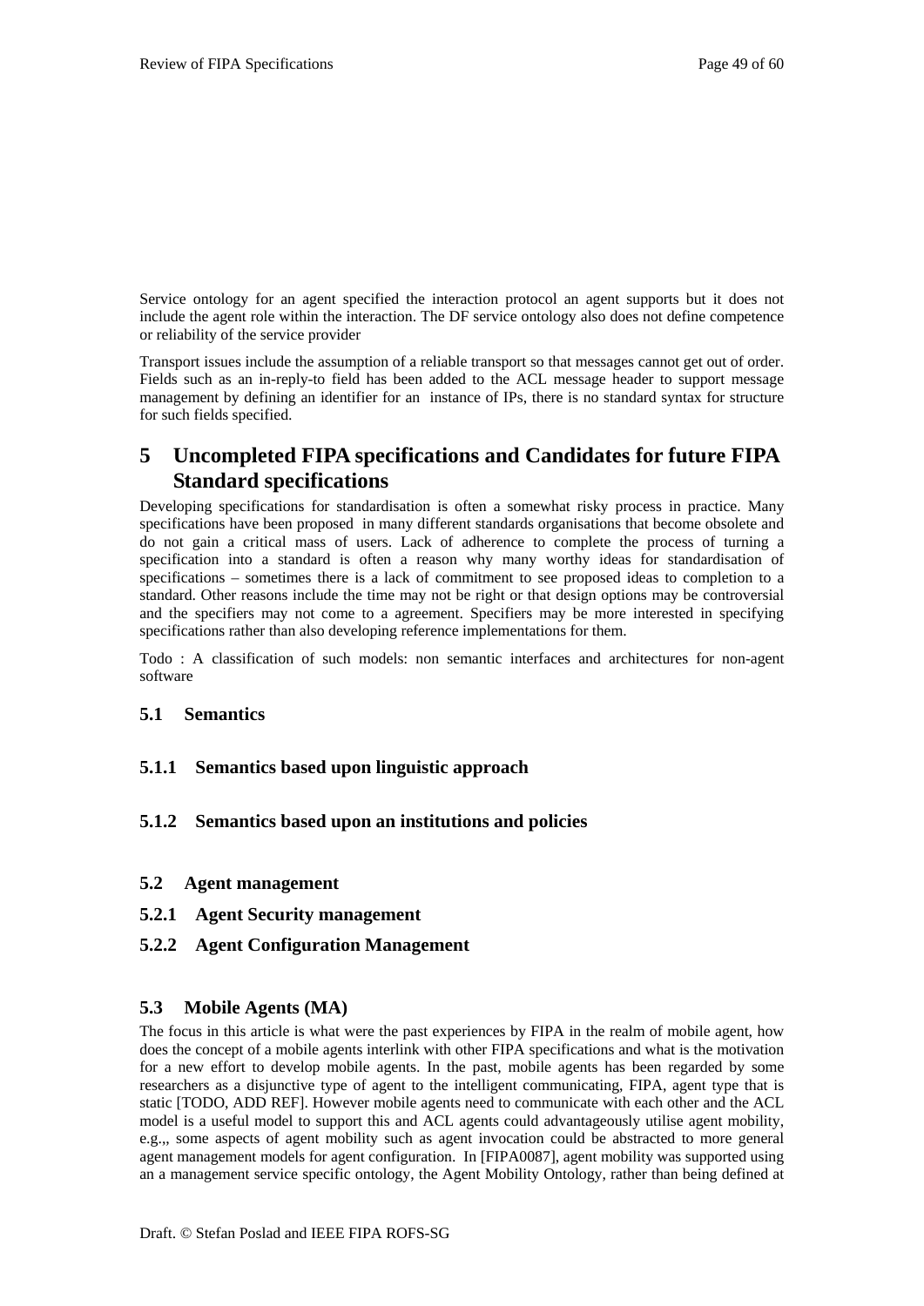Service ontology for an agent specified the interaction protocol an agent supports but it does not include the agent role within the interaction. The DF service ontology also does not define competence or reliability of the service provider

Transport issues include the assumption of a reliable transport so that messages cannot get out of order. Fields such as an in-reply-to field has been added to the ACL message header to support message management by defining an identifier for an instance of IPs, there is no standard syntax for structure for such fields specified.

# 5 Uncompleted FIPA specifications and Candidates for future FIPA Standard specifications

Developing specifications for standardisation is often a somewhat risky process in practice. Many specifications have been proposed in many different standards organisations that become obsolete and do not gain a critical mass of users. Lack of adherence to complete the process of turning a specification into a standard is often a reason why many worthy ideas for standardisation of specifications – sometimes there is a lack of commitment to see proposed ideas to completion to a standard. Other reasons include the time may not be right or that design options may be controversial and the specifiers may not come to a agreement. Specifiers may be more interested in specifying specifications rather than also developing reference implementations for them.

Todo : A classification of such models: non semantic interfaces and architectures for non-agent software

## 5.1 Semantics

### 5.1.1 Semantics based upon linguistic approach

### 5.1.2 Semantics based upon an institutions and policies

## 5.2 Agent management

### 5.2.1 Agent Security management

### 5.2.2 Agent Configuration Management

## 5.3 Mobile Agents (MA)

The focus in this article is what were the past experiences by FIPA in the realm of mobile agent, how does the concept of a mobile agents interlink with other FIPA specifications and what is the motivation for a new effort to develop mobile agents. In the past, mobile agents has been regarded by some researchers as a disjunctive type of agent to the intelligent communicating, FIPA, agent type that is static [TODO, ADD REF]. However mobile agents need to communicate with each other and the ACL model is a useful model to support this and ACL agents could advantageously utilise agent mobility, e.g.,, some aspects of agent mobility such as agent invocation could be abstracted to more general agent management models for agent configuration. In [FIPA0087], agent mobility was supported using an a management service specific ontology, the Agent Mobility Ontology, rather than being defined at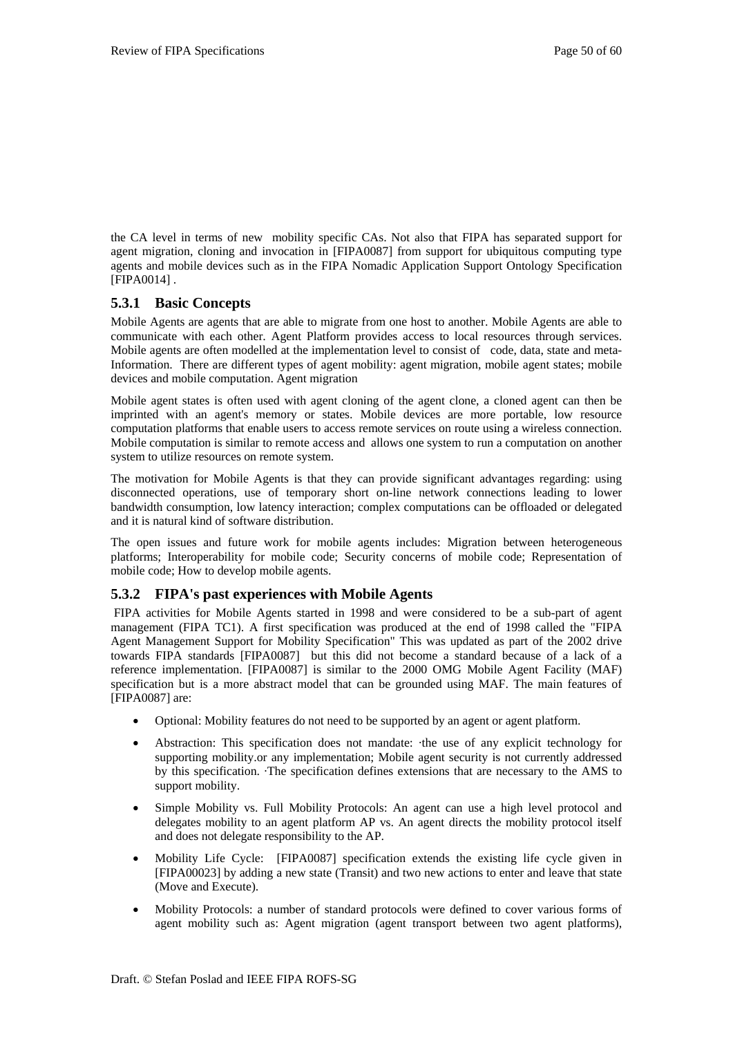the CA level in terms of new mobility specific CAs. Not also that FIPA has separated support for agent migration, cloning and invocation in [FIPA0087] from support for ubiquitous computing type agents and mobile devices such as in the FIPA Nomadic Application Support Ontology Specification [FIPA0014] .

### 5.3.1 Basic Concepts

Mobile Agents are agents that are able to migrate from one host to another. Mobile Agents are able to communicate with each other. Agent Platform provides access to local resources through services. Mobile agents are often modelled at the implementation level to consist of code, data, state and meta-Information. There are different types of agent mobility: agent migration, mobile agent states; mobile devices and mobile computation. Agent migration

Mobile agent states is often used with agent cloning of the agent clone, a cloned agent can then be imprinted with an agent's memory or states. Mobile devices are more portable, low resource computation platforms that enable users to access remote services on route using a wireless connection. Mobile computation is similar to remote access and allows one system to run a computation on another system to utilize resources on remote system.

The motivation for Mobile Agents is that they can provide significant advantages regarding: using disconnected operations, use of temporary short on-line network connections leading to lower bandwidth consumption, low latency interaction; complex computations can be offloaded or delegated and it is natural kind of software distribution.

The open issues and future work for mobile agents includes: Migration between heterogeneous platforms; Interoperability for mobile code; Security concerns of mobile code; Representation of mobile code; How to develop mobile agents.

### 5.3.2 FIPA's past experiences with Mobile Agents

FIPA activities for Mobile Agents started in 1998 and were considered to be a sub-part of agent management (FIPA TC1). A first specification was produced at the end of 1998 called the "FIPA Agent Management Support for Mobility Specification" This was updated as part of the 2002 drive towards FIPA standards [FIPA0087] but this did not become a standard because of a lack of a reference implementation. [FIPA0087] is similar to the 2000 OMG Mobile Agent Facility (MAF) specification but is a more abstract model that can be grounded using MAF. The main features of [FIPA0087] are:

- Optional: Mobility features do not need to be supported by an agent or agent platform.
- Abstraction: This specification does not mandate: ·the use of any explicit technology for supporting mobility.or any implementation; Mobile agent security is not currently addressed by this specification. ·The specification defines extensions that are necessary to the AMS to support mobility.
- Simple Mobility vs. Full Mobility Protocols: An agent can use a high level protocol and delegates mobility to an agent platform AP vs. An agent directs the mobility protocol itself and does not delegate responsibility to the AP.
- Mobility Life Cycle: [FIPA0087] specification extends the existing life cycle given in [FIPA00023] by adding a new state (Transit) and two new actions to enter and leave that state (Move and Execute).
- Mobility Protocols: a number of standard protocols were defined to cover various forms of agent mobility such as: Agent migration (agent transport between two agent platforms),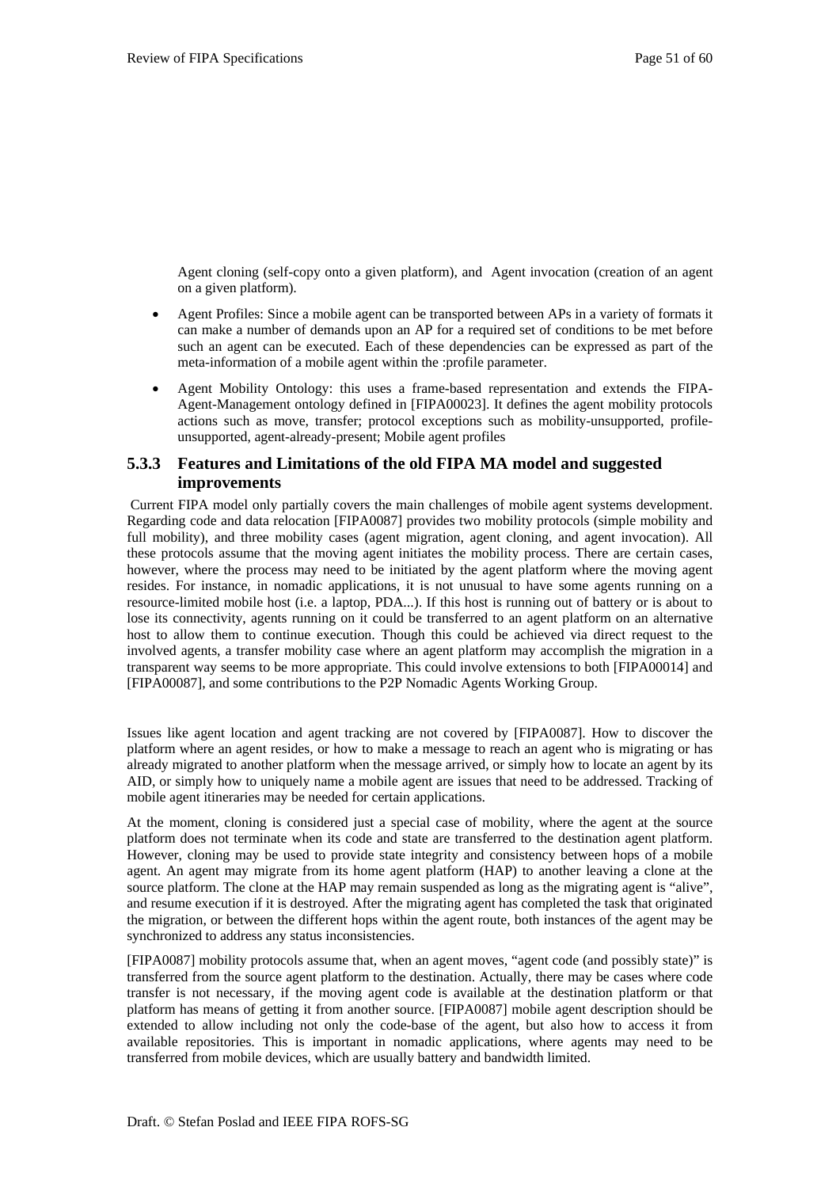Agent cloning (self-copy onto a given platform), and Agent invocation (creation of an agent on a given platform).

- Agent Profiles: Since a mobile agent can be transported between APs in a variety of formats it can make a number of demands upon an AP for a required set of conditions to be met before such an agent can be executed. Each of these dependencies can be expressed as part of the meta-information of a mobile agent within the :profile parameter.
- Agent Mobility Ontology: this uses a frame-based representation and extends the FIPA-Agent-Management ontology defined in [FIPA00023]. It defines the agent mobility protocols actions such as move, transfer; protocol exceptions such as mobility-unsupported, profile-unsupported, agent-already-present; Mobile agent profiles

### 5.3.3 Features and Limitations of the old FIPA MA model and suggested improvements

Current FIPA model only partially covers the main challenges of mobile agent systems development. Regarding code and data relocation [FIPA0087] provides two mobility protocols (simple mobility and full mobility), and three mobility cases (agent migration, agent cloning, and agent invocation). All these protocols assume that the moving agent initiates the mobility process. There are certain cases, however, where the process may need to be initiated by the agent platform where the moving agent resides. For instance, in nomadic applications, it is not unusual to have some agents running on a resource-limited mobile host (i.e. a laptop, PDA...). If this host is running out of battery or is about to lose its connectivity, agents running on it could be transferred to an agent platform on an alternative host to allow them to continue execution. Though this could be achieved via direct request to the involved agents, a transfer mobility case where an agent platform may accomplish the migration in a transparent way seems to be more appropriate. This could involve extensions to both [FIPA00014] and [FIPA00087], and some contributions to the P2P Nomadic Agents Working Group.

Issues like agent location and agent tracking are not covered by [FIPA0087]. How to discover the platform where an agent resides, or how to make a message to reach an agent who is migrating or has already migrated to another platform when the message arrived, or simply how to locate an agent by its AID, or simply how to uniquely name a mobile agent are issues that need to be addressed. Tracking of mobile agent itineraries may be needed for certain applications.

At the moment, cloning is considered just a special case of mobility, where the agent at the source platform does not terminate when its code and state are transferred to the destination agent platform. However, cloning may be used to provide state integrity and consistency between hops of a mobile agent. An agent may migrate from its home agent platform (HAP) to another leaving a clone at the source platform. The clone at the HAP may remain suspended as long as the migrating agent is "alive", and resume execution if it is destroyed. After the migrating agent has completed the task that originated the migration, or between the different hops within the agent route, both instances of the agent may be synchronized to address any status inconsistencies.

[FIPA0087] mobility protocols assume that, when an agent moves, "agent code (and possibly state)" is transferred from the source agent platform to the destination. Actually, there may be cases where code transfer is not necessary, if the moving agent code is available at the destination platform or that platform has means of getting it from another source. [FIPA0087] mobile agent description should be extended to allow including not only the code-base of the agent, but also how to access it from available repositories. This is important in nomadic applications, where agents may need to be transferred from mobile devices, which are usually battery and bandwidth limited.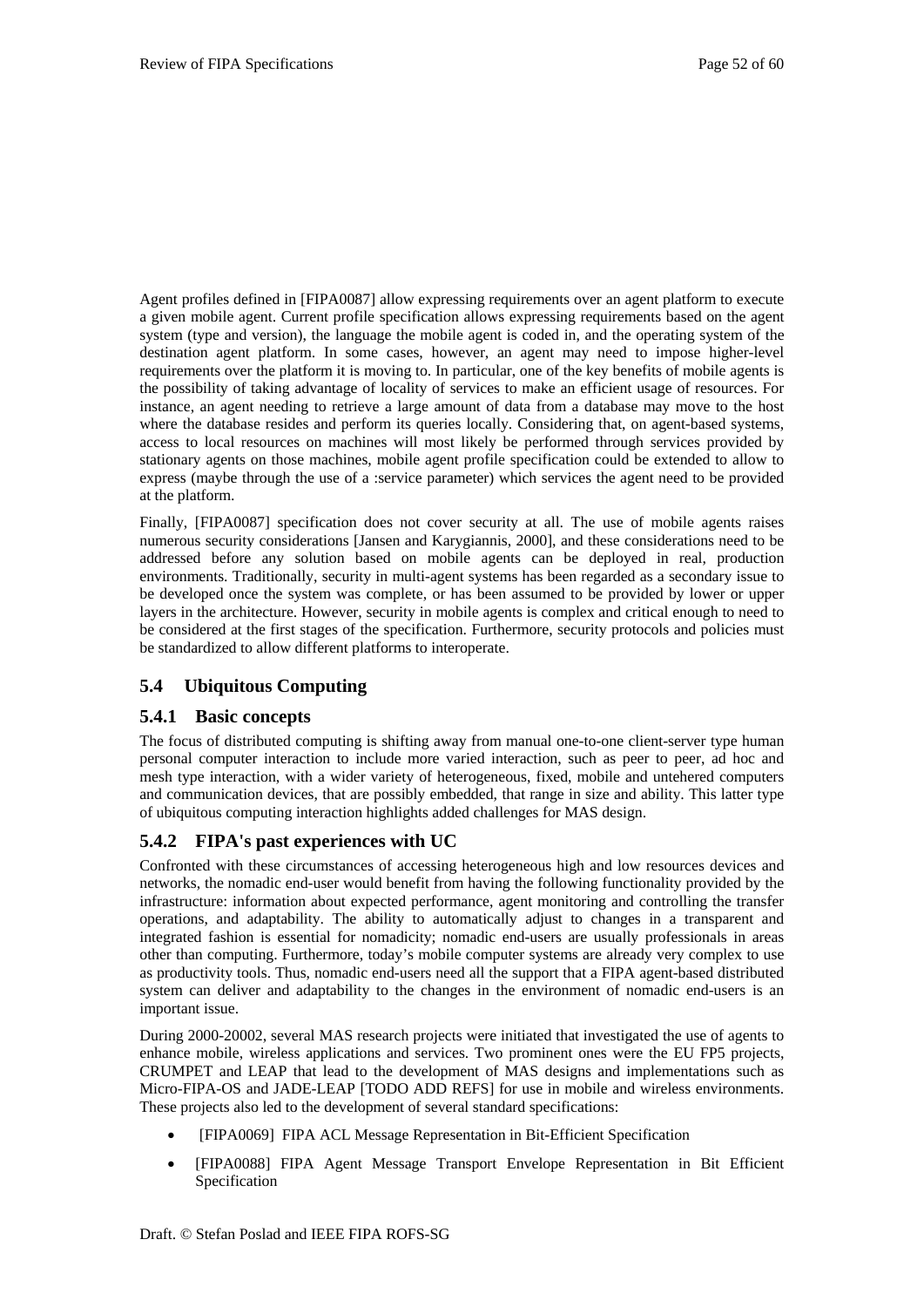Agent profiles defined in [FIPA0087] allow expressing requirements over an agent platform to execute a given mobile agent. Current profile specification allows expressing requirements based on the agent system (type and version), the language the mobile agent is coded in, and the operating system of the destination agent platform. In some cases, however, an agent may need to impose higher-level requirements over the platform it is moving to. In particular, one of the key benefits of mobile agents is the possibility of taking advantage of locality of services to make an efficient usage of resources. For instance, an agent needing to retrieve a large amount of data from a database may move to the host where the database resides and perform its queries locally. Considering that, on agent-based systems, access to local resources on machines will most likely be performed through services provided by stationary agents on those machines, mobile agent profile specification could be extended to allow to express (maybe through the use of a :service parameter) which services the agent need to be provided at the platform.

Finally, [FIPA0087] specification does not cover security at all. The use of mobile agents raises numerous security considerations [Jansen and Karygiannis, 2000], and these considerations need to be addressed before any solution based on mobile agents can be deployed in real, production environments. Traditionally, security in multi-agent systems has been regarded as a secondary issue to be developed once the system was complete, or has been assumed to be provided by lower or upper layers in the architecture. However, security in mobile agents is complex and critical enough to need to be considered at the first stages of the specification. Furthermore, security protocols and policies must be standardized to allow different platforms to interoperate.

## 5.4 Ubiquitous Computing

### 5.4.1 Basic concepts

The focus of distributed computing is shifting away from manual one-to-one client-server type human personal computer interaction to include more varied interaction, such as peer to peer, ad hoc and mesh type interaction, with a wider variety of heterogeneous, fixed, mobile and untehered computers and communication devices, that are possibly embedded, that range in size and ability. This latter type of ubiquitous computing interaction highlights added challenges for MAS design.

### 5.4.2 FIPA's past experiences with UC

Confronted with these circumstances of accessing heterogeneous high and low resources devices and networks, the nomadic end-user would benefit from having the following functionality provided by the infrastructure: information about expected performance, agent monitoring and controlling the transfer operations, and adaptability. The ability to automatically adjust to changes in a transparent and integrated fashion is essential for nomadicity; nomadic end-users are usually professionals in areas other than computing. Furthermore, today's mobile computer systems are already very complex to use as productivity tools. Thus, nomadic end-users need all the support that a FIPA agent-based distributed system can deliver and adaptability to the changes in the environment of nomadic end-users is an important issue.

During 2000-20002, several MAS research projects were initiated that investigated the use of agents to enhance mobile, wireless applications and services. Two prominent ones were the EU FP5 projects, CRUMPET and LEAP that lead to the development of MAS designs and implementations such as Micro-FIPA-OS and JADE-LEAP [TODO ADD REFS] for use in mobile and wireless environments. These projects also led to the development of several standard specifications:

- [FIPA0069] FIPA ACL Message Representation in Bit-Efficient Specification
- [FIPA0088] FIPA Agent Message Transport Envelope Representation in Bit Efficient Specification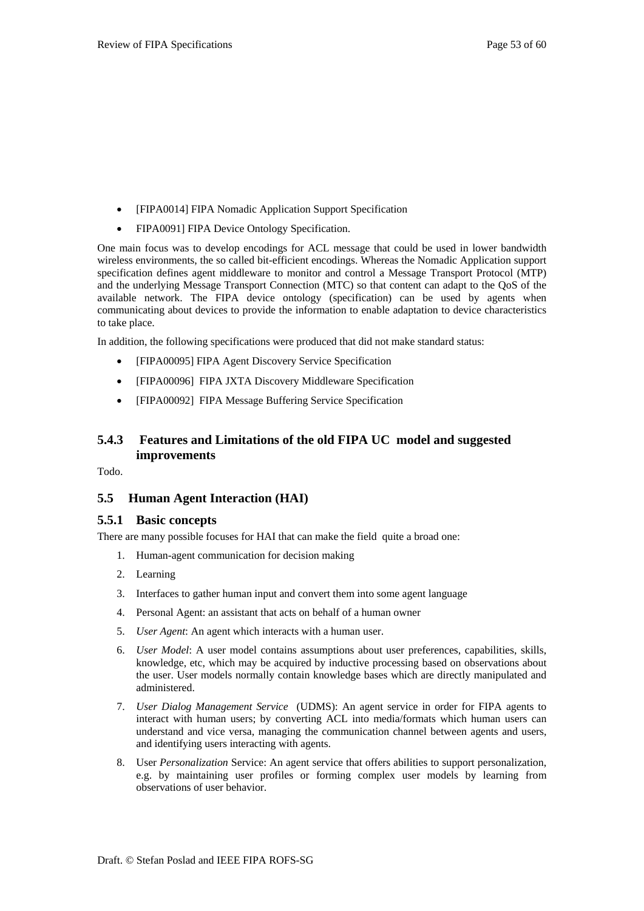- [FIPA0014] FIPA Nomadic Application Support Specification
- FIPA0091] FIPA Device Ontology Specification.

One main focus was to develop encodings for ACL message that could be used in lower bandwidth wireless environments, the so called bit-efficient encodings. Whereas the Nomadic Application support specification defines agent middleware to monitor and control a Message Transport Protocol (MTP) and the underlying Message Transport Connection (MTC) so that content can adapt to the QoS of the available network. The FIPA device ontology (specification) can be used by agents when communicating about devices to provide the information to enable adaptation to device characteristics to take place.

In addition, the following specifications were produced that did not make standard status:

- [FIPA00095] FIPA Agent Discovery Service Specification
- [FIPA00096] FIPA JXTA Discovery Middleware Specification
- [FIPA00092] FIPA Message Buffering Service Specification

### 5.4.3 Features and Limitations of the old FIPA UC model and suggested improvements

Todo.

## 5.5 Human Agent Interaction (HAI)

### 5.5.1 Basic concepts

There are many possible focuses for HAI that can make the field quite a broad one:

1. Human-agent communication for decision making
2. Learning
3. Interfaces to gather human input and convert them into some agent language
4. Personal Agent: an assistant that acts on behalf of a human owner
5. *User Agent*: An agent which interacts with a human user.
6. *User Model*: A user model contains assumptions about user preferences, capabilities, skills, knowledge, etc, which may be acquired by inductive processing based on observations about the user. User models normally contain knowledge bases which are directly manipulated and administered.
7. *User Dialog Management Service* (UDMS): An agent service in order for FIPA agents to interact with human users; by converting ACL into media/formats which human users can understand and vice versa, managing the communication channel between agents and users, and identifying users interacting with agents.
8. User *Personalization* Service: An agent service that offers abilities to support personalization, e.g. by maintaining user profiles or forming complex user models by learning from observations of user behavior.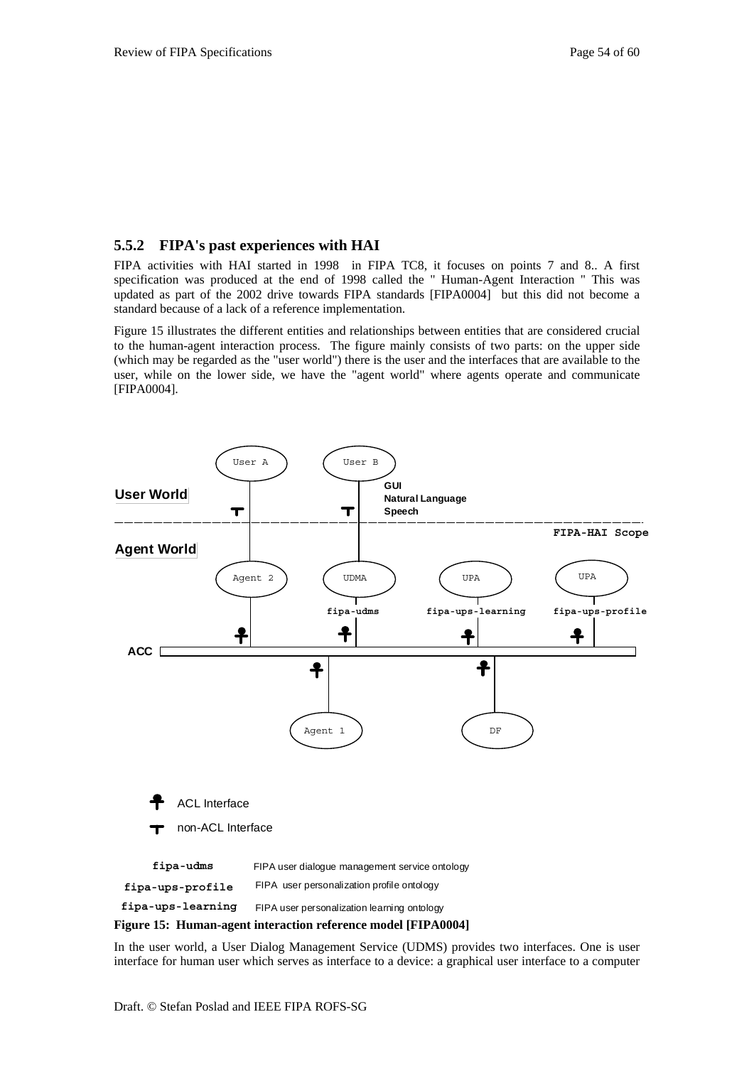### 5.5.2 FIPA's past experiences with HAI

FIPA activities with HAI started in 1998 in FIPA TC8, it focuses on points 7 and 8.. A first specification was produced at the end of 1998 called the " Human-Agent Interaction " This was updated as part of the 2002 drive towards FIPA standards [FIPA0004] but this did not become a standard because of a lack of a reference implementation.

Figure 15 illustrates the different entities and relationships between entities that are considered crucial to the human-agent interaction process. The figure mainly consists of two parts: on the upper side (which may be regarded as the "user world") there is the user and the interfaces that are available to the user, while on the lower side, we have the "agent world" where agents operate and communicate [FIPA0004].

User A | User B | GUI | Natural Language | Speech | User World | FIPA-HAI Scope | Agent World | Agent 2 | UDMA | UPA | UPA | fipa-udms | fipa-ups-learning | fipa-ups-profile | ACC | Agent 1 | DF

ACL Interface

non-ACL Interface

**fipa-udms** FIPA user dialogue management service ontology

**fipa-ups-profile** FIPA user personalization profile ontology

**fipa-ups-learning** FIPA user personalization learning ontology

**Figure 15: Human-agent interaction reference model [FIPA0004]**

In the user world, a User Dialog Management Service (UDMS) provides two interfaces. One is user interface for human user which serves as interface to a device: a graphical user interface to a computer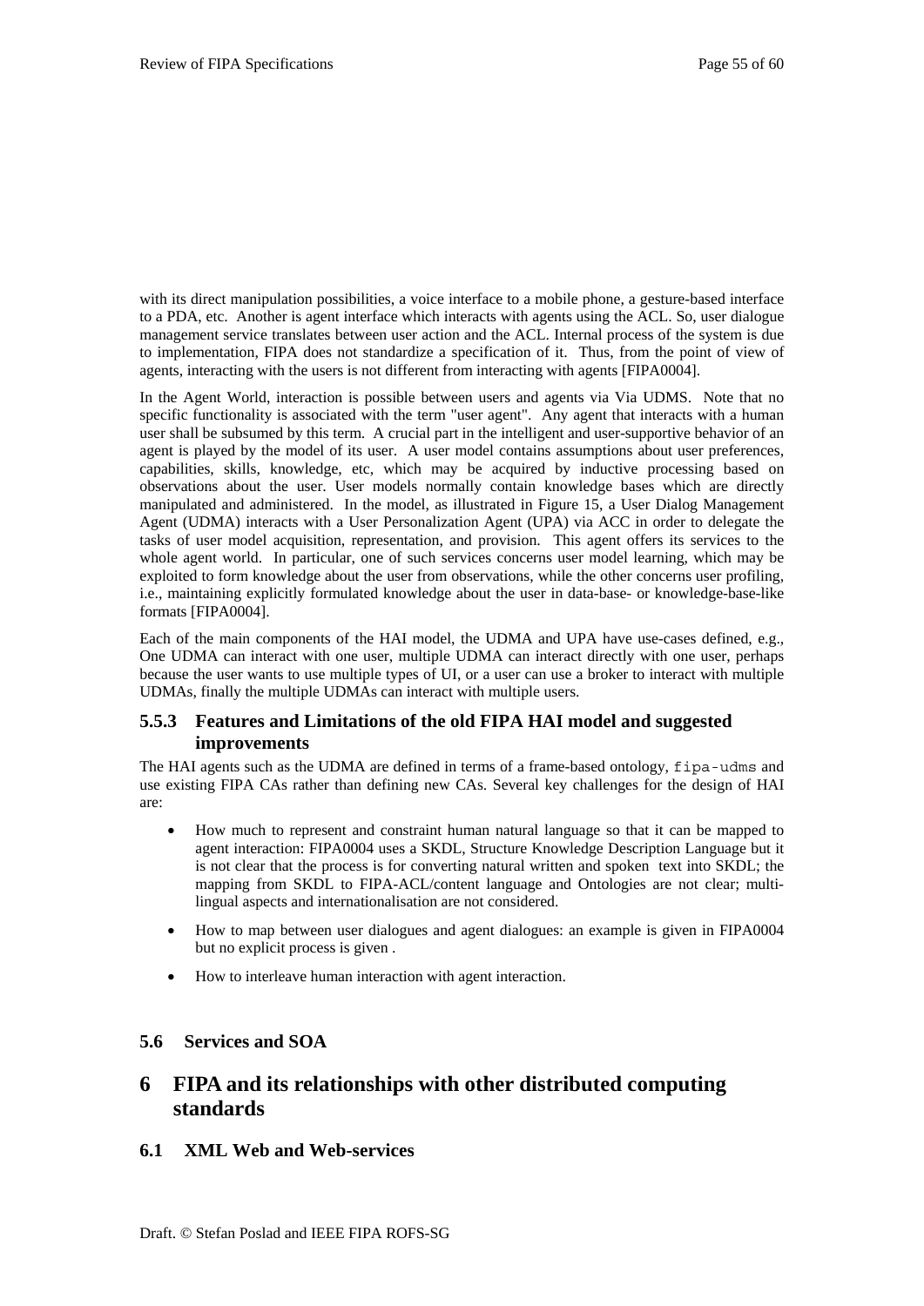with its direct manipulation possibilities, a voice interface to a mobile phone, a gesture-based interface to a PDA, etc. Another is agent interface which interacts with agents using the ACL. So, user dialogue management service translates between user action and the ACL. Internal process of the system is due to implementation, FIPA does not standardize a specification of it. Thus, from the point of view of agents, interacting with the users is not different from interacting with agents [FIPA0004].

In the Agent World, interaction is possible between users and agents via Via UDMS. Note that no specific functionality is associated with the term "user agent". Any agent that interacts with a human user shall be subsumed by this term. A crucial part in the intelligent and user-supportive behavior of an agent is played by the model of its user. A user model contains assumptions about user preferences, capabilities, skills, knowledge, etc, which may be acquired by inductive processing based on observations about the user. User models normally contain knowledge bases which are directly manipulated and administered. In the model, as illustrated in Figure 15, a User Dialog Management Agent (UDMA) interacts with a User Personalization Agent (UPA) via ACC in order to delegate the tasks of user model acquisition, representation, and provision. This agent offers its services to the whole agent world. In particular, one of such services concerns user model learning, which may be exploited to form knowledge about the user from observations, while the other concerns user profiling, i.e., maintaining explicitly formulated knowledge about the user in data-base- or knowledge-base-like formats [FIPA0004].

Each of the main components of the HAI model, the UDMA and UPA have use-cases defined, e.g., One UDMA can interact with one user, multiple UDMA can interact directly with one user, perhaps because the user wants to use multiple types of UI, or a user can use a broker to interact with multiple UDMAs, finally the multiple UDMAs can interact with multiple users.

### 5.5.3 Features and Limitations of the old FIPA HAI model and suggested improvements

The HAI agents such as the UDMA are defined in terms of a frame-based ontology, `fipa-udms` and use existing FIPA CAs rather than defining new CAs. Several key challenges for the design of HAI are:

- How much to represent and constraint human natural language so that it can be mapped to agent interaction: FIPA0004 uses a SKDL, Structure Knowledge Description Language but it is not clear that the process is for converting natural written and spoken text into SKDL; the mapping from SKDL to FIPA-ACL/content language and Ontologies are not clear; multi-lingual aspects and internationalisation are not considered.
- How to map between user dialogues and agent dialogues: an example is given in FIPA0004 but no explicit process is given .
- How to interleave human interaction with agent interaction.

## 5.6 Services and SOA

# 6 FIPA and its relationships with other distributed computing standards

## 6.1 XML Web and Web-services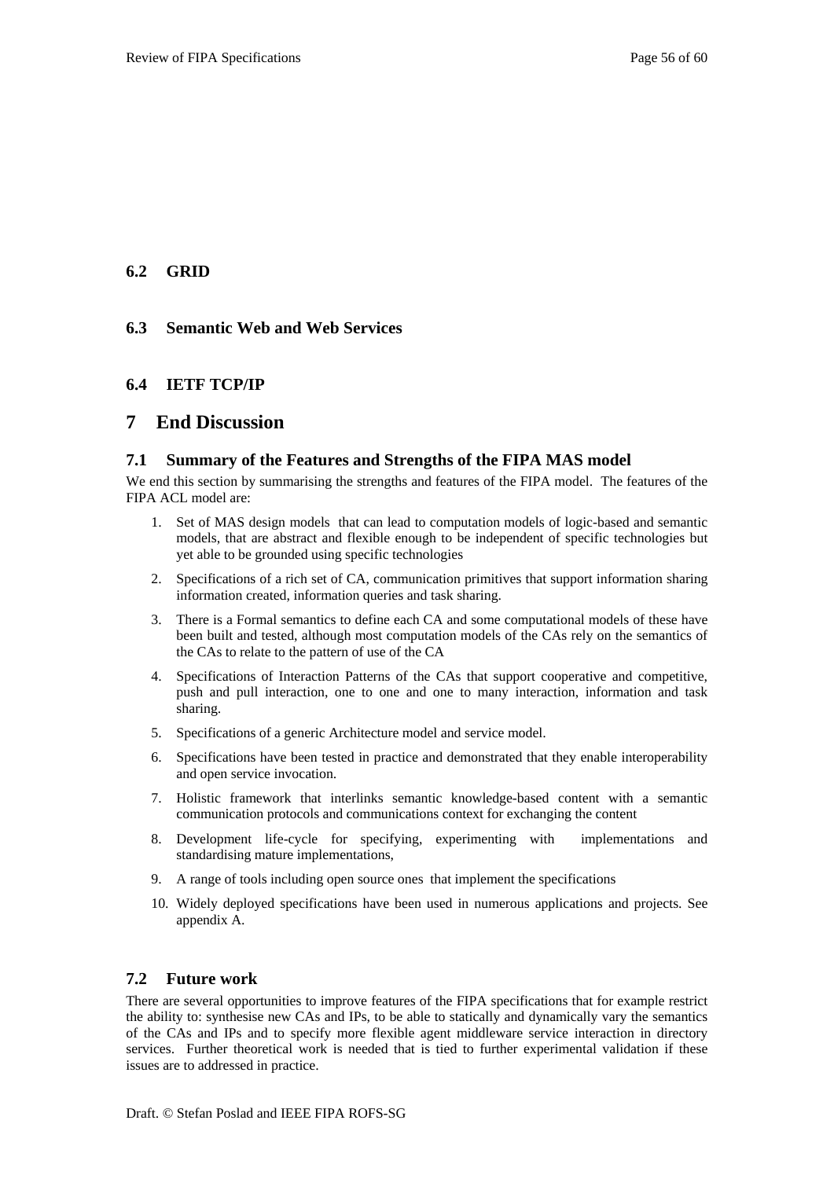### 6.2 GRID

### 6.3 Semantic Web and Web Services

### 6.4 IETF TCP/IP

# 7 End Discussion

## 7.1 Summary of the Features and Strengths of the FIPA MAS model

We end this section by summarising the strengths and features of the FIPA model. The features of the FIPA ACL model are:

1. Set of MAS design models that can lead to computation models of logic-based and semantic models, that are abstract and flexible enough to be independent of specific technologies but yet able to be grounded using specific technologies
2. Specifications of a rich set of CA, communication primitives that support information sharing information created, information queries and task sharing.
3. There is a Formal semantics to define each CA and some computational models of these have been built and tested, although most computation models of the CAs rely on the semantics of the CAs to relate to the pattern of use of the CA
4. Specifications of Interaction Patterns of the CAs that support cooperative and competitive, push and pull interaction, one to one and one to many interaction, information and task sharing.
5. Specifications of a generic Architecture model and service model.
6. Specifications have been tested in practice and demonstrated that they enable interoperability and open service invocation.
7. Holistic framework that interlinks semantic knowledge-based content with a semantic communication protocols and communications context for exchanging the content
8. Development life-cycle for specifying, experimenting with implementations and standardising mature implementations,
9. A range of tools including open source ones that implement the specifications
10. Widely deployed specifications have been used in numerous applications and projects. See appendix A.

## 7.2 Future work

There are several opportunities to improve features of the FIPA specifications that for example restrict the ability to: synthesise new CAs and IPs, to be able to statically and dynamically vary the semantics of the CAs and IPs and to specify more flexible agent middleware service interaction in directory services. Further theoretical work is needed that is tied to further experimental validation if these issues are to addressed in practice.

Draft. © Stefan Poslad and IEEE FIPA ROFS-SG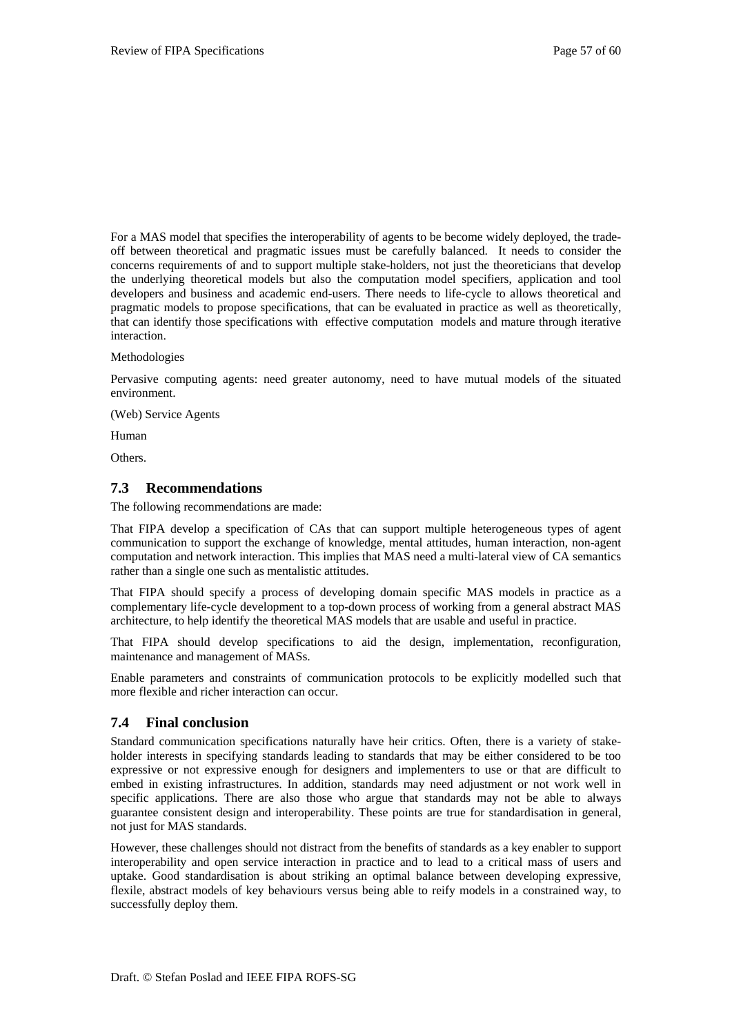For a MAS model that specifies the interoperability of agents to be become widely deployed, the trade-off between theoretical and pragmatic issues must be carefully balanced. It needs to consider the concerns requirements of and to support multiple stake-holders, not just the theoreticians that develop the underlying theoretical models but also the computation model specifiers, application and tool developers and business and academic end-users. There needs to life-cycle to allows theoretical and pragmatic models to propose specifications, that can be evaluated in practice as well as theoretically, that can identify those specifications with effective computation models and mature through iterative interaction.

Methodologies

Pervasive computing agents: need greater autonomy, need to have mutual models of the situated environment.

(Web) Service Agents

Human

Others.

## 7.3 Recommendations

The following recommendations are made:

That FIPA develop a specification of CAs that can support multiple heterogeneous types of agent communication to support the exchange of knowledge, mental attitudes, human interaction, non-agent computation and network interaction. This implies that MAS need a multi-lateral view of CA semantics rather than a single one such as mentalistic attitudes.

That FIPA should specify a process of developing domain specific MAS models in practice as a complementary life-cycle development to a top-down process of working from a general abstract MAS architecture, to help identify the theoretical MAS models that are usable and useful in practice.

That FIPA should develop specifications to aid the design, implementation, reconfiguration, maintenance and management of MASs.

Enable parameters and constraints of communication protocols to be explicitly modelled such that more flexible and richer interaction can occur.

## 7.4 Final conclusion

Standard communication specifications naturally have heir critics. Often, there is a variety of stake-holder interests in specifying standards leading to standards that may be either considered to be too expressive or not expressive enough for designers and implementers to use or that are difficult to embed in existing infrastructures. In addition, standards may need adjustment or not work well in specific applications. There are also those who argue that standards may not be able to always guarantee consistent design and interoperability. These points are true for standardisation in general, not just for MAS standards.

However, these challenges should not distract from the benefits of standards as a key enabler to support interoperability and open service interaction in practice and to lead to a critical mass of users and uptake. Good standardisation is about striking an optimal balance between developing expressive, flexile, abstract models of key behaviours versus being able to reify models in a constrained way, to successfully deploy them.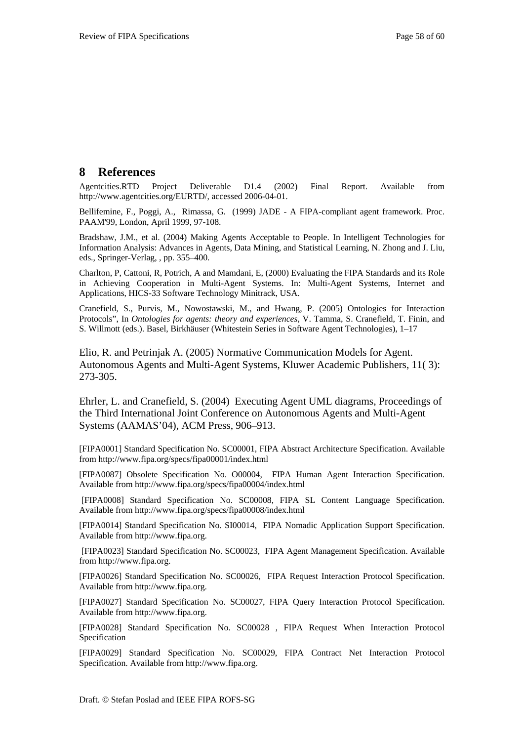# 8 References

Agentcities.RTD Project Deliverable D1.4 (2002) Final Report. Available from http://www.agentcities.org/EURTD/, accessed 2006-04-01.

Bellifemine, F., Poggi, A., Rimassa, G. (1999) JADE - A FIPA-compliant agent framework. Proc. PAAM'99, London, April 1999, 97-108.

Bradshaw, J.M., et al. (2004) Making Agents Acceptable to People. In Intelligent Technologies for Information Analysis: Advances in Agents, Data Mining, and Statistical Learning, N. Zhong and J. Liu, eds., Springer-Verlag, , pp. 355–400.

Charlton, P, Cattoni, R, Potrich, A and Mamdani, E, (2000) Evaluating the FIPA Standards and its Role in Achieving Cooperation in Multi-Agent Systems. In: Multi-Agent Systems, Internet and Applications, HICS-33 Software Technology Minitrack, USA.

Cranefield, S., Purvis, M., Nowostawski, M., and Hwang, P. (2005) Ontologies for Interaction Protocols", In *Ontologies for agents: theory and experiences*, V. Tamma, S. Cranefield, T. Finin, and S. Willmott (eds.). Basel, Birkhäuser (Whitestein Series in Software Agent Technologies), 1–17

Elio, R. and Petrinjak A. (2005) Normative Communication Models for Agent. Autonomous Agents and Multi-Agent Systems, Kluwer Academic Publishers, 11( 3): 273-305.

Ehrler, L. and Cranefield, S. (2004) Executing Agent UML diagrams, Proceedings of the Third International Joint Conference on Autonomous Agents and Multi-Agent Systems (AAMAS'04), ACM Press, 906–913.

[FIPA0001] Standard Specification No. SC00001, FIPA Abstract Architecture Specification. Available from http://www.fipa.org/specs/fipa00001/index.html

[FIPA0087] Obsolete Specification No. O00004, FIPA Human Agent Interaction Specification. Available from http://www.fipa.org/specs/fipa00004/index.html

[FIPA0008] Standard Specification No. SC00008, FIPA SL Content Language Specification. Available from http://www.fipa.org/specs/fipa00008/index.html

[FIPA0014] Standard Specification No. SI00014, FIPA Nomadic Application Support Specification. Available from http://www.fipa.org.

[FIPA0023] Standard Specification No. SC00023, FIPA Agent Management Specification. Available from http://www.fipa.org.

[FIPA0026] Standard Specification No. SC00026, FIPA Request Interaction Protocol Specification. Available from http://www.fipa.org.

[FIPA0027] Standard Specification No. SC00027, FIPA Query Interaction Protocol Specification. Available from http://www.fipa.org.

[FIPA0028] Standard Specification No. SC00028 , FIPA Request When Interaction Protocol Specification

[FIPA0029] Standard Specification No. SC00029, FIPA Contract Net Interaction Protocol Specification. Available from http://www.fipa.org.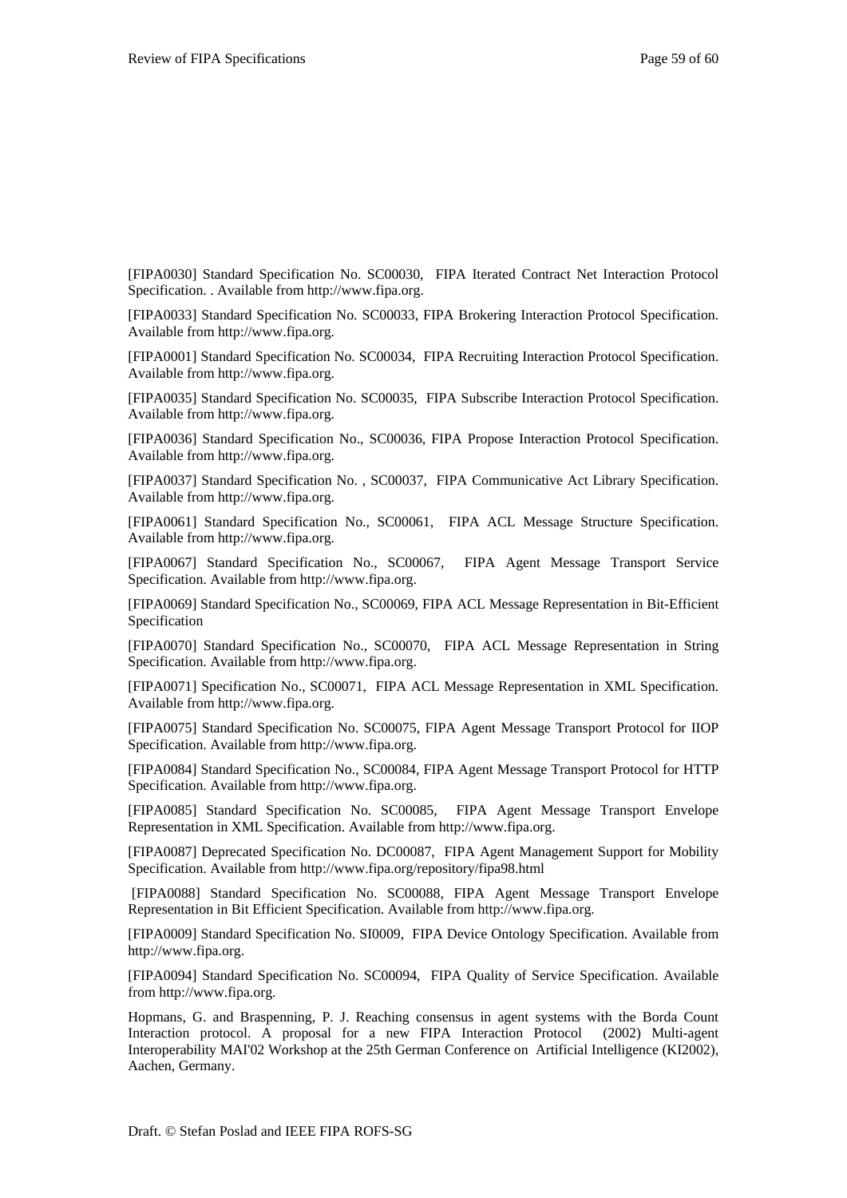[FIPA0030] Standard Specification No. SC00030, FIPA Iterated Contract Net Interaction Protocol Specification. . Available from http://www.fipa.org.

[FIPA0033] Standard Specification No. SC00033, FIPA Brokering Interaction Protocol Specification. Available from http://www.fipa.org.

[FIPA0001] Standard Specification No. SC00034, FIPA Recruiting Interaction Protocol Specification. Available from http://www.fipa.org.

[FIPA0035] Standard Specification No. SC00035, FIPA Subscribe Interaction Protocol Specification. Available from http://www.fipa.org.

[FIPA0036] Standard Specification No., SC00036, FIPA Propose Interaction Protocol Specification. Available from http://www.fipa.org.

[FIPA0037] Standard Specification No. , SC00037, FIPA Communicative Act Library Specification. Available from http://www.fipa.org.

[FIPA0061] Standard Specification No., SC00061, FIPA ACL Message Structure Specification. Available from http://www.fipa.org.

[FIPA0067] Standard Specification No., SC00067, FIPA Agent Message Transport Service Specification. Available from http://www.fipa.org.

[FIPA0069] Standard Specification No., SC00069, FIPA ACL Message Representation in Bit-Efficient Specification

[FIPA0070] Standard Specification No., SC00070, FIPA ACL Message Representation in String Specification. Available from http://www.fipa.org.

[FIPA0071] Specification No., SC00071, FIPA ACL Message Representation in XML Specification. Available from http://www.fipa.org.

[FIPA0075] Standard Specification No. SC00075, FIPA Agent Message Transport Protocol for IIOP Specification. Available from http://www.fipa.org.

[FIPA0084] Standard Specification No., SC00084, FIPA Agent Message Transport Protocol for HTTP Specification. Available from http://www.fipa.org.

[FIPA0085] Standard Specification No. SC00085, FIPA Agent Message Transport Envelope Representation in XML Specification. Available from http://www.fipa.org.

[FIPA0087] Deprecated Specification No. DC00087, FIPA Agent Management Support for Mobility Specification. Available from http://www.fipa.org/repository/fipa98.html

[FIPA0088] Standard Specification No. SC00088, FIPA Agent Message Transport Envelope Representation in Bit Efficient Specification. Available from http://www.fipa.org.

[FIPA0009] Standard Specification No. SI0009, FIPA Device Ontology Specification. Available from http://www.fipa.org.

[FIPA0094] Standard Specification No. SC00094, FIPA Quality of Service Specification. Available from http://www.fipa.org.

Hopmans, G. and Braspenning, P. J. Reaching consensus in agent systems with the Borda Count Interaction protocol. A proposal for a new FIPA Interaction Protocol (2002) Multi-agent Interoperability MAI'02 Workshop at the 25th German Conference on Artificial Intelligence (KI2002), Aachen, Germany.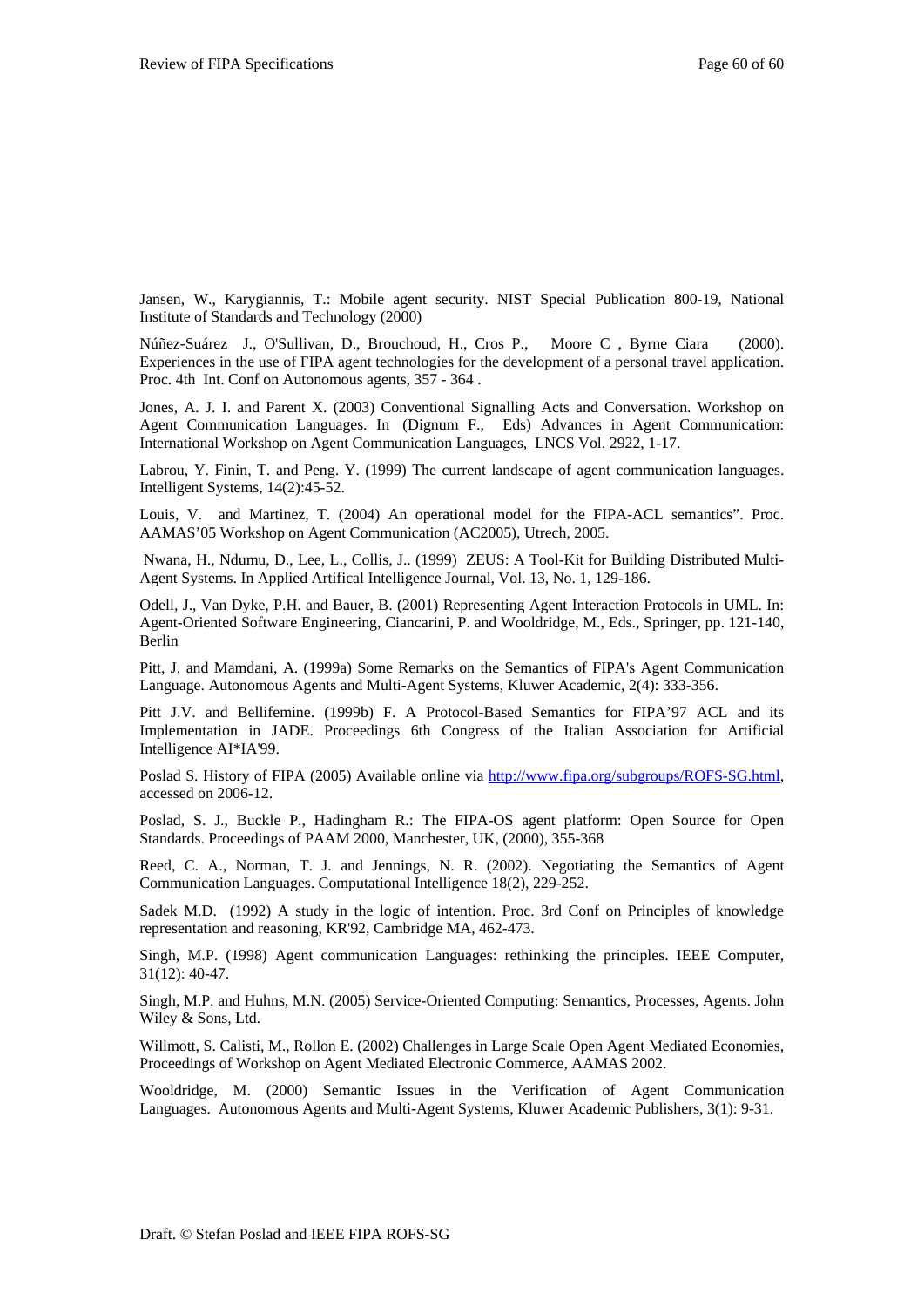Jansen, W., Karygiannis, T.: Mobile agent security. NIST Special Publication 800-19, National Institute of Standards and Technology (2000)

Núñez-Suárez J., O'Sullivan, D., Brouchoud, H., Cros P., Moore C , Byrne Ciara (2000). Experiences in the use of FIPA agent technologies for the development of a personal travel application. Proc. 4th Int. Conf on Autonomous agents, 357 - 364 .

Jones, A. J. I. and Parent X. (2003) Conventional Signalling Acts and Conversation. Workshop on Agent Communication Languages. In (Dignum F., Eds) Advances in Agent Communication: International Workshop on Agent Communication Languages, LNCS Vol. 2922, 1-17.

Labrou, Y. Finin, T. and Peng. Y. (1999) The current landscape of agent communication languages. Intelligent Systems, 14(2):45-52.

Louis, V. and Martinez, T. (2004) An operational model for the FIPA-ACL semantics". Proc. AAMAS'05 Workshop on Agent Communication (AC2005), Utrech, 2005.

Nwana, H., Ndumu, D., Lee, L., Collis, J.. (1999) ZEUS: A Tool-Kit for Building Distributed Multi-Agent Systems. In Applied Artifical Intelligence Journal, Vol. 13, No. 1, 129-186.

Odell, J., Van Dyke, P.H. and Bauer, B. (2001) Representing Agent Interaction Protocols in UML. In: Agent-Oriented Software Engineering, Ciancarini, P. and Wooldridge, M., Eds., Springer, pp. 121-140, Berlin

Pitt, J. and Mamdani, A. (1999a) Some Remarks on the Semantics of FIPA's Agent Communication Language. Autonomous Agents and Multi-Agent Systems, Kluwer Academic, 2(4): 333-356.

Pitt J.V. and Bellifemine. (1999b) F. A Protocol-Based Semantics for FIPA'97 ACL and its Implementation in JADE. Proceedings 6th Congress of the Italian Association for Artificial Intelligence AI*IA'99.

Poslad S. History of FIPA (2005) Available online via http://www.fipa.org/subgroups/ROFS-SG.html, accessed on 2006-12.

Poslad, S. J., Buckle P., Hadingham R.: The FIPA-OS agent platform: Open Source for Open Standards. Proceedings of PAAM 2000, Manchester, UK, (2000), 355-368

Reed, C. A., Norman, T. J. and Jennings, N. R. (2002). Negotiating the Semantics of Agent Communication Languages. Computational Intelligence 18(2), 229-252.

Sadek M.D. (1992) A study in the logic of intention. Proc. 3rd Conf on Principles of knowledge representation and reasoning, KR'92, Cambridge MA, 462-473.

Singh, M.P. (1998) Agent communication Languages: rethinking the principles. IEEE Computer, 31(12): 40-47.

Singh, M.P. and Huhns, M.N. (2005) Service-Oriented Computing: Semantics, Processes, Agents. John Wiley & Sons, Ltd.

Willmott, S. Calisti, M., Rollon E. (2002) Challenges in Large Scale Open Agent Mediated Economies, Proceedings of Workshop on Agent Mediated Electronic Commerce, AAMAS 2002.

Wooldridge, M. (2000) Semantic Issues in the Verification of Agent Communication Languages. Autonomous Agents and Multi-Agent Systems, Kluwer Academic Publishers, 3(1): 9-31.